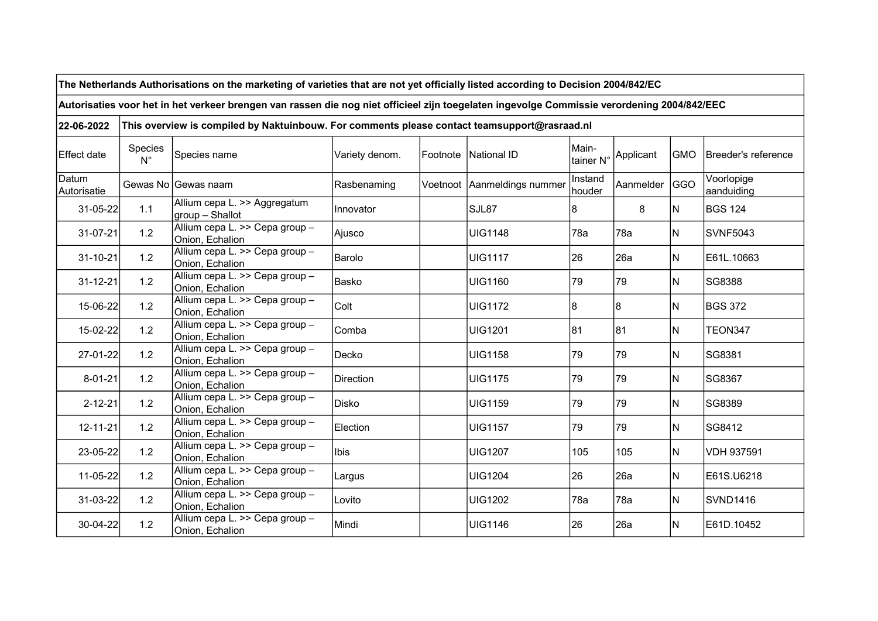| The Netherlands Authorisations on the marketing of varieties that are not yet officially listed according to Decision 2004/842/EC | | | | | | | | | |
|---|---|---|---|---|---|---|---|---|---|
| Autorisaties voor het in het verkeer brengen van rassen die nog niet officieel zijn toegelaten ingevolge Commissie verordening 2004/842/EEC | | | | | | | | | |
| 22-06-2022 | This overview is compiled by Naktuinbouw. For comments please contact teamsupport@rasraad.nl | | | | | | | | |
| Effect date | Species N° | Species name | Variety denom. | Footnote | National ID | Main-tainer N° | Applicant | GMO | Breeder's reference |
| Datum Autorisatie | Gewas No | Gewas naam | Rasbenaming | Voetnoot | Aanmeldings nummer | Instand houder | Aanmelder | GGO | Voorlopige aanduiding |
| 31-05-22 | 1.1 | Allium cepa L. >> Aggregatum group – Shallot | Innovator | | SJL87 | 8 | 8 | N | BGS 124 |
| 31-07-21 | 1.2 | Allium cepa L. >> Cepa group – Onion, Echalion | Ajusco | | UIG1148 | 78a | 78a | N | SVNF5043 |
| 31-10-21 | 1.2 | Allium cepa L. >> Cepa group – Onion, Echalion | Barolo | | UIG1117 | 26 | 26a | N | E61L.10663 |
| 31-12-21 | 1.2 | Allium cepa L. >> Cepa group – Onion, Echalion | Basko | | UIG1160 | 79 | 79 | N | SG8388 |
| 15-06-22 | 1.2 | Allium cepa L. >> Cepa group – Onion, Echalion | Colt | | UIG1172 | 8 | 8 | N | BGS 372 |
| 15-02-22 | 1.2 | Allium cepa L. >> Cepa group – Onion, Echalion | Comba | | UIG1201 | 81 | 81 | N | TEON347 |
| 27-01-22 | 1.2 | Allium cepa L. >> Cepa group – Onion, Echalion | Decko | | UIG1158 | 79 | 79 | N | SG8381 |
| 8-01-21 | 1.2 | Allium cepa L. >> Cepa group – Onion, Echalion | Direction | | UIG1175 | 79 | 79 | N | SG8367 |
| 2-12-21 | 1.2 | Allium cepa L. >> Cepa group – Onion, Echalion | Disko | | UIG1159 | 79 | 79 | N | SG8389 |
| 12-11-21 | 1.2 | Allium cepa L. >> Cepa group – Onion, Echalion | Election | | UIG1157 | 79 | 79 | N | SG8412 |
| 23-05-22 | 1.2 | Allium cepa L. >> Cepa group – Onion, Echalion | Ibis | | UIG1207 | 105 | 105 | N | VDH 937591 |
| 11-05-22 | 1.2 | Allium cepa L. >> Cepa group – Onion, Echalion | Largus | | UIG1204 | 26 | 26a | N | E61S.U6218 |
| 31-03-22 | 1.2 | Allium cepa L. >> Cepa group – Onion, Echalion | Lovito | | UIG1202 | 78a | 78a | N | SVND1416 |
| 30-04-22 | 1.2 | Allium cepa L. >> Cepa group – Onion, Echalion | Mindi | | UIG1146 | 26 | 26a | N | E61D.10452 |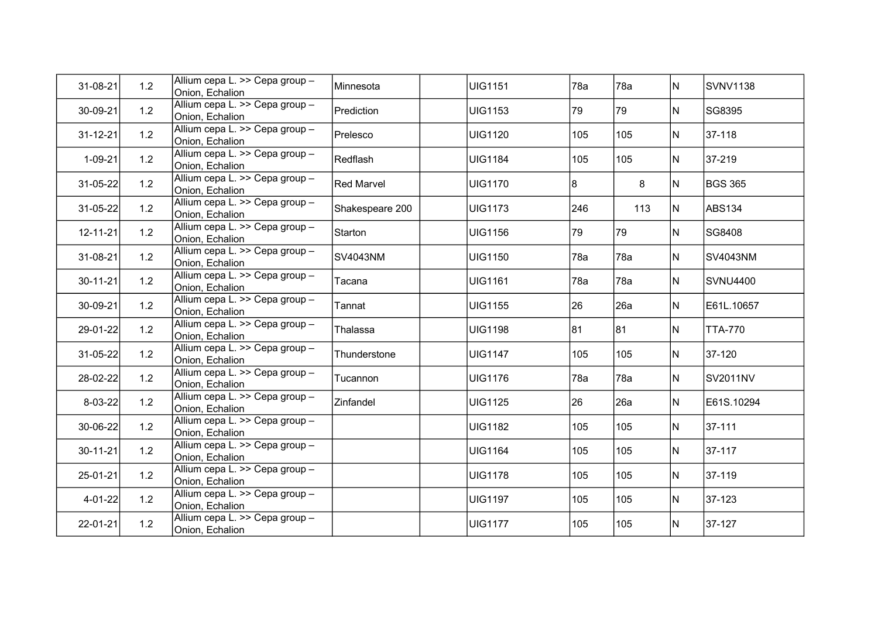| | | | | | | | | | |
|---|---|---|---|---|---|---|---|---|---|
| 31-08-21 | 1.2 | Allium cepa L. >> Cepa group – Onion, Echalion | Minnesota | | UIG1151 | 78a | 78a | N | SVNV1138 |
| 30-09-21 | 1.2 | Allium cepa L. >> Cepa group – Onion, Echalion | Prediction | | UIG1153 | 79 | 79 | N | SG8395 |
| 31-12-21 | 1.2 | Allium cepa L. >> Cepa group – Onion, Echalion | Prelesco | | UIG1120 | 105 | 105 | N | 37-118 |
| 1-09-21 | 1.2 | Allium cepa L. >> Cepa group – Onion, Echalion | Redflash | | UIG1184 | 105 | 105 | N | 37-219 |
| 31-05-22 | 1.2 | Allium cepa L. >> Cepa group – Onion, Echalion | Red Marvel | | UIG1170 | 8 | 8 | N | BGS 365 |
| 31-05-22 | 1.2 | Allium cepa L. >> Cepa group – Onion, Echalion | Shakespeare 200 | | UIG1173 | 246 | 113 | N | ABS134 |
| 12-11-21 | 1.2 | Allium cepa L. >> Cepa group – Onion, Echalion | Starton | | UIG1156 | 79 | 79 | N | SG8408 |
| 31-08-21 | 1.2 | Allium cepa L. >> Cepa group – Onion, Echalion | SV4043NM | | UIG1150 | 78a | 78a | N | SV4043NM |
| 30-11-21 | 1.2 | Allium cepa L. >> Cepa group – Onion, Echalion | Tacana | | UIG1161 | 78a | 78a | N | SVNU4400 |
| 30-09-21 | 1.2 | Allium cepa L. >> Cepa group – Onion, Echalion | Tannat | | UIG1155 | 26 | 26a | N | E61L.10657 |
| 29-01-22 | 1.2 | Allium cepa L. >> Cepa group – Onion, Echalion | Thalassa | | UIG1198 | 81 | 81 | N | TTA-770 |
| 31-05-22 | 1.2 | Allium cepa L. >> Cepa group – Onion, Echalion | Thunderstone | | UIG1147 | 105 | 105 | N | 37-120 |
| 28-02-22 | 1.2 | Allium cepa L. >> Cepa group – Onion, Echalion | Tucannon | | UIG1176 | 78a | 78a | N | SV2011NV |
| 8-03-22 | 1.2 | Allium cepa L. >> Cepa group – Onion, Echalion | Zinfandel | | UIG1125 | 26 | 26a | N | E61S.10294 |
| 30-06-22 | 1.2 | Allium cepa L. >> Cepa group – Onion, Echalion | | | UIG1182 | 105 | 105 | N | 37-111 |
| 30-11-21 | 1.2 | Allium cepa L. >> Cepa group – Onion, Echalion | | | UIG1164 | 105 | 105 | N | 37-117 |
| 25-01-21 | 1.2 | Allium cepa L. >> Cepa group – Onion, Echalion | | | UIG1178 | 105 | 105 | N | 37-119 |
| 4-01-22 | 1.2 | Allium cepa L. >> Cepa group – Onion, Echalion | | | UIG1197 | 105 | 105 | N | 37-123 |
| 22-01-21 | 1.2 | Allium cepa L. >> Cepa group – Onion, Echalion | | | UIG1177 | 105 | 105 | N | 37-127 |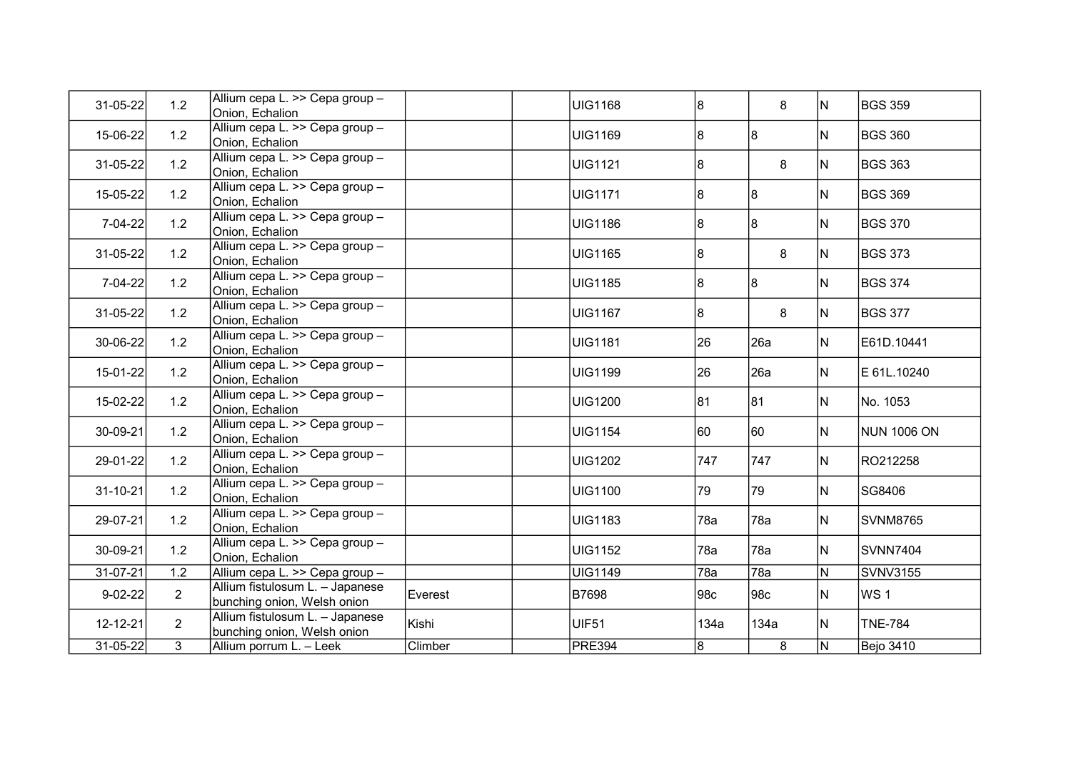| | | | | | | | | | |
|---|---|---|---|---|---|---|---|---|---|
| 31-05-22 | 1.2 | Allium cepa L. >> Cepa group – Onion, Echalion | | | UIG1168 | 8 | 8 | N | BGS 359 |
| 15-06-22 | 1.2 | Allium cepa L. >> Cepa group – Onion, Echalion | | | UIG1169 | 8 | 8 | N | BGS 360 |
| 31-05-22 | 1.2 | Allium cepa L. >> Cepa group – Onion, Echalion | | | UIG1121 | 8 | 8 | N | BGS 363 |
| 15-05-22 | 1.2 | Allium cepa L. >> Cepa group – Onion, Echalion | | | UIG1171 | 8 | 8 | N | BGS 369 |
| 7-04-22 | 1.2 | Allium cepa L. >> Cepa group – Onion, Echalion | | | UIG1186 | 8 | 8 | N | BGS 370 |
| 31-05-22 | 1.2 | Allium cepa L. >> Cepa group – Onion, Echalion | | | UIG1165 | 8 | 8 | N | BGS 373 |
| 7-04-22 | 1.2 | Allium cepa L. >> Cepa group – Onion, Echalion | | | UIG1185 | 8 | 8 | N | BGS 374 |
| 31-05-22 | 1.2 | Allium cepa L. >> Cepa group – Onion, Echalion | | | UIG1167 | 8 | 8 | N | BGS 377 |
| 30-06-22 | 1.2 | Allium cepa L. >> Cepa group – Onion, Echalion | | | UIG1181 | 26 | 26a | N | E61D.10441 |
| 15-01-22 | 1.2 | Allium cepa L. >> Cepa group – Onion, Echalion | | | UIG1199 | 26 | 26a | N | E 61L.10240 |
| 15-02-22 | 1.2 | Allium cepa L. >> Cepa group – Onion, Echalion | | | UIG1200 | 81 | 81 | N | No. 1053 |
| 30-09-21 | 1.2 | Allium cepa L. >> Cepa group – Onion, Echalion | | | UIG1154 | 60 | 60 | N | NUN 1006 ON |
| 29-01-22 | 1.2 | Allium cepa L. >> Cepa group – Onion, Echalion | | | UIG1202 | 747 | 747 | N | RO212258 |
| 31-10-21 | 1.2 | Allium cepa L. >> Cepa group – Onion, Echalion | | | UIG1100 | 79 | 79 | N | SG8406 |
| 29-07-21 | 1.2 | Allium cepa L. >> Cepa group – Onion, Echalion | | | UIG1183 | 78a | 78a | N | SVNM8765 |
| 30-09-21 | 1.2 | Allium cepa L. >> Cepa group – Onion, Echalion | | | UIG1152 | 78a | 78a | N | SVNN7404 |
| 31-07-21 | 1.2 | Allium cepa L. >> Cepa group – | | | UIG1149 | 78a | 78a | N | SVNV3155 |
| 9-02-22 | 2 | Allium fistulosum L. – Japanese bunching onion, Welsh onion | Everest | | B7698 | 98c | 98c | N | WS 1 |
| 12-12-21 | 2 | Allium fistulosum L. – Japanese bunching onion, Welsh onion | Kishi | | UIF51 | 134a | 134a | N | TNE-784 |
| 31-05-22 | 3 | Allium porrum L. – Leek | Climber | | PRE394 | 8 | 8 | N | Bejo 3410 |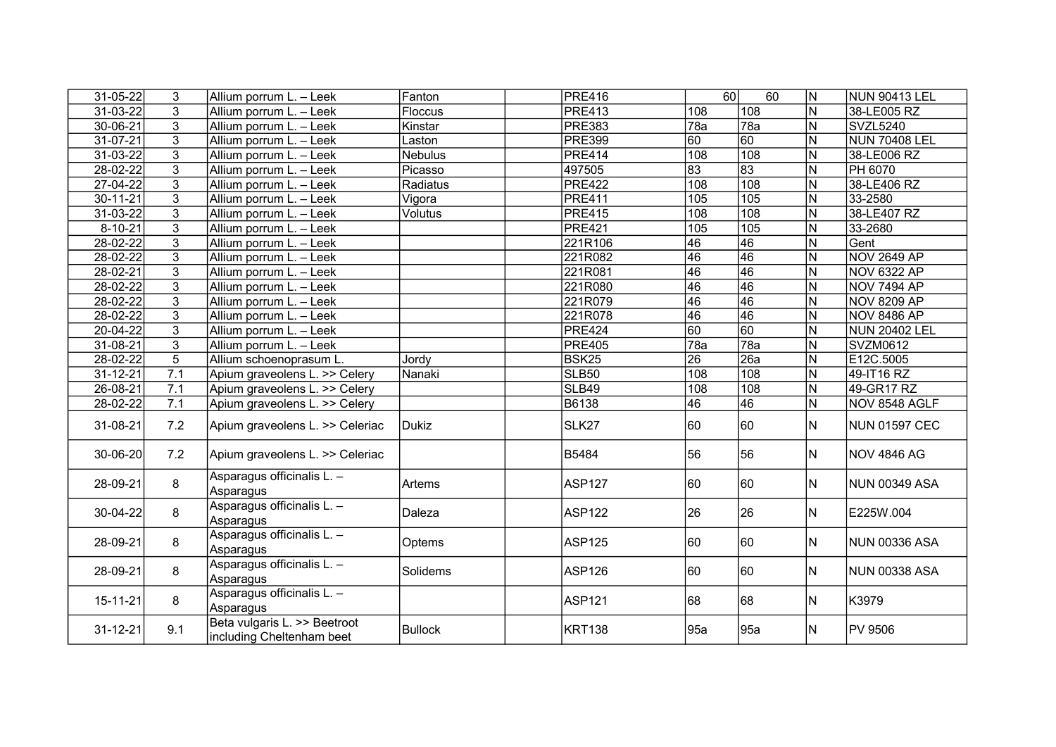| | | | | | | | | | |
|---|---|---|---|---|---|---|---|---|---|
| 31-05-22 | 3 | Allium porrum L. – Leek | Fanton | | PRE416 | 60 | 60 | N | NUN 90413 LEL |
| 31-03-22 | 3 | Allium porrum L. – Leek | Floccus | | PRE413 | 108 | 108 | N | 38-LE005 RZ |
| 30-06-21 | 3 | Allium porrum L. – Leek | Kinstar | | PRE383 | 78a | 78a | N | SVZL5240 |
| 31-07-21 | 3 | Allium porrum L. – Leek | Laston | | PRE399 | 60 | 60 | N | NUN 70408 LEL |
| 31-03-22 | 3 | Allium porrum L. – Leek | Nebulus | | PRE414 | 108 | 108 | N | 38-LE006 RZ |
| 28-02-22 | 3 | Allium porrum L. – Leek | Picasso | | 497505 | 83 | 83 | N | PH 6070 |
| 27-04-22 | 3 | Allium porrum L. – Leek | Radiatus | | PRE422 | 108 | 108 | N | 38-LE406 RZ |
| 30-11-21 | 3 | Allium porrum L. – Leek | Vigora | | PRE411 | 105 | 105 | N | 33-2580 |
| 31-03-22 | 3 | Allium porrum L. – Leek | Volutus | | PRE415 | 108 | 108 | N | 38-LE407 RZ |
| 8-10-21 | 3 | Allium porrum L. – Leek | | | PRE421 | 105 | 105 | N | 33-2680 |
| 28-02-22 | 3 | Allium porrum L. – Leek | | | 221R106 | 46 | 46 | N | Gent |
| 28-02-22 | 3 | Allium porrum L. – Leek | | | 221R082 | 46 | 46 | N | NOV 2649 AP |
| 28-02-21 | 3 | Allium porrum L. – Leek | | | 221R081 | 46 | 46 | N | NOV 6322 AP |
| 28-02-22 | 3 | Allium porrum L. – Leek | | | 221R080 | 46 | 46 | N | NOV 7494 AP |
| 28-02-22 | 3 | Allium porrum L. – Leek | | | 221R079 | 46 | 46 | N | NOV 8209 AP |
| 28-02-22 | 3 | Allium porrum L. – Leek | | | 221R078 | 46 | 46 | N | NOV 8486 AP |
| 20-04-22 | 3 | Allium porrum L. – Leek | | | PRE424 | 60 | 60 | N | NUN 20402 LEL |
| 31-08-21 | 3 | Allium porrum L. – Leek | | | PRE405 | 78a | 78a | N | SVZM0612 |
| 28-02-22 | 5 | Allium schoenoprasum L. | Jordy | | BSK25 | 26 | 26a | N | E12C.5005 |
| 31-12-21 | 7.1 | Apium graveolens L. >> Celery | Nanaki | | SLB50 | 108 | 108 | N | 49-IT16 RZ |
| 26-08-21 | 7.1 | Apium graveolens L. >> Celery | | | SLB49 | 108 | 108 | N | 49-GR17 RZ |
| 28-02-22 | 7.1 | Apium graveolens L. >> Celery | | | B6138 | 46 | 46 | N | NOV 8548 AGLF |
| 31-08-21 | 7.2 | Apium graveolens L. >> Celeriac | Dukiz | | SLK27 | 60 | 60 | N | NUN 01597 CEC |
| 30-06-20 | 7.2 | Apium graveolens L. >> Celeriac | | | B5484 | 56 | 56 | N | NOV 4846 AG |
| 28-09-21 | 8 | Asparagus officinalis L. – Asparagus | Artems | | ASP127 | 60 | 60 | N | NUN 00349 ASA |
| 30-04-22 | 8 | Asparagus officinalis L. – Asparagus | Daleza | | ASP122 | 26 | 26 | N | E225W.004 |
| 28-09-21 | 8 | Asparagus officinalis L. – Asparagus | Optems | | ASP125 | 60 | 60 | N | NUN 00336 ASA |
| 28-09-21 | 8 | Asparagus officinalis L. – Asparagus | Solidems | | ASP126 | 60 | 60 | N | NUN 00338 ASA |
| 15-11-21 | 8 | Asparagus officinalis L. – Asparagus | | | ASP121 | 68 | 68 | N | K3979 |
| 31-12-21 | 9.1 | Beta vulgaris L. >> Beetroot including Cheltenham beet | Bullock | | KRT138 | 95a | 95a | N | PV 9506 |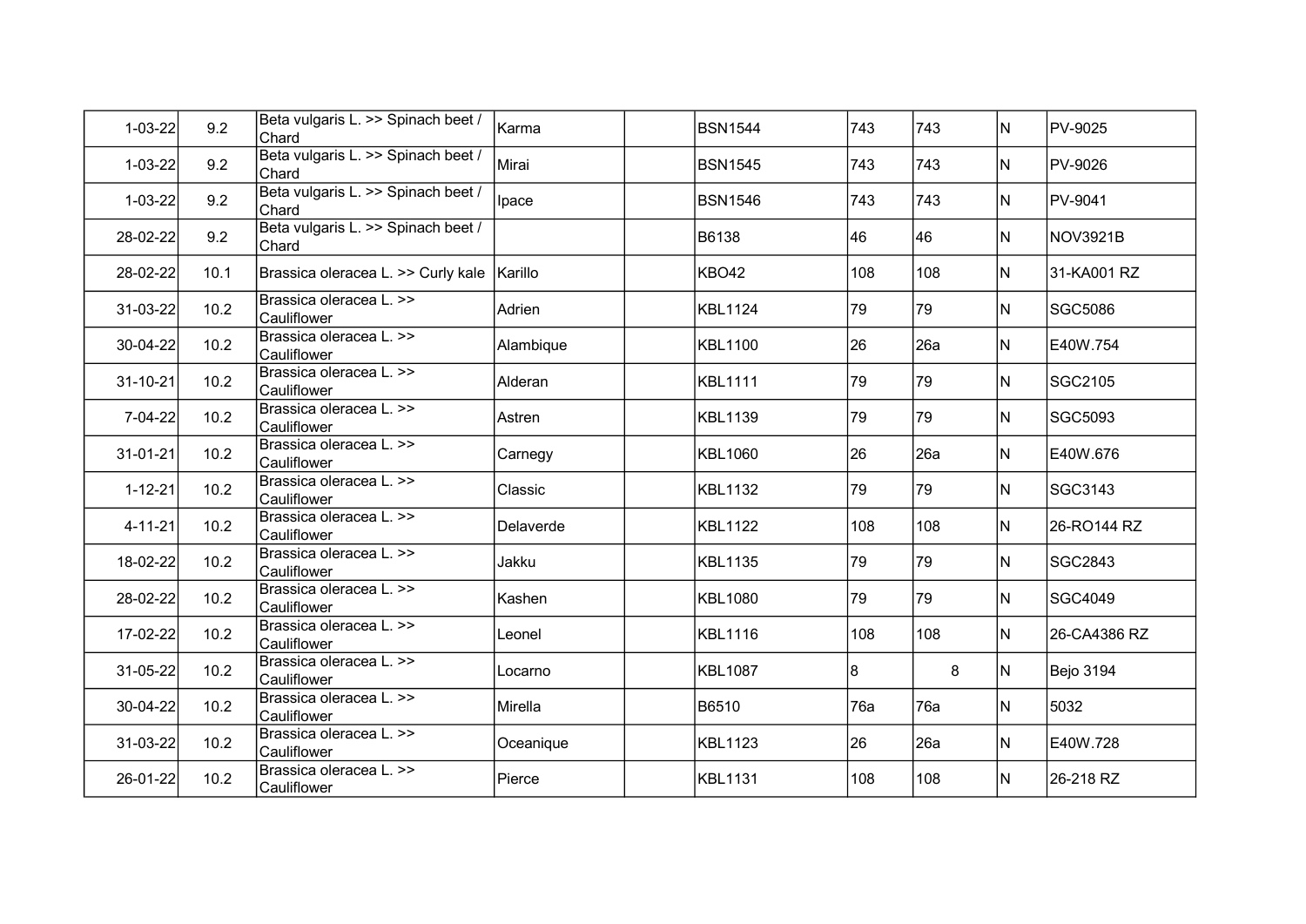| | | | | | | | | | |
|---|---|---|---|---|---|---|---|---|---|
| 1-03-22 | 9.2 | Beta vulgaris L. >> Spinach beet / Chard | Karma | | BSN1544 | 743 | 743 | N | PV-9025 |
| 1-03-22 | 9.2 | Beta vulgaris L. >> Spinach beet / Chard | Mirai | | BSN1545 | 743 | 743 | N | PV-9026 |
| 1-03-22 | 9.2 | Beta vulgaris L. >> Spinach beet / Chard | Ipace | | BSN1546 | 743 | 743 | N | PV-9041 |
| 28-02-22 | 9.2 | Beta vulgaris L. >> Spinach beet / Chard | | | B6138 | 46 | 46 | N | NOV3921B |
| 28-02-22 | 10.1 | Brassica oleracea L. >> Curly kale | Karillo | | KBO42 | 108 | 108 | N | 31-KA001 RZ |
| 31-03-22 | 10.2 | Brassica oleracea L. >> Cauliflower | Adrien | | KBL1124 | 79 | 79 | N | SGC5086 |
| 30-04-22 | 10.2 | Brassica oleracea L. >> Cauliflower | Alambique | | KBL1100 | 26 | 26a | N | E40W.754 |
| 31-10-21 | 10.2 | Brassica oleracea L. >> Cauliflower | Alderan | | KBL1111 | 79 | 79 | N | SGC2105 |
| 7-04-22 | 10.2 | Brassica oleracea L. >> Cauliflower | Astren | | KBL1139 | 79 | 79 | N | SGC5093 |
| 31-01-21 | 10.2 | Brassica oleracea L. >> Cauliflower | Carnegy | | KBL1060 | 26 | 26a | N | E40W.676 |
| 1-12-21 | 10.2 | Brassica oleracea L. >> Cauliflower | Classic | | KBL1132 | 79 | 79 | N | SGC3143 |
| 4-11-21 | 10.2 | Brassica oleracea L. >> Cauliflower | Delaverde | | KBL1122 | 108 | 108 | N | 26-RO144 RZ |
| 18-02-22 | 10.2 | Brassica oleracea L. >> Cauliflower | Jakku | | KBL1135 | 79 | 79 | N | SGC2843 |
| 28-02-22 | 10.2 | Brassica oleracea L. >> Cauliflower | Kashen | | KBL1080 | 79 | 79 | N | SGC4049 |
| 17-02-22 | 10.2 | Brassica oleracea L. >> Cauliflower | Leonel | | KBL1116 | 108 | 108 | N | 26-CA4386 RZ |
| 31-05-22 | 10.2 | Brassica oleracea L. >> Cauliflower | Locarno | | KBL1087 | 8 | 8 | N | Bejo 3194 |
| 30-04-22 | 10.2 | Brassica oleracea L. >> Cauliflower | Mirella | | B6510 | 76a | 76a | N | 5032 |
| 31-03-22 | 10.2 | Brassica oleracea L. >> Cauliflower | Oceanique | | KBL1123 | 26 | 26a | N | E40W.728 |
| 26-01-22 | 10.2 | Brassica oleracea L. >> Cauliflower | Pierce | | KBL1131 | 108 | 108 | N | 26-218 RZ |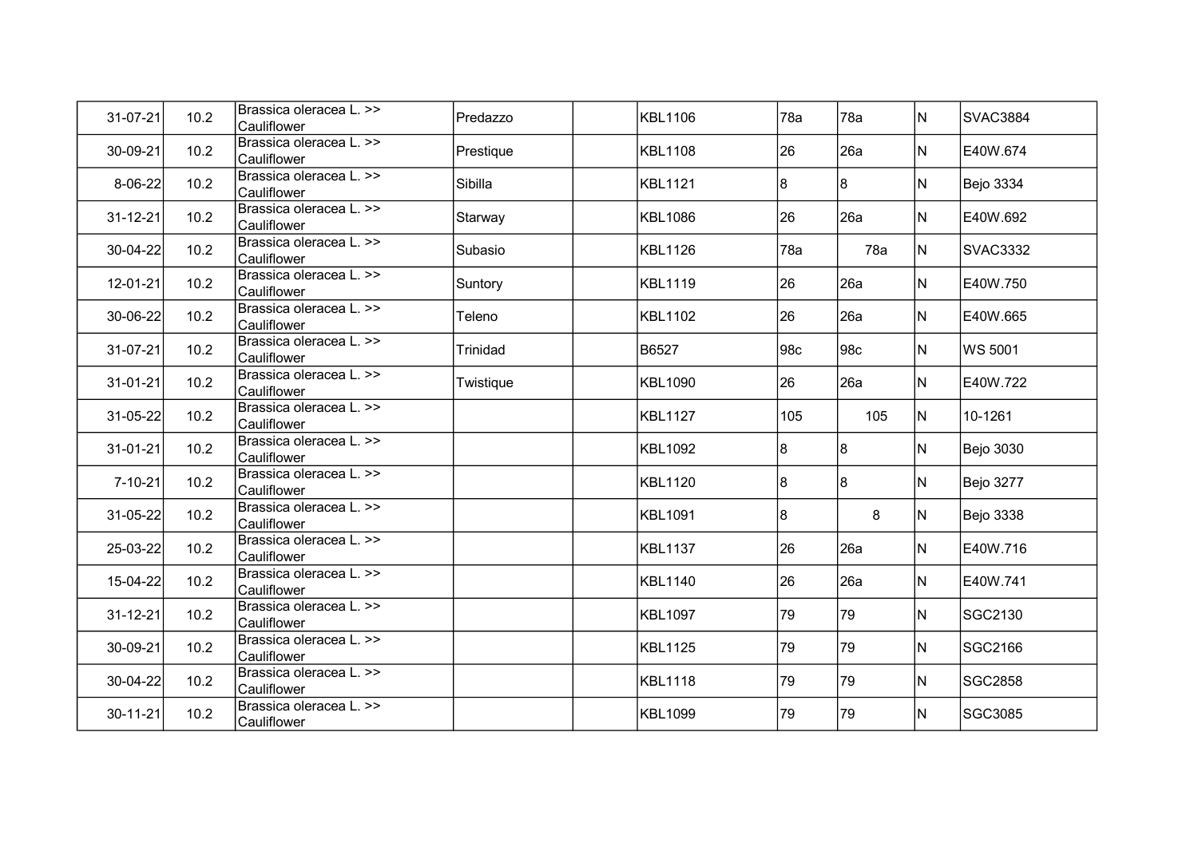| | | | | | | | | | |
|---|---|---|---|---|---|---|---|---|---|
| 31-07-21 | 10.2 | Brassica oleracea L. >> Cauliflower | Predazzo | | KBL1106 | 78a | 78a | N | SVAC3884 |
| 30-09-21 | 10.2 | Brassica oleracea L. >> Cauliflower | Prestique | | KBL1108 | 26 | 26a | N | E40W.674 |
| 8-06-22 | 10.2 | Brassica oleracea L. >> Cauliflower | Sibilla | | KBL1121 | 8 | 8 | N | Bejo 3334 |
| 31-12-21 | 10.2 | Brassica oleracea L. >> Cauliflower | Starway | | KBL1086 | 26 | 26a | N | E40W.692 |
| 30-04-22 | 10.2 | Brassica oleracea L. >> Cauliflower | Subasio | | KBL1126 | 78a | 78a | N | SVAC3332 |
| 12-01-21 | 10.2 | Brassica oleracea L. >> Cauliflower | Suntory | | KBL1119 | 26 | 26a | N | E40W.750 |
| 30-06-22 | 10.2 | Brassica oleracea L. >> Cauliflower | Teleno | | KBL1102 | 26 | 26a | N | E40W.665 |
| 31-07-21 | 10.2 | Brassica oleracea L. >> Cauliflower | Trinidad | | B6527 | 98c | 98c | N | WS 5001 |
| 31-01-21 | 10.2 | Brassica oleracea L. >> Cauliflower | Twistique | | KBL1090 | 26 | 26a | N | E40W.722 |
| 31-05-22 | 10.2 | Brassica oleracea L. >> Cauliflower | | | KBL1127 | 105 | 105 | N | 10-1261 |
| 31-01-21 | 10.2 | Brassica oleracea L. >> Cauliflower | | | KBL1092 | 8 | 8 | N | Bejo 3030 |
| 7-10-21 | 10.2 | Brassica oleracea L. >> Cauliflower | | | KBL1120 | 8 | 8 | N | Bejo 3277 |
| 31-05-22 | 10.2 | Brassica oleracea L. >> Cauliflower | | | KBL1091 | 8 | 8 | N | Bejo 3338 |
| 25-03-22 | 10.2 | Brassica oleracea L. >> Cauliflower | | | KBL1137 | 26 | 26a | N | E40W.716 |
| 15-04-22 | 10.2 | Brassica oleracea L. >> Cauliflower | | | KBL1140 | 26 | 26a | N | E40W.741 |
| 31-12-21 | 10.2 | Brassica oleracea L. >> Cauliflower | | | KBL1097 | 79 | 79 | N | SGC2130 |
| 30-09-21 | 10.2 | Brassica oleracea L. >> Cauliflower | | | KBL1125 | 79 | 79 | N | SGC2166 |
| 30-04-22 | 10.2 | Brassica oleracea L. >> Cauliflower | | | KBL1118 | 79 | 79 | N | SGC2858 |
| 30-11-21 | 10.2 | Brassica oleracea L. >> Cauliflower | | | KBL1099 | 79 | 79 | N | SGC3085 |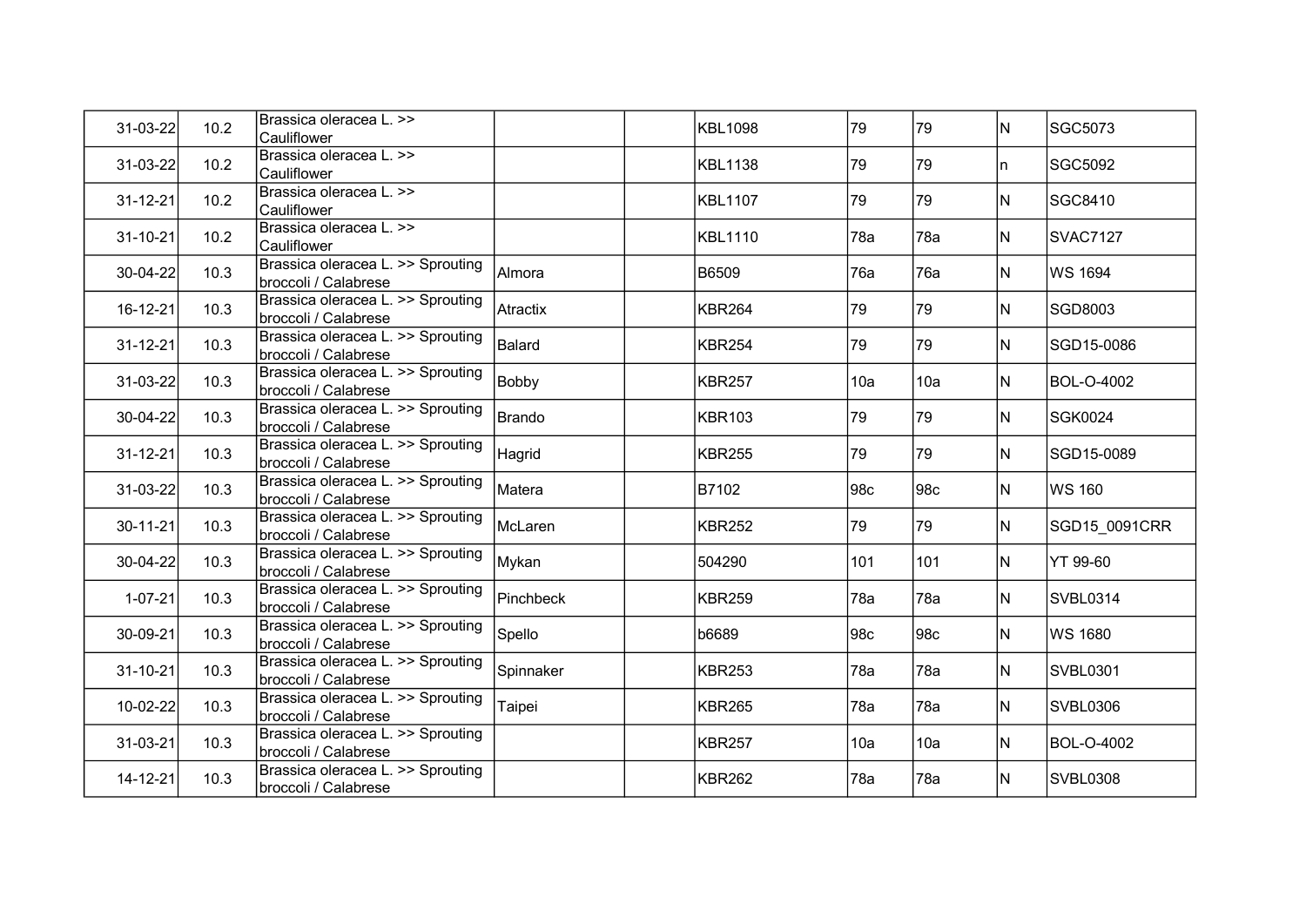| | | | | | | | | | |
|---|---|---|---|---|---|---|---|---|---|
| 31-03-22 | 10.2 | Brassica oleracea L. >> Cauliflower | | | KBL1098 | 79 | 79 | N | SGC5073 |
| 31-03-22 | 10.2 | Brassica oleracea L. >> Cauliflower | | | KBL1138 | 79 | 79 | n | SGC5092 |
| 31-12-21 | 10.2 | Brassica oleracea L. >> Cauliflower | | | KBL1107 | 79 | 79 | N | SGC8410 |
| 31-10-21 | 10.2 | Brassica oleracea L. >> Cauliflower | | | KBL1110 | 78a | 78a | N | SVAC7127 |
| 30-04-22 | 10.3 | Brassica oleracea L. >> Sprouting broccoli / Calabrese | Almora | | B6509 | 76a | 76a | N | WS 1694 |
| 16-12-21 | 10.3 | Brassica oleracea L. >> Sprouting broccoli / Calabrese | Atractix | | KBR264 | 79 | 79 | N | SGD8003 |
| 31-12-21 | 10.3 | Brassica oleracea L. >> Sprouting broccoli / Calabrese | Balard | | KBR254 | 79 | 79 | N | SGD15-0086 |
| 31-03-22 | 10.3 | Brassica oleracea L. >> Sprouting broccoli / Calabrese | Bobby | | KBR257 | 10a | 10a | N | BOL-O-4002 |
| 30-04-22 | 10.3 | Brassica oleracea L. >> Sprouting broccoli / Calabrese | Brando | | KBR103 | 79 | 79 | N | SGK0024 |
| 31-12-21 | 10.3 | Brassica oleracea L. >> Sprouting broccoli / Calabrese | Hagrid | | KBR255 | 79 | 79 | N | SGD15-0089 |
| 31-03-22 | 10.3 | Brassica oleracea L. >> Sprouting broccoli / Calabrese | Matera | | B7102 | 98c | 98c | N | WS 160 |
| 30-11-21 | 10.3 | Brassica oleracea L. >> Sprouting broccoli / Calabrese | McLaren | | KBR252 | 79 | 79 | N | SGD15_0091CRR |
| 30-04-22 | 10.3 | Brassica oleracea L. >> Sprouting broccoli / Calabrese | Mykan | | 504290 | 101 | 101 | N | YT 99-60 |
| 1-07-21 | 10.3 | Brassica oleracea L. >> Sprouting broccoli / Calabrese | Pinchbeck | | KBR259 | 78a | 78a | N | SVBL0314 |
| 30-09-21 | 10.3 | Brassica oleracea L. >> Sprouting broccoli / Calabrese | Spello | | b6689 | 98c | 98c | N | WS 1680 |
| 31-10-21 | 10.3 | Brassica oleracea L. >> Sprouting broccoli / Calabrese | Spinnaker | | KBR253 | 78a | 78a | N | SVBL0301 |
| 10-02-22 | 10.3 | Brassica oleracea L. >> Sprouting broccoli / Calabrese | Taipei | | KBR265 | 78a | 78a | N | SVBL0306 |
| 31-03-21 | 10.3 | Brassica oleracea L. >> Sprouting broccoli / Calabrese | | | KBR257 | 10a | 10a | N | BOL-O-4002 |
| 14-12-21 | 10.3 | Brassica oleracea L. >> Sprouting broccoli / Calabrese | | | KBR262 | 78a | 78a | N | SVBL0308 |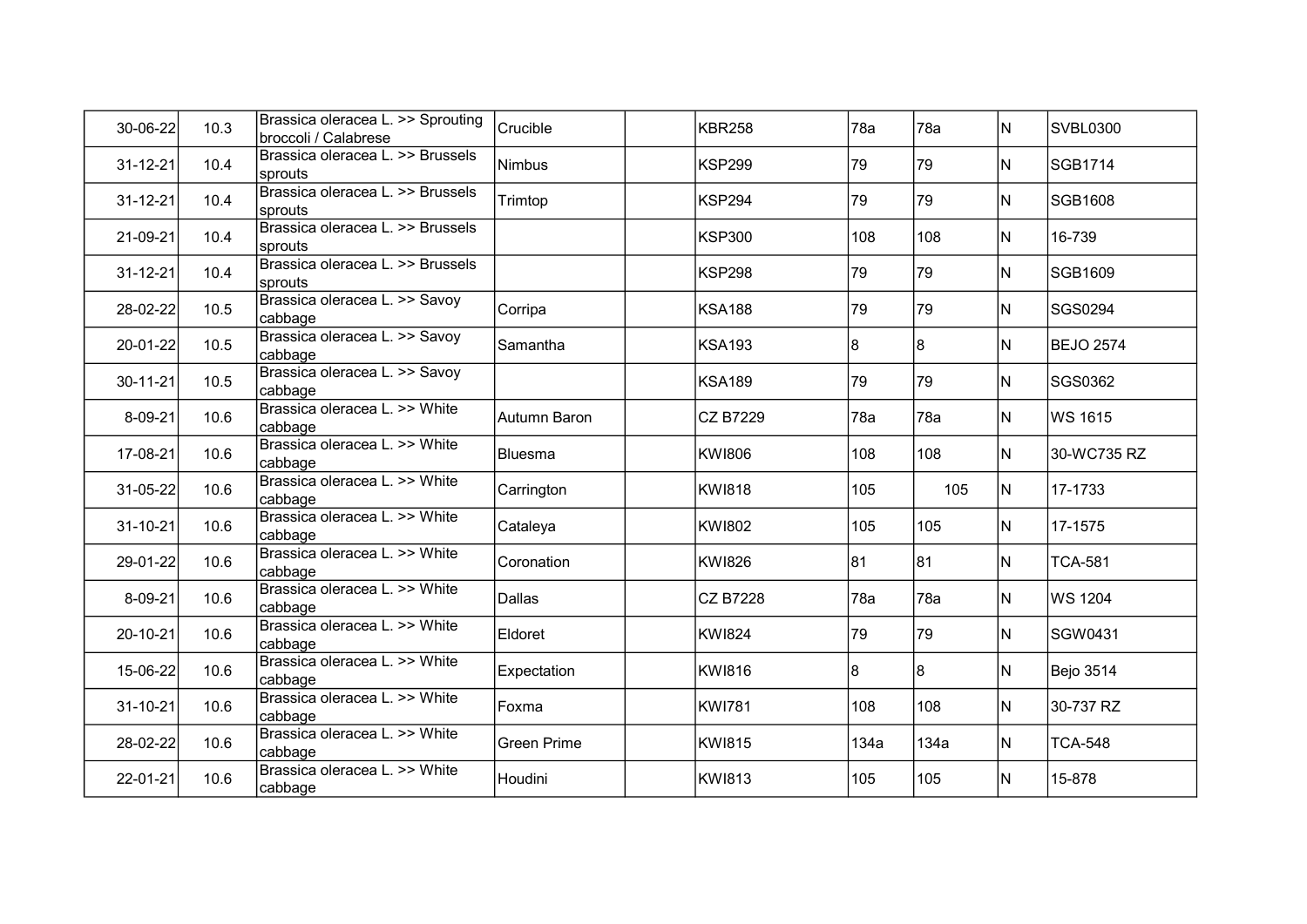| | | | | | | | | | |
|---|---|---|---|---|---|---|---|---|---|
| 30-06-22 | 10.3 | Brassica oleracea L. >> Sprouting broccoli / Calabrese | Crucible | | KBR258 | 78a | 78a | N | SVBL0300 |
| 31-12-21 | 10.4 | Brassica oleracea L. >> Brussels sprouts | Nimbus | | KSP299 | 79 | 79 | N | SGB1714 |
| 31-12-21 | 10.4 | Brassica oleracea L. >> Brussels sprouts | Trimtop | | KSP294 | 79 | 79 | N | SGB1608 |
| 21-09-21 | 10.4 | Brassica oleracea L. >> Brussels sprouts | | | KSP300 | 108 | 108 | N | 16-739 |
| 31-12-21 | 10.4 | Brassica oleracea L. >> Brussels sprouts | | | KSP298 | 79 | 79 | N | SGB1609 |
| 28-02-22 | 10.5 | Brassica oleracea L. >> Savoy cabbage | Corripa | | KSA188 | 79 | 79 | N | SGS0294 |
| 20-01-22 | 10.5 | Brassica oleracea L. >> Savoy cabbage | Samantha | | KSA193 | 8 | 8 | N | BEJO 2574 |
| 30-11-21 | 10.5 | Brassica oleracea L. >> Savoy cabbage | | | KSA189 | 79 | 79 | N | SGS0362 |
| 8-09-21 | 10.6 | Brassica oleracea L. >> White cabbage | Autumn Baron | | CZ B7229 | 78a | 78a | N | WS 1615 |
| 17-08-21 | 10.6 | Brassica oleracea L. >> White cabbage | Bluesma | | KWI806 | 108 | 108 | N | 30-WC735 RZ |
| 31-05-22 | 10.6 | Brassica oleracea L. >> White cabbage | Carrington | | KWI818 | 105 | 105 | N | 17-1733 |
| 31-10-21 | 10.6 | Brassica oleracea L. >> White cabbage | Cataleya | | KWI802 | 105 | 105 | N | 17-1575 |
| 29-01-22 | 10.6 | Brassica oleracea L. >> White cabbage | Coronation | | KWI826 | 81 | 81 | N | TCA-581 |
| 8-09-21 | 10.6 | Brassica oleracea L. >> White cabbage | Dallas | | CZ B7228 | 78a | 78a | N | WS 1204 |
| 20-10-21 | 10.6 | Brassica oleracea L. >> White cabbage | Eldoret | | KWI824 | 79 | 79 | N | SGW0431 |
| 15-06-22 | 10.6 | Brassica oleracea L. >> White cabbage | Expectation | | KWI816 | 8 | 8 | N | Bejo 3514 |
| 31-10-21 | 10.6 | Brassica oleracea L. >> White cabbage | Foxma | | KWI781 | 108 | 108 | N | 30-737 RZ |
| 28-02-22 | 10.6 | Brassica oleracea L. >> White cabbage | Green Prime | | KWI815 | 134a | 134a | N | TCA-548 |
| 22-01-21 | 10.6 | Brassica oleracea L. >> White cabbage | Houdini | | KWI813 | 105 | 105 | N | 15-878 |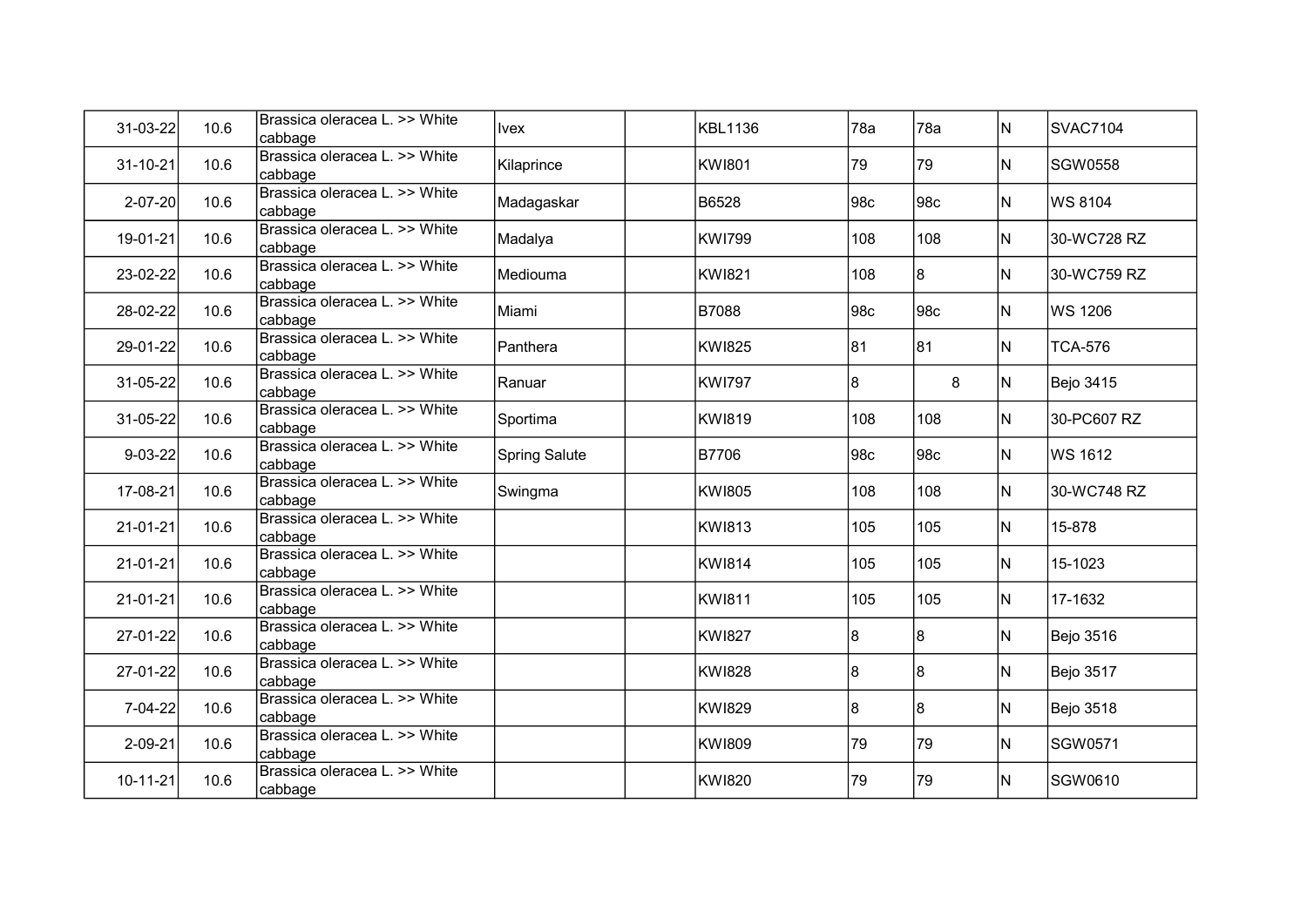| | | | | | | | | | |
|---|---|---|---|---|---|---|---|---|---|
| 31-03-22 | 10.6 | Brassica oleracea L. >> White cabbage | Ivex | | KBL1136 | 78a | 78a | N | SVAC7104 |
| 31-10-21 | 10.6 | Brassica oleracea L. >> White cabbage | Kilaprince | | KWI801 | 79 | 79 | N | SGW0558 |
| 2-07-20 | 10.6 | Brassica oleracea L. >> White cabbage | Madagaskar | | B6528 | 98c | 98c | N | WS 8104 |
| 19-01-21 | 10.6 | Brassica oleracea L. >> White cabbage | Madalya | | KWI799 | 108 | 108 | N | 30-WC728 RZ |
| 23-02-22 | 10.6 | Brassica oleracea L. >> White cabbage | Mediouma | | KWI821 | 108 | 8 | N | 30-WC759 RZ |
| 28-02-22 | 10.6 | Brassica oleracea L. >> White cabbage | Miami | | B7088 | 98c | 98c | N | WS 1206 |
| 29-01-22 | 10.6 | Brassica oleracea L. >> White cabbage | Panthera | | KWI825 | 81 | 81 | N | TCA-576 |
| 31-05-22 | 10.6 | Brassica oleracea L. >> White cabbage | Ranuar | | KWI797 | 8 | 8 | N | Bejo 3415 |
| 31-05-22 | 10.6 | Brassica oleracea L. >> White cabbage | Sportima | | KWI819 | 108 | 108 | N | 30-PC607 RZ |
| 9-03-22 | 10.6 | Brassica oleracea L. >> White cabbage | Spring Salute | | B7706 | 98c | 98c | N | WS 1612 |
| 17-08-21 | 10.6 | Brassica oleracea L. >> White cabbage | Swingma | | KWI805 | 108 | 108 | N | 30-WC748 RZ |
| 21-01-21 | 10.6 | Brassica oleracea L. >> White cabbage | | | KWI813 | 105 | 105 | N | 15-878 |
| 21-01-21 | 10.6 | Brassica oleracea L. >> White cabbage | | | KWI814 | 105 | 105 | N | 15-1023 |
| 21-01-21 | 10.6 | Brassica oleracea L. >> White cabbage | | | KWI811 | 105 | 105 | N | 17-1632 |
| 27-01-22 | 10.6 | Brassica oleracea L. >> White cabbage | | | KWI827 | 8 | 8 | N | Bejo 3516 |
| 27-01-22 | 10.6 | Brassica oleracea L. >> White cabbage | | | KWI828 | 8 | 8 | N | Bejo 3517 |
| 7-04-22 | 10.6 | Brassica oleracea L. >> White cabbage | | | KWI829 | 8 | 8 | N | Bejo 3518 |
| 2-09-21 | 10.6 | Brassica oleracea L. >> White cabbage | | | KWI809 | 79 | 79 | N | SGW0571 |
| 10-11-21 | 10.6 | Brassica oleracea L. >> White cabbage | | | KWI820 | 79 | 79 | N | SGW0610 |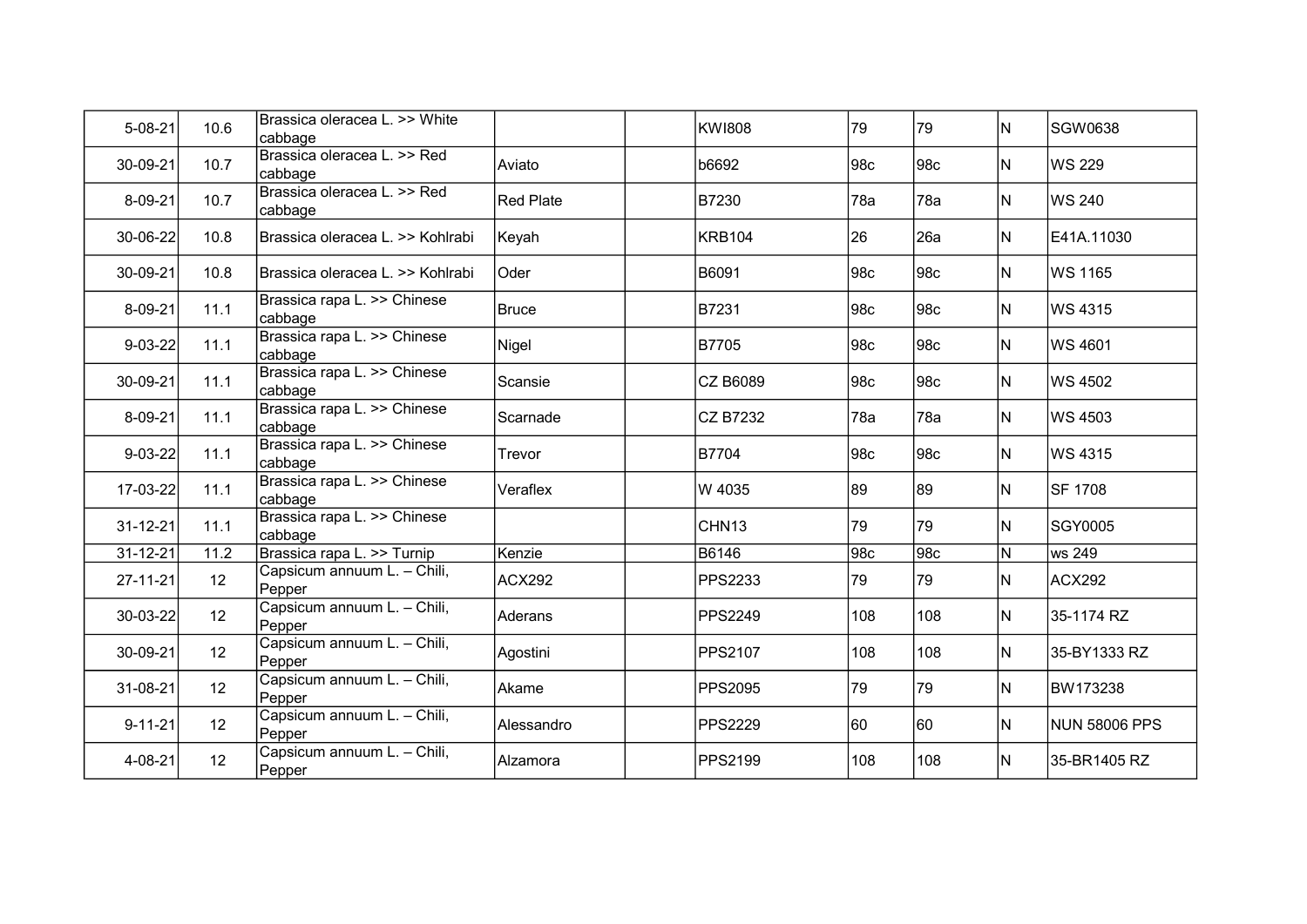| | | | | | | | | | |
|---|---|---|---|---|---|---|---|---|---|
| 5-08-21 | 10.6 | Brassica oleracea L. >> White cabbage | | | KWI808 | 79 | 79 | N | SGW0638 |
| 30-09-21 | 10.7 | Brassica oleracea L. >> Red cabbage | Aviato | | b6692 | 98c | 98c | N | WS 229 |
| 8-09-21 | 10.7 | Brassica oleracea L. >> Red cabbage | Red Plate | | B7230 | 78a | 78a | N | WS 240 |
| 30-06-22 | 10.8 | Brassica oleracea L. >> Kohlrabi | Keyah | | KRB104 | 26 | 26a | N | E41A.11030 |
| 30-09-21 | 10.8 | Brassica oleracea L. >> Kohlrabi | Oder | | B6091 | 98c | 98c | N | WS 1165 |
| 8-09-21 | 11.1 | Brassica rapa L. >> Chinese cabbage | Bruce | | B7231 | 98c | 98c | N | WS 4315 |
| 9-03-22 | 11.1 | Brassica rapa L. >> Chinese cabbage | Nigel | | B7705 | 98c | 98c | N | WS 4601 |
| 30-09-21 | 11.1 | Brassica rapa L. >> Chinese cabbage | Scansie | | CZ B6089 | 98c | 98c | N | WS 4502 |
| 8-09-21 | 11.1 | Brassica rapa L. >> Chinese cabbage | Scarnade | | CZ B7232 | 78a | 78a | N | WS 4503 |
| 9-03-22 | 11.1 | Brassica rapa L. >> Chinese cabbage | Trevor | | B7704 | 98c | 98c | N | WS 4315 |
| 17-03-22 | 11.1 | Brassica rapa L. >> Chinese cabbage | Veraflex | | W 4035 | 89 | 89 | N | SF 1708 |
| 31-12-21 | 11.1 | Brassica rapa L. >> Chinese cabbage | | | CHN13 | 79 | 79 | N | SGY0005 |
| 31-12-21 | 11.2 | Brassica rapa L. >> Turnip | Kenzie | | B6146 | 98c | 98c | N | ws 249 |
| 27-11-21 | 12 | Capsicum annuum L. – Chili, Pepper | ACX292 | | PPS2233 | 79 | 79 | N | ACX292 |
| 30-03-22 | 12 | Capsicum annuum L. – Chili, Pepper | Aderans | | PPS2249 | 108 | 108 | N | 35-1174 RZ |
| 30-09-21 | 12 | Capsicum annuum L. – Chili, Pepper | Agostini | | PPS2107 | 108 | 108 | N | 35-BY1333 RZ |
| 31-08-21 | 12 | Capsicum annuum L. – Chili, Pepper | Akame | | PPS2095 | 79 | 79 | N | BW173238 |
| 9-11-21 | 12 | Capsicum annuum L. – Chili, Pepper | Alessandro | | PPS2229 | 60 | 60 | N | NUN 58006 PPS |
| 4-08-21 | 12 | Capsicum annuum L. – Chili, Pepper | Alzamora | | PPS2199 | 108 | 108 | N | 35-BR1405 RZ |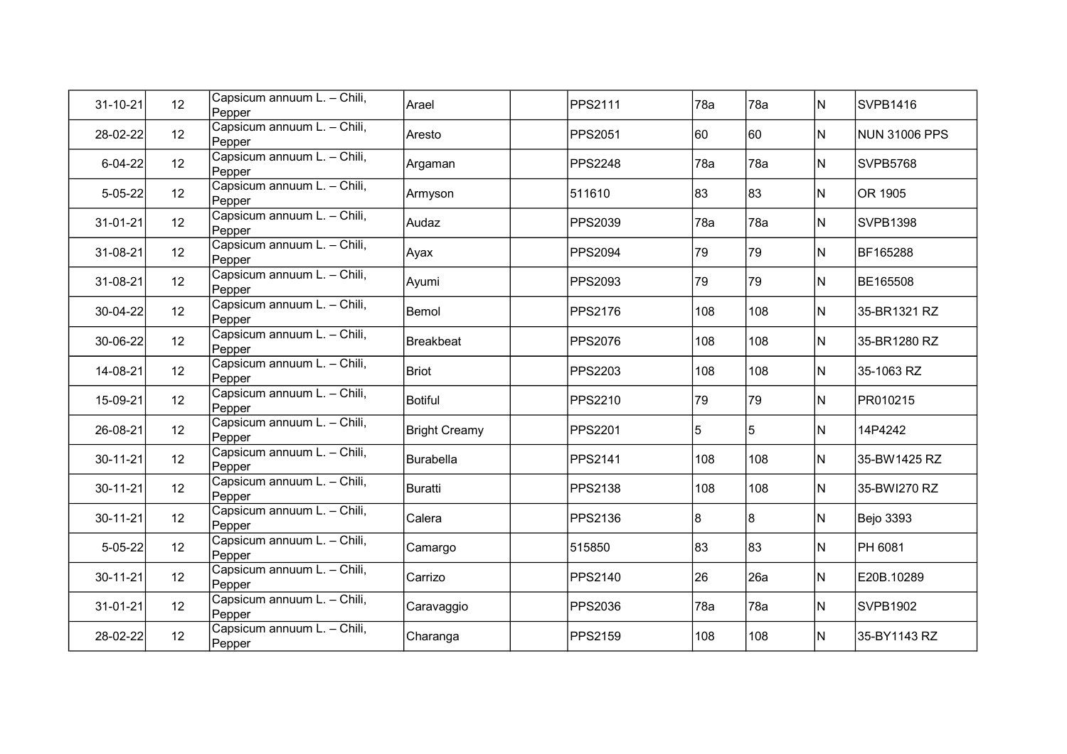| | | | | | | | | | |
|---|---|---|---|---|---|---|---|---|---|
| 31-10-21 | 12 | Capsicum annuum L. – Chili, Pepper | Arael | | PPS2111 | 78a | 78a | N | SVPB1416 |
| 28-02-22 | 12 | Capsicum annuum L. – Chili, Pepper | Aresto | | PPS2051 | 60 | 60 | N | NUN 31006 PPS |
| 6-04-22 | 12 | Capsicum annuum L. – Chili, Pepper | Argaman | | PPS2248 | 78a | 78a | N | SVPB5768 |
| 5-05-22 | 12 | Capsicum annuum L. – Chili, Pepper | Armyson | | 511610 | 83 | 83 | N | OR 1905 |
| 31-01-21 | 12 | Capsicum annuum L. – Chili, Pepper | Audaz | | PPS2039 | 78a | 78a | N | SVPB1398 |
| 31-08-21 | 12 | Capsicum annuum L. – Chili, Pepper | Ayax | | PPS2094 | 79 | 79 | N | BF165288 |
| 31-08-21 | 12 | Capsicum annuum L. – Chili, Pepper | Ayumi | | PPS2093 | 79 | 79 | N | BE165508 |
| 30-04-22 | 12 | Capsicum annuum L. – Chili, Pepper | Bemol | | PPS2176 | 108 | 108 | N | 35-BR1321 RZ |
| 30-06-22 | 12 | Capsicum annuum L. – Chili, Pepper | Breakbeat | | PPS2076 | 108 | 108 | N | 35-BR1280 RZ |
| 14-08-21 | 12 | Capsicum annuum L. – Chili, Pepper | Briot | | PPS2203 | 108 | 108 | N | 35-1063 RZ |
| 15-09-21 | 12 | Capsicum annuum L. – Chili, Pepper | Botiful | | PPS2210 | 79 | 79 | N | PR010215 |
| 26-08-21 | 12 | Capsicum annuum L. – Chili, Pepper | Bright Creamy | | PPS2201 | 5 | 5 | N | 14P4242 |
| 30-11-21 | 12 | Capsicum annuum L. – Chili, Pepper | Burabella | | PPS2141 | 108 | 108 | N | 35-BW1425 RZ |
| 30-11-21 | 12 | Capsicum annuum L. – Chili, Pepper | Buratti | | PPS2138 | 108 | 108 | N | 35-BWI270 RZ |
| 30-11-21 | 12 | Capsicum annuum L. – Chili, Pepper | Calera | | PPS2136 | 8 | 8 | N | Bejo 3393 |
| 5-05-22 | 12 | Capsicum annuum L. – Chili, Pepper | Camargo | | 515850 | 83 | 83 | N | PH 6081 |
| 30-11-21 | 12 | Capsicum annuum L. – Chili, Pepper | Carrizo | | PPS2140 | 26 | 26a | N | E20B.10289 |
| 31-01-21 | 12 | Capsicum annuum L. – Chili, Pepper | Caravaggio | | PPS2036 | 78a | 78a | N | SVPB1902 |
| 28-02-22 | 12 | Capsicum annuum L. – Chili, Pepper | Charanga | | PPS2159 | 108 | 108 | N | 35-BY1143 RZ |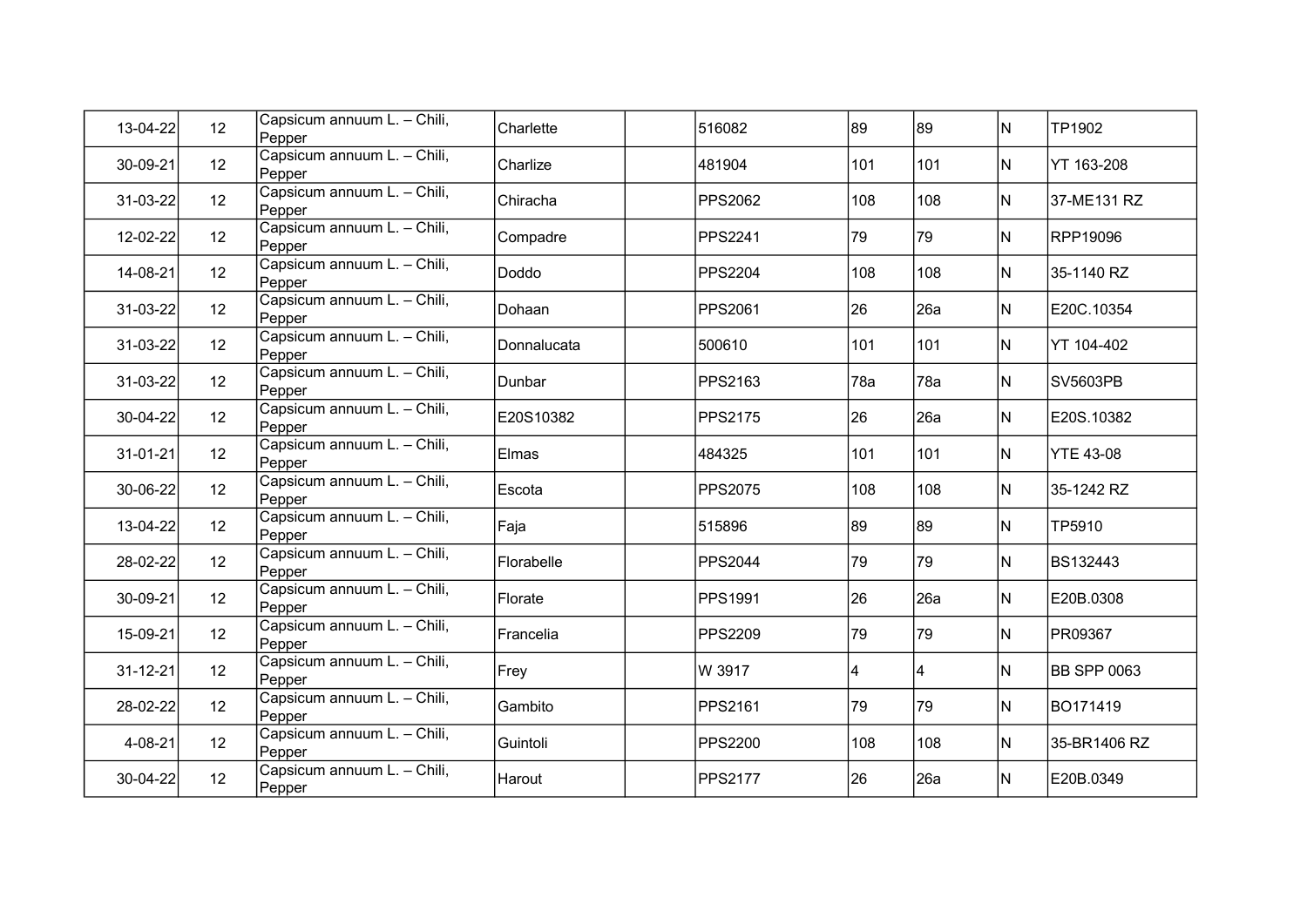| | | | | | | | | | |
|---|---|---|---|---|---|---|---|---|---|
| 13-04-22 | 12 | Capsicum annuum L. – Chili, Pepper | Charlette | | 516082 | 89 | 89 | N | TP1902 |
| 30-09-21 | 12 | Capsicum annuum L. – Chili, Pepper | Charlize | | 481904 | 101 | 101 | N | YT 163-208 |
| 31-03-22 | 12 | Capsicum annuum L. – Chili, Pepper | Chiracha | | PPS2062 | 108 | 108 | N | 37-ME131 RZ |
| 12-02-22 | 12 | Capsicum annuum L. – Chili, Pepper | Compadre | | PPS2241 | 79 | 79 | N | RPP19096 |
| 14-08-21 | 12 | Capsicum annuum L. – Chili, Pepper | Doddo | | PPS2204 | 108 | 108 | N | 35-1140 RZ |
| 31-03-22 | 12 | Capsicum annuum L. – Chili, Pepper | Dohaan | | PPS2061 | 26 | 26a | N | E20C.10354 |
| 31-03-22 | 12 | Capsicum annuum L. – Chili, Pepper | Donnalucata | | 500610 | 101 | 101 | N | YT 104-402 |
| 31-03-22 | 12 | Capsicum annuum L. – Chili, Pepper | Dunbar | | PPS2163 | 78a | 78a | N | SV5603PB |
| 30-04-22 | 12 | Capsicum annuum L. – Chili, Pepper | E20S10382 | | PPS2175 | 26 | 26a | N | E20S.10382 |
| 31-01-21 | 12 | Capsicum annuum L. – Chili, Pepper | Elmas | | 484325 | 101 | 101 | N | YTE 43-08 |
| 30-06-22 | 12 | Capsicum annuum L. – Chili, Pepper | Escota | | PPS2075 | 108 | 108 | N | 35-1242 RZ |
| 13-04-22 | 12 | Capsicum annuum L. – Chili, Pepper | Faja | | 515896 | 89 | 89 | N | TP5910 |
| 28-02-22 | 12 | Capsicum annuum L. – Chili, Pepper | Florabelle | | PPS2044 | 79 | 79 | N | BS132443 |
| 30-09-21 | 12 | Capsicum annuum L. – Chili, Pepper | Florate | | PPS1991 | 26 | 26a | N | E20B.0308 |
| 15-09-21 | 12 | Capsicum annuum L. – Chili, Pepper | Francelia | | PPS2209 | 79 | 79 | N | PR09367 |
| 31-12-21 | 12 | Capsicum annuum L. – Chili, Pepper | Frey | | W 3917 | 4 | 4 | N | BB SPP 0063 |
| 28-02-22 | 12 | Capsicum annuum L. – Chili, Pepper | Gambito | | PPS2161 | 79 | 79 | N | BO171419 |
| 4-08-21 | 12 | Capsicum annuum L. – Chili, Pepper | Guintoli | | PPS2200 | 108 | 108 | N | 35-BR1406 RZ |
| 30-04-22 | 12 | Capsicum annuum L. – Chili, Pepper | Harout | | PPS2177 | 26 | 26a | N | E20B.0349 |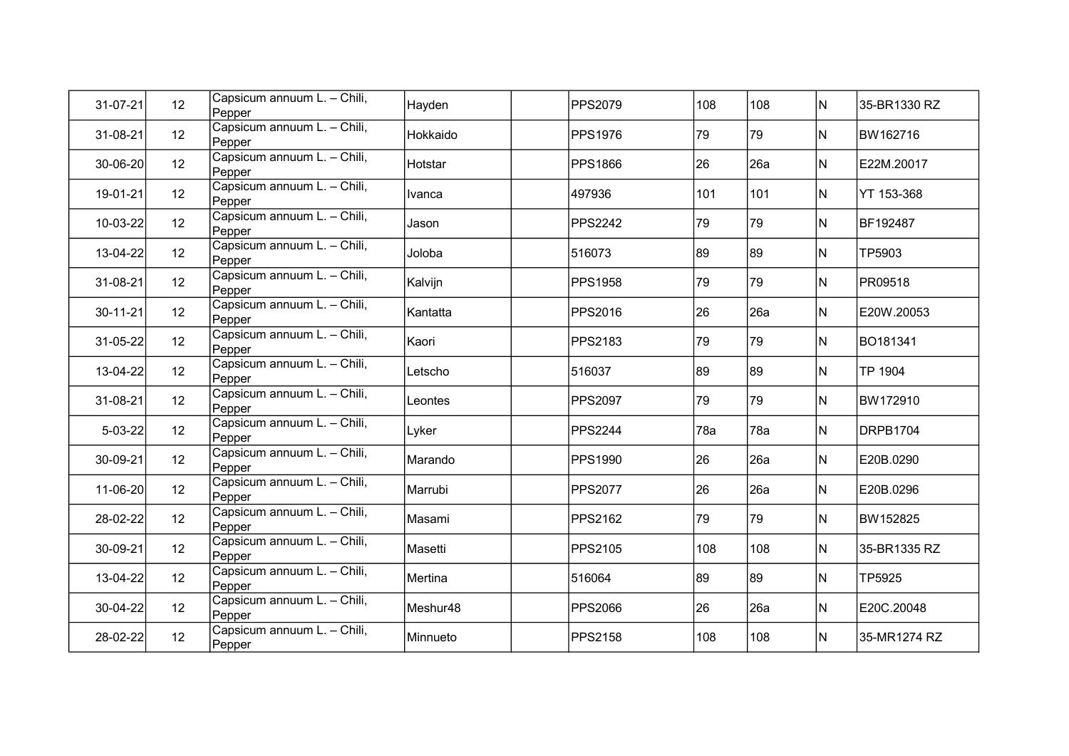| | | | | | | | | | |
|---|---|---|---|---|---|---|---|---|---|
| 31-07-21 | 12 | Capsicum annuum L. – Chili, Pepper | Hayden | | PPS2079 | 108 | 108 | N | 35-BR1330 RZ |
| 31-08-21 | 12 | Capsicum annuum L. – Chili, Pepper | Hokkaido | | PPS1976 | 79 | 79 | N | BW162716 |
| 30-06-20 | 12 | Capsicum annuum L. – Chili, Pepper | Hotstar | | PPS1866 | 26 | 26a | N | E22M.20017 |
| 19-01-21 | 12 | Capsicum annuum L. – Chili, Pepper | Ivanca | | 497936 | 101 | 101 | N | YT 153-368 |
| 10-03-22 | 12 | Capsicum annuum L. – Chili, Pepper | Jason | | PPS2242 | 79 | 79 | N | BF192487 |
| 13-04-22 | 12 | Capsicum annuum L. – Chili, Pepper | Joloba | | 516073 | 89 | 89 | N | TP5903 |
| 31-08-21 | 12 | Capsicum annuum L. – Chili, Pepper | Kalvijn | | PPS1958 | 79 | 79 | N | PR09518 |
| 30-11-21 | 12 | Capsicum annuum L. – Chili, Pepper | Kantatta | | PPS2016 | 26 | 26a | N | E20W.20053 |
| 31-05-22 | 12 | Capsicum annuum L. – Chili, Pepper | Kaori | | PPS2183 | 79 | 79 | N | BO181341 |
| 13-04-22 | 12 | Capsicum annuum L. – Chili, Pepper | Letscho | | 516037 | 89 | 89 | N | TP 1904 |
| 31-08-21 | 12 | Capsicum annuum L. – Chili, Pepper | Leontes | | PPS2097 | 79 | 79 | N | BW172910 |
| 5-03-22 | 12 | Capsicum annuum L. – Chili, Pepper | Lyker | | PPS2244 | 78a | 78a | N | DRPB1704 |
| 30-09-21 | 12 | Capsicum annuum L. – Chili, Pepper | Marando | | PPS1990 | 26 | 26a | N | E20B.0290 |
| 11-06-20 | 12 | Capsicum annuum L. – Chili, Pepper | Marrubi | | PPS2077 | 26 | 26a | N | E20B.0296 |
| 28-02-22 | 12 | Capsicum annuum L. – Chili, Pepper | Masami | | PPS2162 | 79 | 79 | N | BW152825 |
| 30-09-21 | 12 | Capsicum annuum L. – Chili, Pepper | Masetti | | PPS2105 | 108 | 108 | N | 35-BR1335 RZ |
| 13-04-22 | 12 | Capsicum annuum L. – Chili, Pepper | Mertina | | 516064 | 89 | 89 | N | TP5925 |
| 30-04-22 | 12 | Capsicum annuum L. – Chili, Pepper | Meshur48 | | PPS2066 | 26 | 26a | N | E20C.20048 |
| 28-02-22 | 12 | Capsicum annuum L. – Chili, Pepper | Minnueto | | PPS2158 | 108 | 108 | N | 35-MR1274 RZ |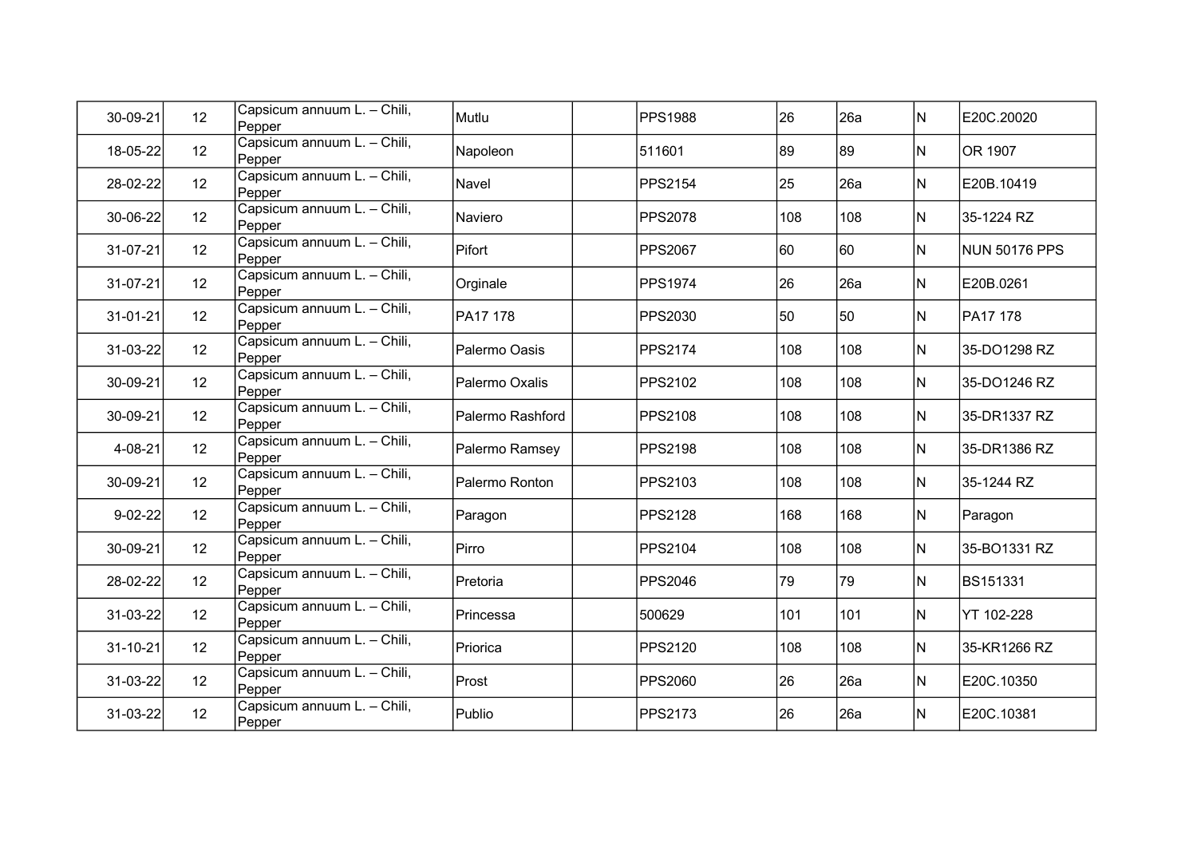| | | | | | | | | | |
|---|---|---|---|---|---|---|---|---|---|
| 30-09-21 | 12 | Capsicum annuum L. – Chili, Pepper | Mutlu | | PPS1988 | 26 | 26a | N | E20C.20020 |
| 18-05-22 | 12 | Capsicum annuum L. – Chili, Pepper | Napoleon | | 511601 | 89 | 89 | N | OR 1907 |
| 28-02-22 | 12 | Capsicum annuum L. – Chili, Pepper | Navel | | PPS2154 | 25 | 26a | N | E20B.10419 |
| 30-06-22 | 12 | Capsicum annuum L. – Chili, Pepper | Naviero | | PPS2078 | 108 | 108 | N | 35-1224 RZ |
| 31-07-21 | 12 | Capsicum annuum L. – Chili, Pepper | Pifort | | PPS2067 | 60 | 60 | N | NUN 50176 PPS |
| 31-07-21 | 12 | Capsicum annuum L. – Chili, Pepper | Orginale | | PPS1974 | 26 | 26a | N | E20B.0261 |
| 31-01-21 | 12 | Capsicum annuum L. – Chili, Pepper | PA17 178 | | PPS2030 | 50 | 50 | N | PA17 178 |
| 31-03-22 | 12 | Capsicum annuum L. – Chili, Pepper | Palermo Oasis | | PPS2174 | 108 | 108 | N | 35-DO1298 RZ |
| 30-09-21 | 12 | Capsicum annuum L. – Chili, Pepper | Palermo Oxalis | | PPS2102 | 108 | 108 | N | 35-DO1246 RZ |
| 30-09-21 | 12 | Capsicum annuum L. – Chili, Pepper | Palermo Rashford | | PPS2108 | 108 | 108 | N | 35-DR1337 RZ |
| 4-08-21 | 12 | Capsicum annuum L. – Chili, Pepper | Palermo Ramsey | | PPS2198 | 108 | 108 | N | 35-DR1386 RZ |
| 30-09-21 | 12 | Capsicum annuum L. – Chili, Pepper | Palermo Ronton | | PPS2103 | 108 | 108 | N | 35-1244 RZ |
| 9-02-22 | 12 | Capsicum annuum L. – Chili, Pepper | Paragon | | PPS2128 | 168 | 168 | N | Paragon |
| 30-09-21 | 12 | Capsicum annuum L. – Chili, Pepper | Pirro | | PPS2104 | 108 | 108 | N | 35-BO1331 RZ |
| 28-02-22 | 12 | Capsicum annuum L. – Chili, Pepper | Pretoria | | PPS2046 | 79 | 79 | N | BS151331 |
| 31-03-22 | 12 | Capsicum annuum L. – Chili, Pepper | Princessa | | 500629 | 101 | 101 | N | YT 102-228 |
| 31-10-21 | 12 | Capsicum annuum L. – Chili, Pepper | Priorica | | PPS2120 | 108 | 108 | N | 35-KR1266 RZ |
| 31-03-22 | 12 | Capsicum annuum L. – Chili, Pepper | Prost | | PPS2060 | 26 | 26a | N | E20C.10350 |
| 31-03-22 | 12 | Capsicum annuum L. – Chili, Pepper | Publio | | PPS2173 | 26 | 26a | N | E20C.10381 |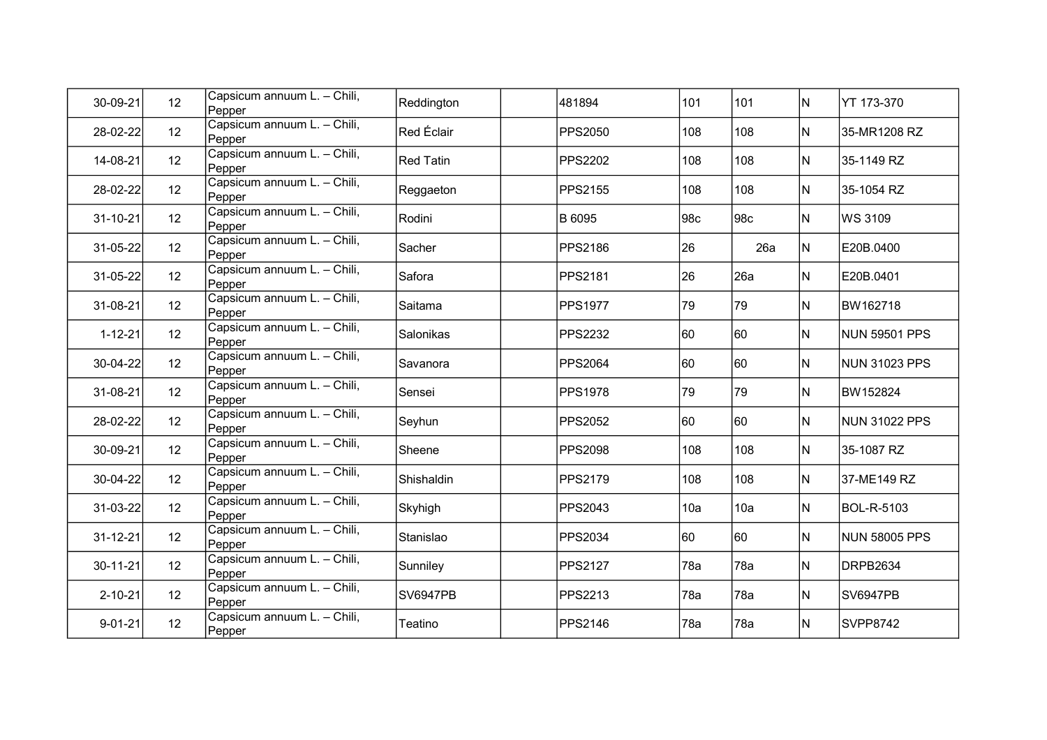| | | | | | | | | | |
|---|---|---|---|---|---|---|---|---|---|
| 30-09-21 | 12 | Capsicum annuum L. – Chili, Pepper | Reddington | | 481894 | 101 | 101 | N | YT 173-370 |
| 28-02-22 | 12 | Capsicum annuum L. – Chili, Pepper | Red Éclair | | PPS2050 | 108 | 108 | N | 35-MR1208 RZ |
| 14-08-21 | 12 | Capsicum annuum L. – Chili, Pepper | Red Tatin | | PPS2202 | 108 | 108 | N | 35-1149 RZ |
| 28-02-22 | 12 | Capsicum annuum L. – Chili, Pepper | Reggaeton | | PPS2155 | 108 | 108 | N | 35-1054 RZ |
| 31-10-21 | 12 | Capsicum annuum L. – Chili, Pepper | Rodini | | B 6095 | 98c | 98c | N | WS 3109 |
| 31-05-22 | 12 | Capsicum annuum L. – Chili, Pepper | Sacher | | PPS2186 | 26 | 26a | N | E20B.0400 |
| 31-05-22 | 12 | Capsicum annuum L. – Chili, Pepper | Safora | | PPS2181 | 26 | 26a | N | E20B.0401 |
| 31-08-21 | 12 | Capsicum annuum L. – Chili, Pepper | Saitama | | PPS1977 | 79 | 79 | N | BW162718 |
| 1-12-21 | 12 | Capsicum annuum L. – Chili, Pepper | Salonikas | | PPS2232 | 60 | 60 | N | NUN 59501 PPS |
| 30-04-22 | 12 | Capsicum annuum L. – Chili, Pepper | Savanora | | PPS2064 | 60 | 60 | N | NUN 31023 PPS |
| 31-08-21 | 12 | Capsicum annuum L. – Chili, Pepper | Sensei | | PPS1978 | 79 | 79 | N | BW152824 |
| 28-02-22 | 12 | Capsicum annuum L. – Chili, Pepper | Seyhun | | PPS2052 | 60 | 60 | N | NUN 31022 PPS |
| 30-09-21 | 12 | Capsicum annuum L. – Chili, Pepper | Sheene | | PPS2098 | 108 | 108 | N | 35-1087 RZ |
| 30-04-22 | 12 | Capsicum annuum L. – Chili, Pepper | Shishaldin | | PPS2179 | 108 | 108 | N | 37-ME149 RZ |
| 31-03-22 | 12 | Capsicum annuum L. – Chili, Pepper | Skyhigh | | PPS2043 | 10a | 10a | N | BOL-R-5103 |
| 31-12-21 | 12 | Capsicum annuum L. – Chili, Pepper | Stanislao | | PPS2034 | 60 | 60 | N | NUN 58005 PPS |
| 30-11-21 | 12 | Capsicum annuum L. – Chili, Pepper | Sunniley | | PPS2127 | 78a | 78a | N | DRPB2634 |
| 2-10-21 | 12 | Capsicum annuum L. – Chili, Pepper | SV6947PB | | PPS2213 | 78a | 78a | N | SV6947PB |
| 9-01-21 | 12 | Capsicum annuum L. – Chili, Pepper | Teatino | | PPS2146 | 78a | 78a | N | SVPP8742 |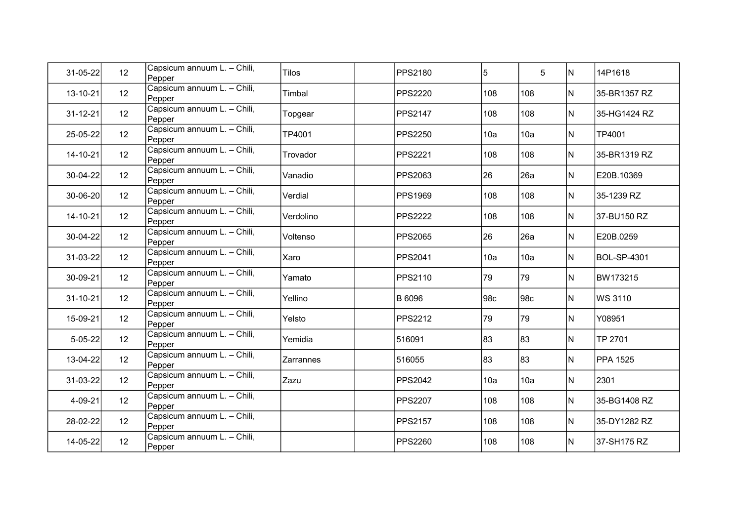| | | | | | | | | | |
|---|---|---|---|---|---|---|---|---|---|
| 31-05-22 | 12 | Capsicum annuum L. – Chili, Pepper | Tilos | | PPS2180 | 5 | 5 | N | 14P1618 |
| 13-10-21 | 12 | Capsicum annuum L. – Chili, Pepper | Timbal | | PPS2220 | 108 | 108 | N | 35-BR1357 RZ |
| 31-12-21 | 12 | Capsicum annuum L. – Chili, Pepper | Topgear | | PPS2147 | 108 | 108 | N | 35-HG1424 RZ |
| 25-05-22 | 12 | Capsicum annuum L. – Chili, Pepper | TP4001 | | PPS2250 | 10a | 10a | N | TP4001 |
| 14-10-21 | 12 | Capsicum annuum L. – Chili, Pepper | Trovador | | PPS2221 | 108 | 108 | N | 35-BR1319 RZ |
| 30-04-22 | 12 | Capsicum annuum L. – Chili, Pepper | Vanadio | | PPS2063 | 26 | 26a | N | E20B.10369 |
| 30-06-20 | 12 | Capsicum annuum L. – Chili, Pepper | Verdial | | PPS1969 | 108 | 108 | N | 35-1239 RZ |
| 14-10-21 | 12 | Capsicum annuum L. – Chili, Pepper | Verdolino | | PPS2222 | 108 | 108 | N | 37-BU150 RZ |
| 30-04-22 | 12 | Capsicum annuum L. – Chili, Pepper | Voltenso | | PPS2065 | 26 | 26a | N | E20B.0259 |
| 31-03-22 | 12 | Capsicum annuum L. – Chili, Pepper | Xaro | | PPS2041 | 10a | 10a | N | BOL-SP-4301 |
| 30-09-21 | 12 | Capsicum annuum L. – Chili, Pepper | Yamato | | PPS2110 | 79 | 79 | N | BW173215 |
| 31-10-21 | 12 | Capsicum annuum L. – Chili, Pepper | Yellino | | B 6096 | 98c | 98c | N | WS 3110 |
| 15-09-21 | 12 | Capsicum annuum L. – Chili, Pepper | Yelsto | | PPS2212 | 79 | 79 | N | Y08951 |
| 5-05-22 | 12 | Capsicum annuum L. – Chili, Pepper | Yemidia | | 516091 | 83 | 83 | N | TP 2701 |
| 13-04-22 | 12 | Capsicum annuum L. – Chili, Pepper | Zarrannes | | 516055 | 83 | 83 | N | PPA 1525 |
| 31-03-22 | 12 | Capsicum annuum L. – Chili, Pepper | Zazu | | PPS2042 | 10a | 10a | N | 2301 |
| 4-09-21 | 12 | Capsicum annuum L. – Chili, Pepper | | | PPS2207 | 108 | 108 | N | 35-BG1408 RZ |
| 28-02-22 | 12 | Capsicum annuum L. – Chili, Pepper | | | PPS2157 | 108 | 108 | N | 35-DY1282 RZ |
| 14-05-22 | 12 | Capsicum annuum L. – Chili, Pepper | | | PPS2260 | 108 | 108 | N | 37-SH175 RZ |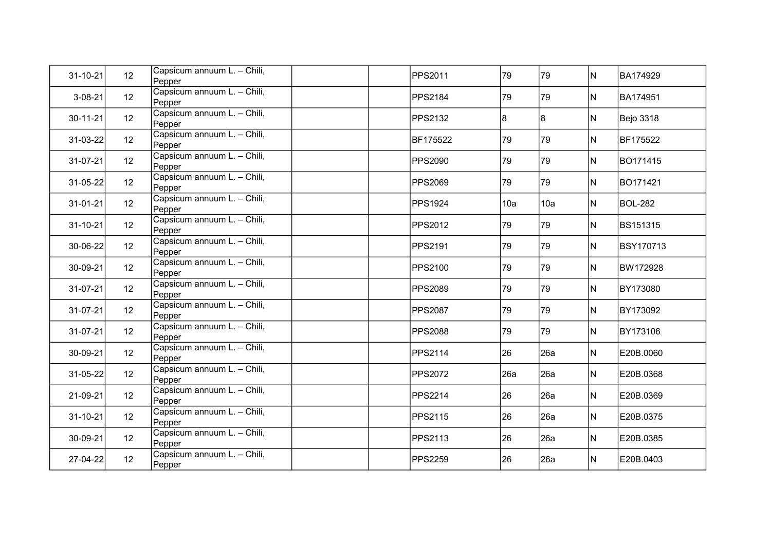| | | | | | | | | | |
|---|---|---|---|---|---|---|---|---|---|
| 31-10-21 | 12 | Capsicum annuum L. – Chili, Pepper | | | PPS2011 | 79 | 79 | N | BA174929 |
| 3-08-21 | 12 | Capsicum annuum L. – Chili, Pepper | | | PPS2184 | 79 | 79 | N | BA174951 |
| 30-11-21 | 12 | Capsicum annuum L. – Chili, Pepper | | | PPS2132 | 8 | 8 | N | Bejo 3318 |
| 31-03-22 | 12 | Capsicum annuum L. – Chili, Pepper | | | BF175522 | 79 | 79 | N | BF175522 |
| 31-07-21 | 12 | Capsicum annuum L. – Chili, Pepper | | | PPS2090 | 79 | 79 | N | BO171415 |
| 31-05-22 | 12 | Capsicum annuum L. – Chili, Pepper | | | PPS2069 | 79 | 79 | N | BO171421 |
| 31-01-21 | 12 | Capsicum annuum L. – Chili, Pepper | | | PPS1924 | 10a | 10a | N | BOL-282 |
| 31-10-21 | 12 | Capsicum annuum L. – Chili, Pepper | | | PPS2012 | 79 | 79 | N | BS151315 |
| 30-06-22 | 12 | Capsicum annuum L. – Chili, Pepper | | | PPS2191 | 79 | 79 | N | BSY170713 |
| 30-09-21 | 12 | Capsicum annuum L. – Chili, Pepper | | | PPS2100 | 79 | 79 | N | BW172928 |
| 31-07-21 | 12 | Capsicum annuum L. – Chili, Pepper | | | PPS2089 | 79 | 79 | N | BY173080 |
| 31-07-21 | 12 | Capsicum annuum L. – Chili, Pepper | | | PPS2087 | 79 | 79 | N | BY173092 |
| 31-07-21 | 12 | Capsicum annuum L. – Chili, Pepper | | | PPS2088 | 79 | 79 | N | BY173106 |
| 30-09-21 | 12 | Capsicum annuum L. – Chili, Pepper | | | PPS2114 | 26 | 26a | N | E20B.0060 |
| 31-05-22 | 12 | Capsicum annuum L. – Chili, Pepper | | | PPS2072 | 26a | 26a | N | E20B.0368 |
| 21-09-21 | 12 | Capsicum annuum L. – Chili, Pepper | | | PPS2214 | 26 | 26a | N | E20B.0369 |
| 31-10-21 | 12 | Capsicum annuum L. – Chili, Pepper | | | PPS2115 | 26 | 26a | N | E20B.0375 |
| 30-09-21 | 12 | Capsicum annuum L. – Chili, Pepper | | | PPS2113 | 26 | 26a | N | E20B.0385 |
| 27-04-22 | 12 | Capsicum annuum L. – Chili, Pepper | | | PPS2259 | 26 | 26a | N | E20B.0403 |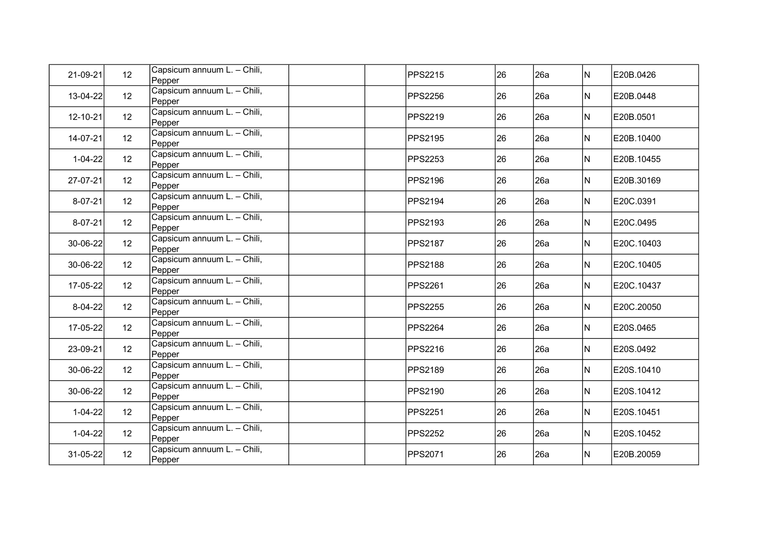| | | | | | | | | | |
|---|---|---|---|---|---|---|---|---|---|
| 21-09-21 | 12 | Capsicum annuum L. – Chili, Pepper | | | PPS2215 | 26 | 26a | N | E20B.0426 |
| 13-04-22 | 12 | Capsicum annuum L. – Chili, Pepper | | | PPS2256 | 26 | 26a | N | E20B.0448 |
| 12-10-21 | 12 | Capsicum annuum L. – Chili, Pepper | | | PPS2219 | 26 | 26a | N | E20B.0501 |
| 14-07-21 | 12 | Capsicum annuum L. – Chili, Pepper | | | PPS2195 | 26 | 26a | N | E20B.10400 |
| 1-04-22 | 12 | Capsicum annuum L. – Chili, Pepper | | | PPS2253 | 26 | 26a | N | E20B.10455 |
| 27-07-21 | 12 | Capsicum annuum L. – Chili, Pepper | | | PPS2196 | 26 | 26a | N | E20B.30169 |
| 8-07-21 | 12 | Capsicum annuum L. – Chili, Pepper | | | PPS2194 | 26 | 26a | N | E20C.0391 |
| 8-07-21 | 12 | Capsicum annuum L. – Chili, Pepper | | | PPS2193 | 26 | 26a | N | E20C.0495 |
| 30-06-22 | 12 | Capsicum annuum L. – Chili, Pepper | | | PPS2187 | 26 | 26a | N | E20C.10403 |
| 30-06-22 | 12 | Capsicum annuum L. – Chili, Pepper | | | PPS2188 | 26 | 26a | N | E20C.10405 |
| 17-05-22 | 12 | Capsicum annuum L. – Chili, Pepper | | | PPS2261 | 26 | 26a | N | E20C.10437 |
| 8-04-22 | 12 | Capsicum annuum L. – Chili, Pepper | | | PPS2255 | 26 | 26a | N | E20C.20050 |
| 17-05-22 | 12 | Capsicum annuum L. – Chili, Pepper | | | PPS2264 | 26 | 26a | N | E20S.0465 |
| 23-09-21 | 12 | Capsicum annuum L. – Chili, Pepper | | | PPS2216 | 26 | 26a | N | E20S.0492 |
| 30-06-22 | 12 | Capsicum annuum L. – Chili, Pepper | | | PPS2189 | 26 | 26a | N | E20S.10410 |
| 30-06-22 | 12 | Capsicum annuum L. – Chili, Pepper | | | PPS2190 | 26 | 26a | N | E20S.10412 |
| 1-04-22 | 12 | Capsicum annuum L. – Chili, Pepper | | | PPS2251 | 26 | 26a | N | E20S.10451 |
| 1-04-22 | 12 | Capsicum annuum L. – Chili, Pepper | | | PPS2252 | 26 | 26a | N | E20S.10452 |
| 31-05-22 | 12 | Capsicum annuum L. – Chili, Pepper | | | PPS2071 | 26 | 26a | N | E20B.20059 |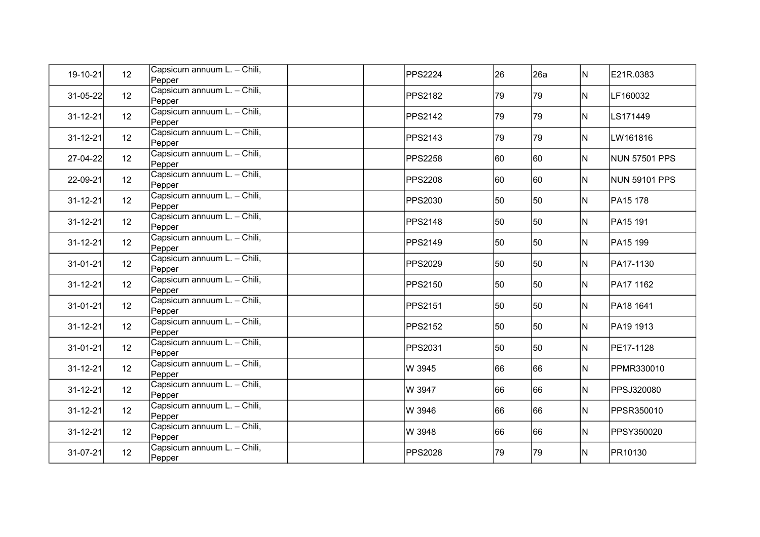| | | | | | | | | | |
|---|---|---|---|---|---|---|---|---|---|
| 19-10-21 | 12 | Capsicum annuum L. – Chili, Pepper | | | PPS2224 | 26 | 26a | N | E21R.0383 |
| 31-05-22 | 12 | Capsicum annuum L. – Chili, Pepper | | | PPS2182 | 79 | 79 | N | LF160032 |
| 31-12-21 | 12 | Capsicum annuum L. – Chili, Pepper | | | PPS2142 | 79 | 79 | N | LS171449 |
| 31-12-21 | 12 | Capsicum annuum L. – Chili, Pepper | | | PPS2143 | 79 | 79 | N | LW161816 |
| 27-04-22 | 12 | Capsicum annuum L. – Chili, Pepper | | | PPS2258 | 60 | 60 | N | NUN 57501 PPS |
| 22-09-21 | 12 | Capsicum annuum L. – Chili, Pepper | | | PPS2208 | 60 | 60 | N | NUN 59101 PPS |
| 31-12-21 | 12 | Capsicum annuum L. – Chili, Pepper | | | PPS2030 | 50 | 50 | N | PA15 178 |
| 31-12-21 | 12 | Capsicum annuum L. – Chili, Pepper | | | PPS2148 | 50 | 50 | N | PA15 191 |
| 31-12-21 | 12 | Capsicum annuum L. – Chili, Pepper | | | PPS2149 | 50 | 50 | N | PA15 199 |
| 31-01-21 | 12 | Capsicum annuum L. – Chili, Pepper | | | PPS2029 | 50 | 50 | N | PA17-1130 |
| 31-12-21 | 12 | Capsicum annuum L. – Chili, Pepper | | | PPS2150 | 50 | 50 | N | PA17 1162 |
| 31-01-21 | 12 | Capsicum annuum L. – Chili, Pepper | | | PPS2151 | 50 | 50 | N | PA18 1641 |
| 31-12-21 | 12 | Capsicum annuum L. – Chili, Pepper | | | PPS2152 | 50 | 50 | N | PA19 1913 |
| 31-01-21 | 12 | Capsicum annuum L. – Chili, Pepper | | | PPS2031 | 50 | 50 | N | PE17-1128 |
| 31-12-21 | 12 | Capsicum annuum L. – Chili, Pepper | | | W 3945 | 66 | 66 | N | PPMR330010 |
| 31-12-21 | 12 | Capsicum annuum L. – Chili, Pepper | | | W 3947 | 66 | 66 | N | PPSJ320080 |
| 31-12-21 | 12 | Capsicum annuum L. – Chili, Pepper | | | W 3946 | 66 | 66 | N | PPSR350010 |
| 31-12-21 | 12 | Capsicum annuum L. – Chili, Pepper | | | W 3948 | 66 | 66 | N | PPSY350020 |
| 31-07-21 | 12 | Capsicum annuum L. – Chili, Pepper | | | PPS2028 | 79 | 79 | N | PR10130 |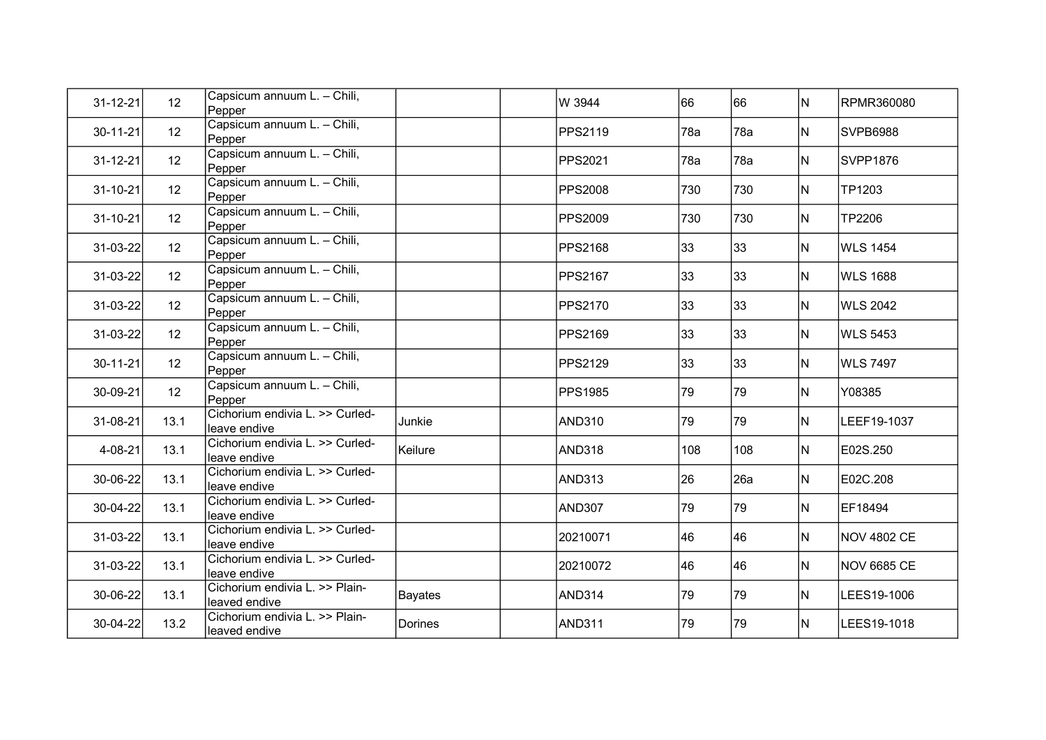| | | | | | | | | | |
|---|---|---|---|---|---|---|---|---|---|
| 31-12-21 | 12 | Capsicum annuum L. – Chili, Pepper | | | W 3944 | 66 | 66 | N | RPMR360080 |
| 30-11-21 | 12 | Capsicum annuum L. – Chili, Pepper | | | PPS2119 | 78a | 78a | N | SVPB6988 |
| 31-12-21 | 12 | Capsicum annuum L. – Chili, Pepper | | | PPS2021 | 78a | 78a | N | SVPP1876 |
| 31-10-21 | 12 | Capsicum annuum L. – Chili, Pepper | | | PPS2008 | 730 | 730 | N | TP1203 |
| 31-10-21 | 12 | Capsicum annuum L. – Chili, Pepper | | | PPS2009 | 730 | 730 | N | TP2206 |
| 31-03-22 | 12 | Capsicum annuum L. – Chili, Pepper | | | PPS2168 | 33 | 33 | N | WLS 1454 |
| 31-03-22 | 12 | Capsicum annuum L. – Chili, Pepper | | | PPS2167 | 33 | 33 | N | WLS 1688 |
| 31-03-22 | 12 | Capsicum annuum L. – Chili, Pepper | | | PPS2170 | 33 | 33 | N | WLS 2042 |
| 31-03-22 | 12 | Capsicum annuum L. – Chili, Pepper | | | PPS2169 | 33 | 33 | N | WLS 5453 |
| 30-11-21 | 12 | Capsicum annuum L. – Chili, Pepper | | | PPS2129 | 33 | 33 | N | WLS 7497 |
| 30-09-21 | 12 | Capsicum annuum L. – Chili, Pepper | | | PPS1985 | 79 | 79 | N | Y08385 |
| 31-08-21 | 13.1 | Cichorium endivia L. >> Curled-leave endive | Junkie | | AND310 | 79 | 79 | N | LEEF19-1037 |
| 4-08-21 | 13.1 | Cichorium endivia L. >> Curled-leave endive | Keilure | | AND318 | 108 | 108 | N | E02S.250 |
| 30-06-22 | 13.1 | Cichorium endivia L. >> Curled-leave endive | | | AND313 | 26 | 26a | N | E02C.208 |
| 30-04-22 | 13.1 | Cichorium endivia L. >> Curled-leave endive | | | AND307 | 79 | 79 | N | EF18494 |
| 31-03-22 | 13.1 | Cichorium endivia L. >> Curled-leave endive | | | 20210071 | 46 | 46 | N | NOV 4802 CE |
| 31-03-22 | 13.1 | Cichorium endivia L. >> Curled-leave endive | | | 20210072 | 46 | 46 | N | NOV 6685 CE |
| 30-06-22 | 13.1 | Cichorium endivia L. >> Plain-leaved endive | Bayates | | AND314 | 79 | 79 | N | LEES19-1006 |
| 30-04-22 | 13.2 | Cichorium endivia L. >> Plain-leaved endive | Dorines | | AND311 | 79 | 79 | N | LEES19-1018 |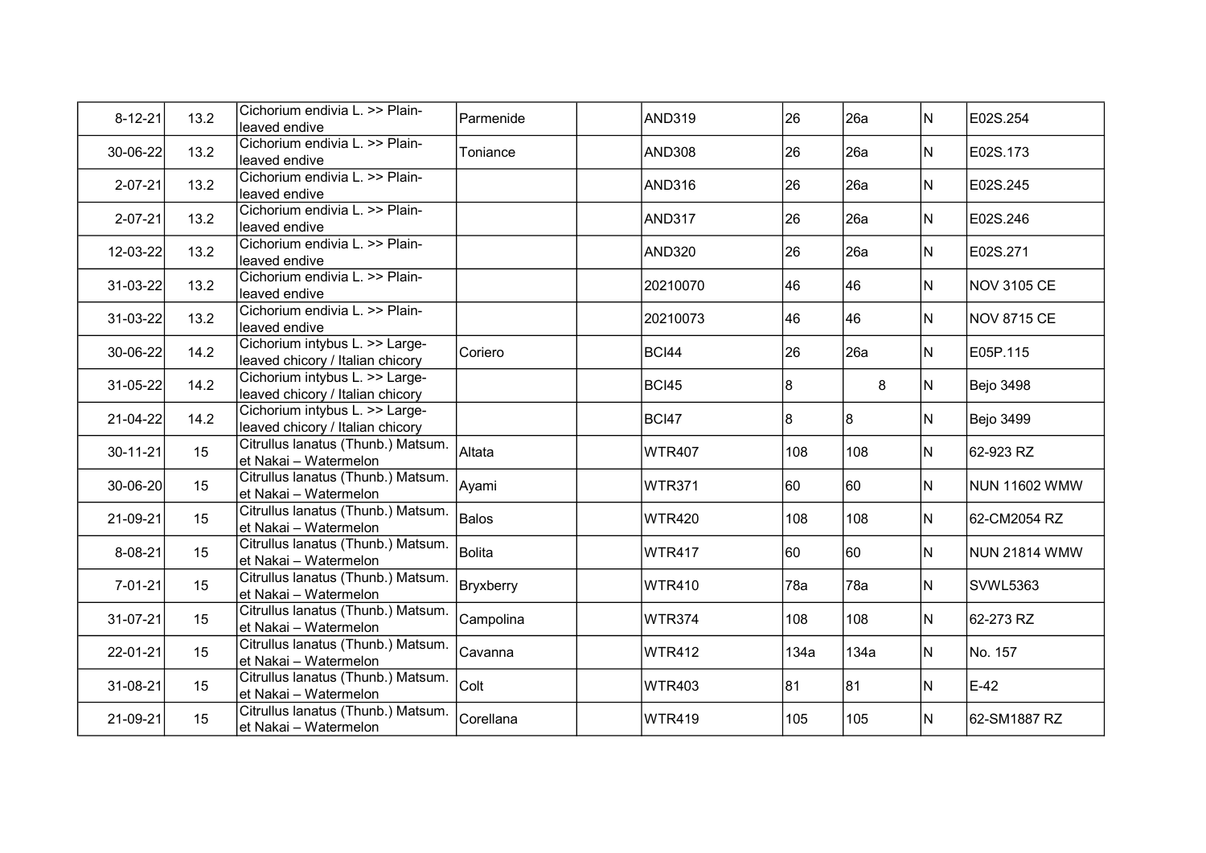| | | | | | | | | | |
|---|---|---|---|---|---|---|---|---|---|
| 8-12-21 | 13.2 | Cichorium endivia L. >> Plain-leaved endive | Parmenide | | AND319 | 26 | 26a | N | E02S.254 |
| 30-06-22 | 13.2 | Cichorium endivia L. >> Plain-leaved endive | Toniance | | AND308 | 26 | 26a | N | E02S.173 |
| 2-07-21 | 13.2 | Cichorium endivia L. >> Plain-leaved endive | | | AND316 | 26 | 26a | N | E02S.245 |
| 2-07-21 | 13.2 | Cichorium endivia L. >> Plain-leaved endive | | | AND317 | 26 | 26a | N | E02S.246 |
| 12-03-22 | 13.2 | Cichorium endivia L. >> Plain-leaved endive | | | AND320 | 26 | 26a | N | E02S.271 |
| 31-03-22 | 13.2 | Cichorium endivia L. >> Plain-leaved endive | | | 20210070 | 46 | 46 | N | NOV 3105 CE |
| 31-03-22 | 13.2 | Cichorium endivia L. >> Plain-leaved endive | | | 20210073 | 46 | 46 | N | NOV 8715 CE |
| 30-06-22 | 14.2 | Cichorium intybus L. >> Large-leaved chicory / Italian chicory | Coriero | | BCI44 | 26 | 26a | N | E05P.115 |
| 31-05-22 | 14.2 | Cichorium intybus L. >> Large-leaved chicory / Italian chicory | | | BCI45 | 8 | 8 | N | Bejo 3498 |
| 21-04-22 | 14.2 | Cichorium intybus L. >> Large-leaved chicory / Italian chicory | | | BCI47 | 8 | 8 | N | Bejo 3499 |
| 30-11-21 | 15 | Citrullus lanatus (Thunb.) Matsum. et Nakai – Watermelon | Altata | | WTR407 | 108 | 108 | N | 62-923 RZ |
| 30-06-20 | 15 | Citrullus lanatus (Thunb.) Matsum. et Nakai – Watermelon | Ayami | | WTR371 | 60 | 60 | N | NUN 11602 WMW |
| 21-09-21 | 15 | Citrullus lanatus (Thunb.) Matsum. et Nakai – Watermelon | Balos | | WTR420 | 108 | 108 | N | 62-CM2054 RZ |
| 8-08-21 | 15 | Citrullus lanatus (Thunb.) Matsum. et Nakai – Watermelon | Bolita | | WTR417 | 60 | 60 | N | NUN 21814 WMW |
| 7-01-21 | 15 | Citrullus lanatus (Thunb.) Matsum. et Nakai – Watermelon | Bryxberry | | WTR410 | 78a | 78a | N | SVWL5363 |
| 31-07-21 | 15 | Citrullus lanatus (Thunb.) Matsum. et Nakai – Watermelon | Campolina | | WTR374 | 108 | 108 | N | 62-273 RZ |
| 22-01-21 | 15 | Citrullus lanatus (Thunb.) Matsum. et Nakai – Watermelon | Cavanna | | WTR412 | 134a | 134a | N | No. 157 |
| 31-08-21 | 15 | Citrullus lanatus (Thunb.) Matsum. et Nakai – Watermelon | Colt | | WTR403 | 81 | 81 | N | E-42 |
| 21-09-21 | 15 | Citrullus lanatus (Thunb.) Matsum. et Nakai – Watermelon | Corellana | | WTR419 | 105 | 105 | N | 62-SM1887 RZ |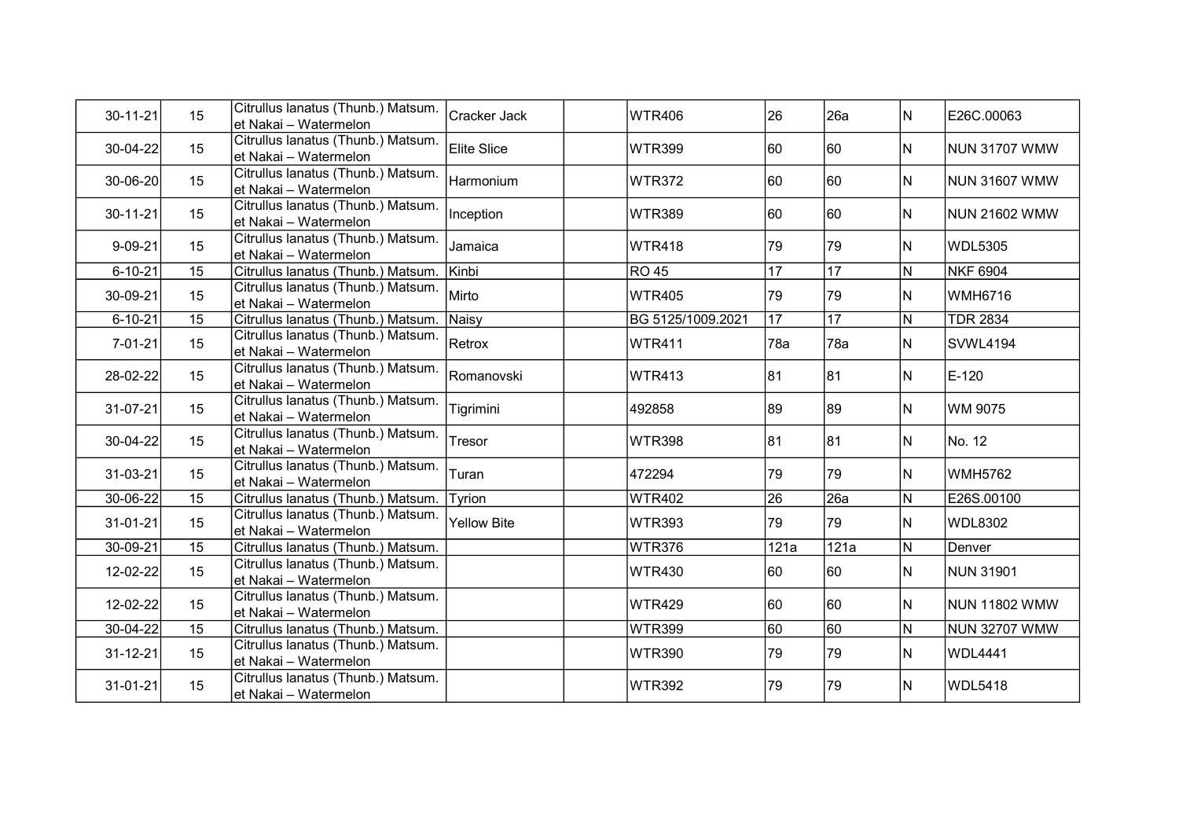| | | | | | | | | | |
|---|---|---|---|---|---|---|---|---|---|
| 30-11-21 | 15 | Citrullus lanatus (Thunb.) Matsum. et Nakai – Watermelon | Cracker Jack | | WTR406 | 26 | 26a | N | E26C.00063 |
| 30-04-22 | 15 | Citrullus lanatus (Thunb.) Matsum. et Nakai – Watermelon | Elite Slice | | WTR399 | 60 | 60 | N | NUN 31707 WMW |
| 30-06-20 | 15 | Citrullus lanatus (Thunb.) Matsum. et Nakai – Watermelon | Harmonium | | WTR372 | 60 | 60 | N | NUN 31607 WMW |
| 30-11-21 | 15 | Citrullus lanatus (Thunb.) Matsum. et Nakai – Watermelon | Inception | | WTR389 | 60 | 60 | N | NUN 21602 WMW |
| 9-09-21 | 15 | Citrullus lanatus (Thunb.) Matsum. et Nakai – Watermelon | Jamaica | | WTR418 | 79 | 79 | N | WDL5305 |
| 6-10-21 | 15 | Citrullus lanatus (Thunb.) Matsum. | Kinbi | | RO 45 | 17 | 17 | N | NKF 6904 |
| 30-09-21 | 15 | Citrullus lanatus (Thunb.) Matsum. et Nakai – Watermelon | Mirto | | WTR405 | 79 | 79 | N | WMH6716 |
| 6-10-21 | 15 | Citrullus lanatus (Thunb.) Matsum. | Naisy | | BG 5125/1009.2021 | 17 | 17 | N | TDR 2834 |
| 7-01-21 | 15 | Citrullus lanatus (Thunb.) Matsum. et Nakai – Watermelon | Retrox | | WTR411 | 78a | 78a | N | SVWL4194 |
| 28-02-22 | 15 | Citrullus lanatus (Thunb.) Matsum. et Nakai – Watermelon | Romanovski | | WTR413 | 81 | 81 | N | E-120 |
| 31-07-21 | 15 | Citrullus lanatus (Thunb.) Matsum. et Nakai – Watermelon | Tigrimini | | 492858 | 89 | 89 | N | WM 9075 |
| 30-04-22 | 15 | Citrullus lanatus (Thunb.) Matsum. et Nakai – Watermelon | Tresor | | WTR398 | 81 | 81 | N | No. 12 |
| 31-03-21 | 15 | Citrullus lanatus (Thunb.) Matsum. et Nakai – Watermelon | Turan | | 472294 | 79 | 79 | N | WMH5762 |
| 30-06-22 | 15 | Citrullus lanatus (Thunb.) Matsum. | Tyrion | | WTR402 | 26 | 26a | N | E26S.00100 |
| 31-01-21 | 15 | Citrullus lanatus (Thunb.) Matsum. et Nakai – Watermelon | Yellow Bite | | WTR393 | 79 | 79 | N | WDL8302 |
| 30-09-21 | 15 | Citrullus lanatus (Thunb.) Matsum. | | | WTR376 | 121a | 121a | N | Denver |
| 12-02-22 | 15 | Citrullus lanatus (Thunb.) Matsum. et Nakai – Watermelon | | | WTR430 | 60 | 60 | N | NUN 31901 |
| 12-02-22 | 15 | Citrullus lanatus (Thunb.) Matsum. et Nakai – Watermelon | | | WTR429 | 60 | 60 | N | NUN 11802 WMW |
| 30-04-22 | 15 | Citrullus lanatus (Thunb.) Matsum. | | | WTR399 | 60 | 60 | N | NUN 32707 WMW |
| 31-12-21 | 15 | Citrullus lanatus (Thunb.) Matsum. et Nakai – Watermelon | | | WTR390 | 79 | 79 | N | WDL4441 |
| 31-01-21 | 15 | Citrullus lanatus (Thunb.) Matsum. et Nakai – Watermelon | | | WTR392 | 79 | 79 | N | WDL5418 |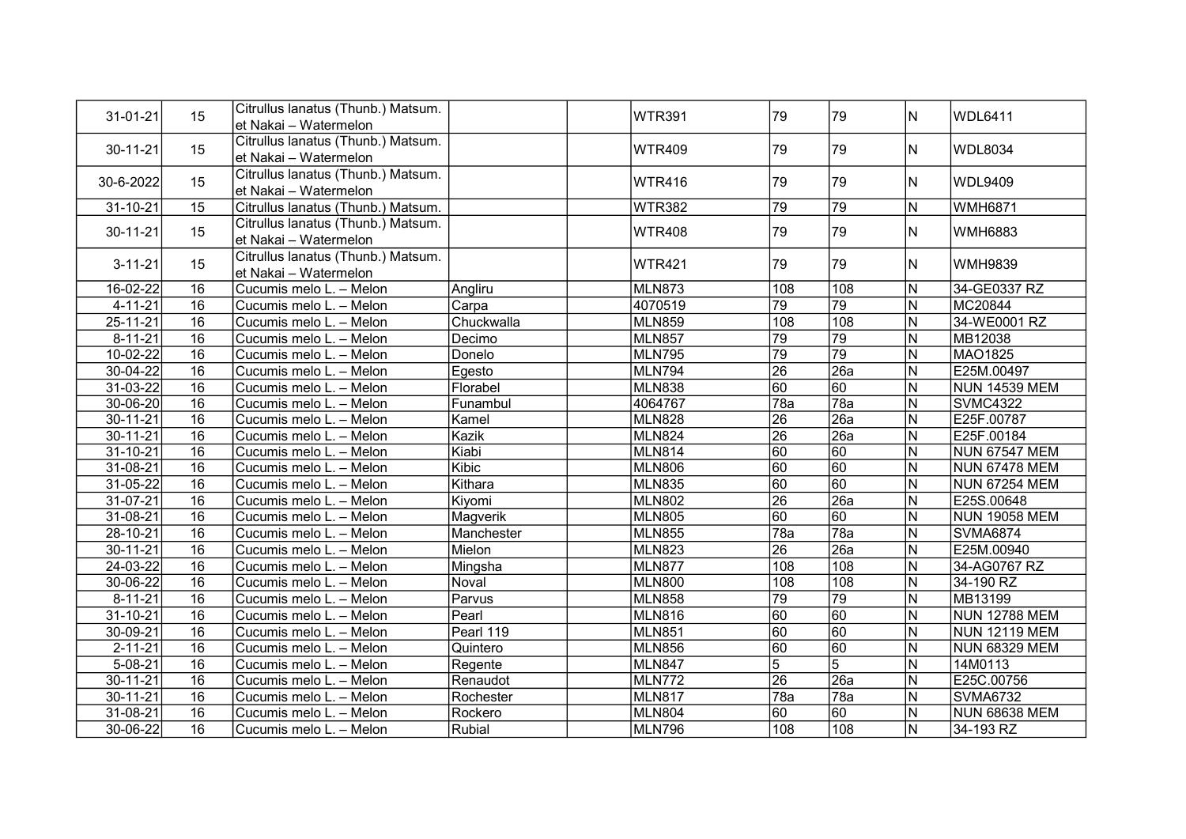| | | | | | | | | | |
|---|---|---|---|---|---|---|---|---|---|
| 31-01-21 | 15 | Citrullus lanatus (Thunb.) Matsum. et Nakai – Watermelon | | | WTR391 | 79 | 79 | N | WDL6411 |
| 30-11-21 | 15 | Citrullus lanatus (Thunb.) Matsum. et Nakai – Watermelon | | | WTR409 | 79 | 79 | N | WDL8034 |
| 30-6-2022 | 15 | Citrullus lanatus (Thunb.) Matsum. et Nakai – Watermelon | | | WTR416 | 79 | 79 | N | WDL9409 |
| 31-10-21 | 15 | Citrullus lanatus (Thunb.) Matsum. | | | WTR382 | 79 | 79 | N | WMH6871 |
| 30-11-21 | 15 | Citrullus lanatus (Thunb.) Matsum. et Nakai – Watermelon | | | WTR408 | 79 | 79 | N | WMH6883 |
| 3-11-21 | 15 | Citrullus lanatus (Thunb.) Matsum. et Nakai – Watermelon | | | WTR421 | 79 | 79 | N | WMH9839 |
| 16-02-22 | 16 | Cucumis melo L. – Melon | Angliru | | MLN873 | 108 | 108 | N | 34-GE0337 RZ |
| 4-11-21 | 16 | Cucumis melo L. – Melon | Carpa | | 4070519 | 79 | 79 | N | MC20844 |
| 25-11-21 | 16 | Cucumis melo L. – Melon | Chuckwalla | | MLN859 | 108 | 108 | N | 34-WE0001 RZ |
| 8-11-21 | 16 | Cucumis melo L. – Melon | Decimo | | MLN857 | 79 | 79 | N | MB12038 |
| 10-02-22 | 16 | Cucumis melo L. – Melon | Donelo | | MLN795 | 79 | 79 | N | MAO1825 |
| 30-04-22 | 16 | Cucumis melo L. – Melon | Egesto | | MLN794 | 26 | 26a | N | E25M.00497 |
| 31-03-22 | 16 | Cucumis melo L. – Melon | Florabel | | MLN838 | 60 | 60 | N | NUN 14539 MEM |
| 30-06-20 | 16 | Cucumis melo L. – Melon | Funambul | | 4064767 | 78a | 78a | N | SVMC4322 |
| 30-11-21 | 16 | Cucumis melo L. – Melon | Kamel | | MLN828 | 26 | 26a | N | E25F.00787 |
| 30-11-21 | 16 | Cucumis melo L. – Melon | Kazik | | MLN824 | 26 | 26a | N | E25F.00184 |
| 31-10-21 | 16 | Cucumis melo L. – Melon | Kiabi | | MLN814 | 60 | 60 | N | NUN 67547 MEM |
| 31-08-21 | 16 | Cucumis melo L. – Melon | Kibic | | MLN806 | 60 | 60 | N | NUN 67478 MEM |
| 31-05-22 | 16 | Cucumis melo L. – Melon | Kithara | | MLN835 | 60 | 60 | N | NUN 67254 MEM |
| 31-07-21 | 16 | Cucumis melo L. – Melon | Kiyomi | | MLN802 | 26 | 26a | N | E25S.00648 |
| 31-08-21 | 16 | Cucumis melo L. – Melon | Magverik | | MLN805 | 60 | 60 | N | NUN 19058 MEM |
| 28-10-21 | 16 | Cucumis melo L. – Melon | Manchester | | MLN855 | 78a | 78a | N | SVMA6874 |
| 30-11-21 | 16 | Cucumis melo L. – Melon | Mielon | | MLN823 | 26 | 26a | N | E25M.00940 |
| 24-03-22 | 16 | Cucumis melo L. – Melon | Mingsha | | MLN877 | 108 | 108 | N | 34-AG0767 RZ |
| 30-06-22 | 16 | Cucumis melo L. – Melon | Noval | | MLN800 | 108 | 108 | N | 34-190 RZ |
| 8-11-21 | 16 | Cucumis melo L. – Melon | Parvus | | MLN858 | 79 | 79 | N | MB13199 |
| 31-10-21 | 16 | Cucumis melo L. – Melon | Pearl | | MLN816 | 60 | 60 | N | NUN 12788 MEM |
| 30-09-21 | 16 | Cucumis melo L. – Melon | Pearl 119 | | MLN851 | 60 | 60 | N | NUN 12119 MEM |
| 2-11-21 | 16 | Cucumis melo L. – Melon | Quintero | | MLN856 | 60 | 60 | N | NUN 68329 MEM |
| 5-08-21 | 16 | Cucumis melo L. – Melon | Regente | | MLN847 | 5 | 5 | N | 14M0113 |
| 30-11-21 | 16 | Cucumis melo L. – Melon | Renaudot | | MLN772 | 26 | 26a | N | E25C.00756 |
| 30-11-21 | 16 | Cucumis melo L. – Melon | Rochester | | MLN817 | 78a | 78a | N | SVMA6732 |
| 31-08-21 | 16 | Cucumis melo L. – Melon | Rockero | | MLN804 | 60 | 60 | N | NUN 68638 MEM |
| 30-06-22 | 16 | Cucumis melo L. – Melon | Rubial | | MLN796 | 108 | 108 | N | 34-193 RZ |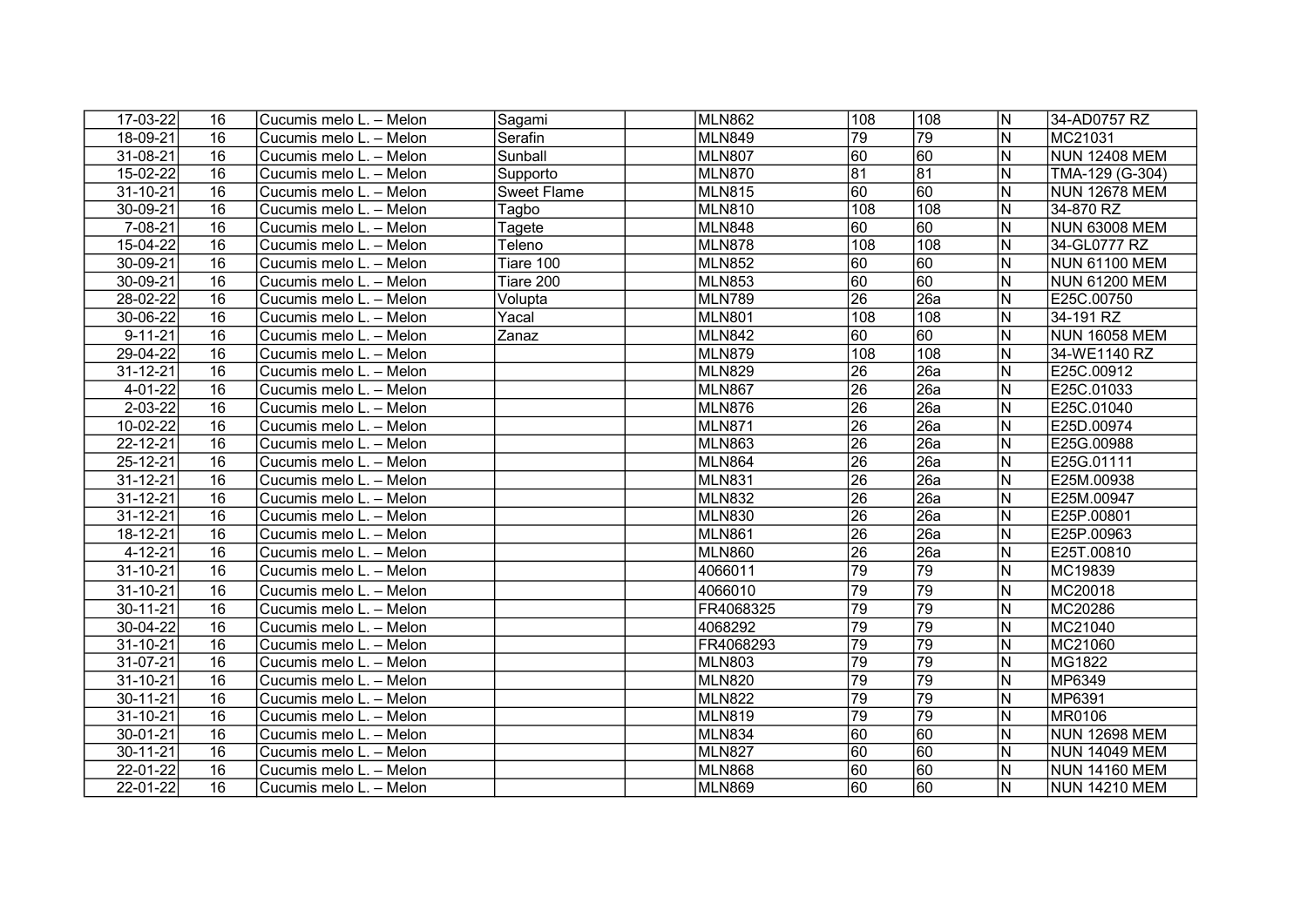| | | | | | | | | | |
|---|---|---|---|---|---|---|---|---|---|
| 17-03-22 | 16 | Cucumis melo L. – Melon | Sagami | | MLN862 | 108 | 108 | N | 34-AD0757 RZ |
| 18-09-21 | 16 | Cucumis melo L. – Melon | Serafin | | MLN849 | 79 | 79 | N | MC21031 |
| 31-08-21 | 16 | Cucumis melo L. – Melon | Sunball | | MLN807 | 60 | 60 | N | NUN 12408 MEM |
| 15-02-22 | 16 | Cucumis melo L. – Melon | Supporto | | MLN870 | 81 | 81 | N | TMA-129 (G-304) |
| 31-10-21 | 16 | Cucumis melo L. – Melon | Sweet Flame | | MLN815 | 60 | 60 | N | NUN 12678 MEM |
| 30-09-21 | 16 | Cucumis melo L. – Melon | Tagbo | | MLN810 | 108 | 108 | N | 34-870 RZ |
| 7-08-21 | 16 | Cucumis melo L. – Melon | Tagete | | MLN848 | 60 | 60 | N | NUN 63008 MEM |
| 15-04-22 | 16 | Cucumis melo L. – Melon | Teleno | | MLN878 | 108 | 108 | N | 34-GL0777 RZ |
| 30-09-21 | 16 | Cucumis melo L. – Melon | Tiare 100 | | MLN852 | 60 | 60 | N | NUN 61100 MEM |
| 30-09-21 | 16 | Cucumis melo L. – Melon | Tiare 200 | | MLN853 | 60 | 60 | N | NUN 61200 MEM |
| 28-02-22 | 16 | Cucumis melo L. – Melon | Volupta | | MLN789 | 26 | 26a | N | E25C.00750 |
| 30-06-22 | 16 | Cucumis melo L. – Melon | Yacal | | MLN801 | 108 | 108 | N | 34-191 RZ |
| 9-11-21 | 16 | Cucumis melo L. – Melon | Zanaz | | MLN842 | 60 | 60 | N | NUN 16058 MEM |
| 29-04-22 | 16 | Cucumis melo L. – Melon | | | MLN879 | 108 | 108 | N | 34-WE1140 RZ |
| 31-12-21 | 16 | Cucumis melo L. – Melon | | | MLN829 | 26 | 26a | N | E25C.00912 |
| 4-01-22 | 16 | Cucumis melo L. – Melon | | | MLN867 | 26 | 26a | N | E25C.01033 |
| 2-03-22 | 16 | Cucumis melo L. – Melon | | | MLN876 | 26 | 26a | N | E25C.01040 |
| 10-02-22 | 16 | Cucumis melo L. – Melon | | | MLN871 | 26 | 26a | N | E25D.00974 |
| 22-12-21 | 16 | Cucumis melo L. – Melon | | | MLN863 | 26 | 26a | N | E25G.00988 |
| 25-12-21 | 16 | Cucumis melo L. – Melon | | | MLN864 | 26 | 26a | N | E25G.01111 |
| 31-12-21 | 16 | Cucumis melo L. – Melon | | | MLN831 | 26 | 26a | N | E25M.00938 |
| 31-12-21 | 16 | Cucumis melo L. – Melon | | | MLN832 | 26 | 26a | N | E25M.00947 |
| 31-12-21 | 16 | Cucumis melo L. – Melon | | | MLN830 | 26 | 26a | N | E25P.00801 |
| 18-12-21 | 16 | Cucumis melo L. – Melon | | | MLN861 | 26 | 26a | N | E25P.00963 |
| 4-12-21 | 16 | Cucumis melo L. – Melon | | | MLN860 | 26 | 26a | N | E25T.00810 |
| 31-10-21 | 16 | Cucumis melo L. – Melon | | | 4066011 | 79 | 79 | N | MC19839 |
| 31-10-21 | 16 | Cucumis melo L. – Melon | | | 4066010 | 79 | 79 | N | MC20018 |
| 30-11-21 | 16 | Cucumis melo L. – Melon | | | FR4068325 | 79 | 79 | N | MC20286 |
| 30-04-22 | 16 | Cucumis melo L. – Melon | | | 4068292 | 79 | 79 | N | MC21040 |
| 31-10-21 | 16 | Cucumis melo L. – Melon | | | FR4068293 | 79 | 79 | N | MC21060 |
| 31-07-21 | 16 | Cucumis melo L. – Melon | | | MLN803 | 79 | 79 | N | MG1822 |
| 31-10-21 | 16 | Cucumis melo L. – Melon | | | MLN820 | 79 | 79 | N | MP6349 |
| 30-11-21 | 16 | Cucumis melo L. – Melon | | | MLN822 | 79 | 79 | N | MP6391 |
| 31-10-21 | 16 | Cucumis melo L. – Melon | | | MLN819 | 79 | 79 | N | MR0106 |
| 30-01-21 | 16 | Cucumis melo L. – Melon | | | MLN834 | 60 | 60 | N | NUN 12698 MEM |
| 30-11-21 | 16 | Cucumis melo L. – Melon | | | MLN827 | 60 | 60 | N | NUN 14049 MEM |
| 22-01-22 | 16 | Cucumis melo L. – Melon | | | MLN868 | 60 | 60 | N | NUN 14160 MEM |
| 22-01-22 | 16 | Cucumis melo L. – Melon | | | MLN869 | 60 | 60 | N | NUN 14210 MEM |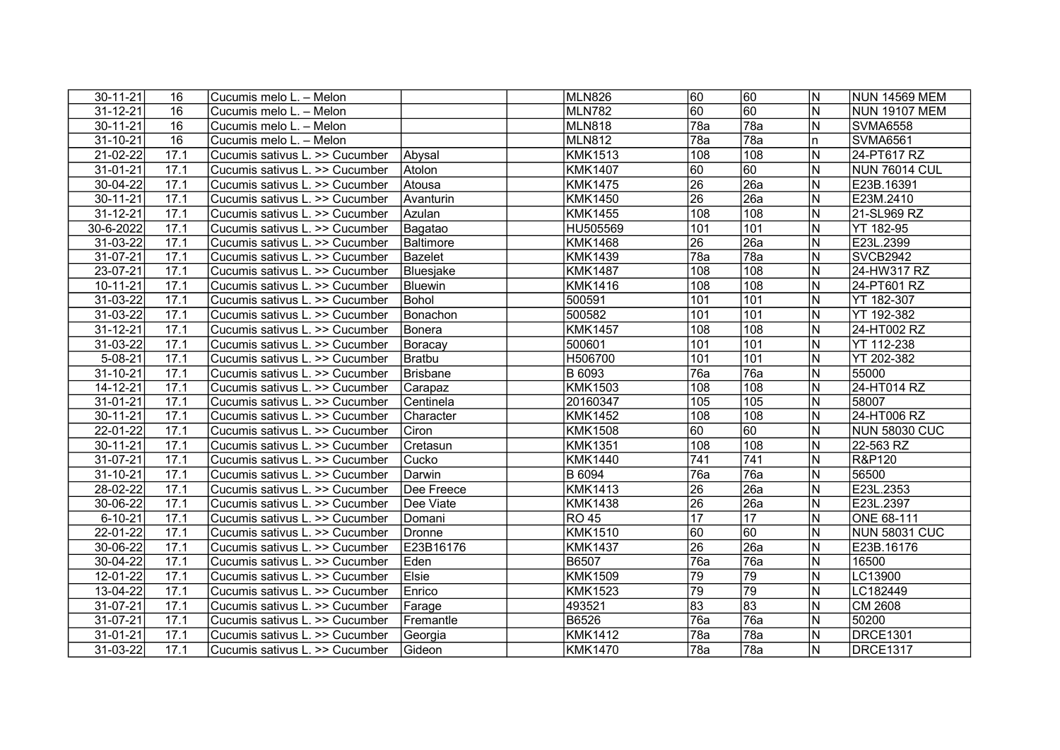| | | | | | | | | | |
|---|---|---|---|---|---|---|---|---|---|
| 30-11-21 | 16 | Cucumis melo L. – Melon | | | MLN826 | 60 | 60 | N | NUN 14569 MEM |
| 31-12-21 | 16 | Cucumis melo L. – Melon | | | MLN782 | 60 | 60 | N | NUN 19107 MEM |
| 30-11-21 | 16 | Cucumis melo L. – Melon | | | MLN818 | 78a | 78a | N | SVMA6558 |
| 31-10-21 | 16 | Cucumis melo L. – Melon | | | MLN812 | 78a | 78a | n | SVMA6561 |
| 21-02-22 | 17.1 | Cucumis sativus L. >> Cucumber | Abysal | | KMK1513 | 108 | 108 | N | 24-PT617 RZ |
| 31-01-21 | 17.1 | Cucumis sativus L. >> Cucumber | Atolon | | KMK1407 | 60 | 60 | N | NUN 76014 CUL |
| 30-04-22 | 17.1 | Cucumis sativus L. >> Cucumber | Atousa | | KMK1475 | 26 | 26a | N | E23B.16391 |
| 30-11-21 | 17.1 | Cucumis sativus L. >> Cucumber | Avanturin | | KMK1450 | 26 | 26a | N | E23M.2410 |
| 31-12-21 | 17.1 | Cucumis sativus L. >> Cucumber | Azulan | | KMK1455 | 108 | 108 | N | 21-SL969 RZ |
| 30-6-2022 | 17.1 | Cucumis sativus L. >> Cucumber | Bagatao | | HU505569 | 101 | 101 | N | YT 182-95 |
| 31-03-22 | 17.1 | Cucumis sativus L. >> Cucumber | Baltimore | | KMK1468 | 26 | 26a | N | E23L.2399 |
| 31-07-21 | 17.1 | Cucumis sativus L. >> Cucumber | Bazelet | | KMK1439 | 78a | 78a | N | SVCB2942 |
| 23-07-21 | 17.1 | Cucumis sativus L. >> Cucumber | Bluesjake | | KMK1487 | 108 | 108 | N | 24-HW317 RZ |
| 10-11-21 | 17.1 | Cucumis sativus L. >> Cucumber | Bluewin | | KMK1416 | 108 | 108 | N | 24-PT601 RZ |
| 31-03-22 | 17.1 | Cucumis sativus L. >> Cucumber | Bohol | | 500591 | 101 | 101 | N | YT 182-307 |
| 31-03-22 | 17.1 | Cucumis sativus L. >> Cucumber | Bonachon | | 500582 | 101 | 101 | N | YT 192-382 |
| 31-12-21 | 17.1 | Cucumis sativus L. >> Cucumber | Bonera | | KMK1457 | 108 | 108 | N | 24-HT002 RZ |
| 31-03-22 | 17.1 | Cucumis sativus L. >> Cucumber | Boracay | | 500601 | 101 | 101 | N | YT 112-238 |
| 5-08-21 | 17.1 | Cucumis sativus L. >> Cucumber | Bratbu | | H506700 | 101 | 101 | N | YT 202-382 |
| 31-10-21 | 17.1 | Cucumis sativus L. >> Cucumber | Brisbane | | B 6093 | 76a | 76a | N | 55000 |
| 14-12-21 | 17.1 | Cucumis sativus L. >> Cucumber | Carapaz | | KMK1503 | 108 | 108 | N | 24-HT014 RZ |
| 31-01-21 | 17.1 | Cucumis sativus L. >> Cucumber | Centinela | | 20160347 | 105 | 105 | N | 58007 |
| 30-11-21 | 17.1 | Cucumis sativus L. >> Cucumber | Character | | KMK1452 | 108 | 108 | N | 24-HT006 RZ |
| 22-01-22 | 17.1 | Cucumis sativus L. >> Cucumber | Ciron | | KMK1508 | 60 | 60 | N | NUN 58030 CUC |
| 30-11-21 | 17.1 | Cucumis sativus L. >> Cucumber | Cretasun | | KMK1351 | 108 | 108 | N | 22-563 RZ |
| 31-07-21 | 17.1 | Cucumis sativus L. >> Cucumber | Cucko | | KMK1440 | 741 | 741 | N | R&P120 |
| 31-10-21 | 17.1 | Cucumis sativus L. >> Cucumber | Darwin | | B 6094 | 76a | 76a | N | 56500 |
| 28-02-22 | 17.1 | Cucumis sativus L. >> Cucumber | Dee Freece | | KMK1413 | 26 | 26a | N | E23L.2353 |
| 30-06-22 | 17.1 | Cucumis sativus L. >> Cucumber | Dee Viate | | KMK1438 | 26 | 26a | N | E23L.2397 |
| 6-10-21 | 17.1 | Cucumis sativus L. >> Cucumber | Domani | | RO 45 | 17 | 17 | N | ONE 68-111 |
| 22-01-22 | 17.1 | Cucumis sativus L. >> Cucumber | Dronne | | KMK1510 | 60 | 60 | N | NUN 58031 CUC |
| 30-06-22 | 17.1 | Cucumis sativus L. >> Cucumber | E23B16176 | | KMK1437 | 26 | 26a | N | E23B.16176 |
| 30-04-22 | 17.1 | Cucumis sativus L. >> Cucumber | Eden | | B6507 | 76a | 76a | N | 16500 |
| 12-01-22 | 17.1 | Cucumis sativus L. >> Cucumber | Elsie | | KMK1509 | 79 | 79 | N | LC13900 |
| 13-04-22 | 17.1 | Cucumis sativus L. >> Cucumber | Enrico | | KMK1523 | 79 | 79 | N | LC182449 |
| 31-07-21 | 17.1 | Cucumis sativus L. >> Cucumber | Farage | | 493521 | 83 | 83 | N | CM 2608 |
| 31-07-21 | 17.1 | Cucumis sativus L. >> Cucumber | Fremantle | | B6526 | 76a | 76a | N | 50200 |
| 31-01-21 | 17.1 | Cucumis sativus L. >> Cucumber | Georgia | | KMK1412 | 78a | 78a | N | DRCE1301 |
| 31-03-22 | 17.1 | Cucumis sativus L. >> Cucumber | Gideon | | KMK1470 | 78a | 78a | N | DRCE1317 |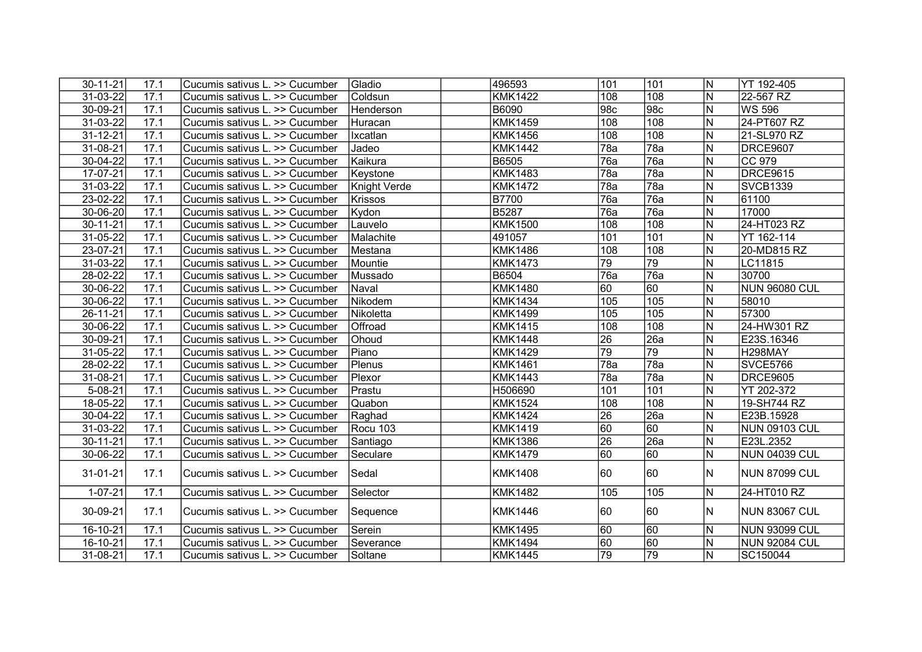| | | | | | | | | | |
|---|---|---|---|---|---|---|---|---|---|
| 30-11-21 | 17.1 | Cucumis sativus L. >> Cucumber | Gladio | | 496593 | 101 | 101 | N | YT 192-405 |
| 31-03-22 | 17.1 | Cucumis sativus L. >> Cucumber | Coldsun | | KMK1422 | 108 | 108 | N | 22-567 RZ |
| 30-09-21 | 17.1 | Cucumis sativus L. >> Cucumber | Henderson | | B6090 | 98c | 98c | N | WS 596 |
| 31-03-22 | 17.1 | Cucumis sativus L. >> Cucumber | Huracan | | KMK1459 | 108 | 108 | N | 24-PT607 RZ |
| 31-12-21 | 17.1 | Cucumis sativus L. >> Cucumber | Ixcatlan | | KMK1456 | 108 | 108 | N | 21-SL970 RZ |
| 31-08-21 | 17.1 | Cucumis sativus L. >> Cucumber | Jadeo | | KMK1442 | 78a | 78a | N | DRCE9607 |
| 30-04-22 | 17.1 | Cucumis sativus L. >> Cucumber | Kaikura | | B6505 | 76a | 76a | N | CC 979 |
| 17-07-21 | 17.1 | Cucumis sativus L. >> Cucumber | Keystone | | KMK1483 | 78a | 78a | N | DRCE9615 |
| 31-03-22 | 17.1 | Cucumis sativus L. >> Cucumber | Knight Verde | | KMK1472 | 78a | 78a | N | SVCB1339 |
| 23-02-22 | 17.1 | Cucumis sativus L. >> Cucumber | Krissos | | B7700 | 76a | 76a | N | 61100 |
| 30-06-20 | 17.1 | Cucumis sativus L. >> Cucumber | Kydon | | B5287 | 76a | 76a | N | 17000 |
| 30-11-21 | 17.1 | Cucumis sativus L. >> Cucumber | Lauvelo | | KMK1500 | 108 | 108 | N | 24-HT023 RZ |
| 31-05-22 | 17.1 | Cucumis sativus L. >> Cucumber | Malachite | | 491057 | 101 | 101 | N | YT 162-114 |
| 23-07-21 | 17.1 | Cucumis sativus L. >> Cucumber | Mestana | | KMK1486 | 108 | 108 | N | 20-MD815 RZ |
| 31-03-22 | 17.1 | Cucumis sativus L. >> Cucumber | Mountie | | KMK1473 | 79 | 79 | N | LC11815 |
| 28-02-22 | 17.1 | Cucumis sativus L. >> Cucumber | Mussado | | B6504 | 76a | 76a | N | 30700 |
| 30-06-22 | 17.1 | Cucumis sativus L. >> Cucumber | Naval | | KMK1480 | 60 | 60 | N | NUN 96080 CUL |
| 30-06-22 | 17.1 | Cucumis sativus L. >> Cucumber | Nikodem | | KMK1434 | 105 | 105 | N | 58010 |
| 26-11-21 | 17.1 | Cucumis sativus L. >> Cucumber | Nikoletta | | KMK1499 | 105 | 105 | N | 57300 |
| 30-06-22 | 17.1 | Cucumis sativus L. >> Cucumber | Offroad | | KMK1415 | 108 | 108 | N | 24-HW301 RZ |
| 30-09-21 | 17.1 | Cucumis sativus L. >> Cucumber | Ohoud | | KMK1448 | 26 | 26a | N | E23S.16346 |
| 31-05-22 | 17.1 | Cucumis sativus L. >> Cucumber | Piano | | KMK1429 | 79 | 79 | N | H298MAY |
| 28-02-22 | 17.1 | Cucumis sativus L. >> Cucumber | Plenus | | KMK1461 | 78a | 78a | N | SVCE5766 |
| 31-08-21 | 17.1 | Cucumis sativus L. >> Cucumber | Plexor | | KMK1443 | 78a | 78a | N | DRCE9605 |
| 5-08-21 | 17.1 | Cucumis sativus L. >> Cucumber | Prastu | | H506690 | 101 | 101 | N | YT 202-372 |
| 18-05-22 | 17.1 | Cucumis sativus L. >> Cucumber | Quabon | | KMK1524 | 108 | 108 | N | 19-SH744 RZ |
| 30-04-22 | 17.1 | Cucumis sativus L. >> Cucumber | Raghad | | KMK1424 | 26 | 26a | N | E23B.15928 |
| 31-03-22 | 17.1 | Cucumis sativus L. >> Cucumber | Rocu 103 | | KMK1419 | 60 | 60 | N | NUN 09103 CUL |
| 30-11-21 | 17.1 | Cucumis sativus L. >> Cucumber | Santiago | | KMK1386 | 26 | 26a | N | E23L.2352 |
| 30-06-22 | 17.1 | Cucumis sativus L. >> Cucumber | Seculare | | KMK1479 | 60 | 60 | N | NUN 04039 CUL |
| 31-01-21 | 17.1 | Cucumis sativus L. >> Cucumber | Sedal | | KMK1408 | 60 | 60 | N | NUN 87099 CUL |
| 1-07-21 | 17.1 | Cucumis sativus L. >> Cucumber | Selector | | KMK1482 | 105 | 105 | N | 24-HT010 RZ |
| 30-09-21 | 17.1 | Cucumis sativus L. >> Cucumber | Sequence | | KMK1446 | 60 | 60 | N | NUN 83067 CUL |
| 16-10-21 | 17.1 | Cucumis sativus L. >> Cucumber | Serein | | KMK1495 | 60 | 60 | N | NUN 93099 CUL |
| 16-10-21 | 17.1 | Cucumis sativus L. >> Cucumber | Severance | | KMK1494 | 60 | 60 | N | NUN 92084 CUL |
| 31-08-21 | 17.1 | Cucumis sativus L. >> Cucumber | Soltane | | KMK1445 | 79 | 79 | N | SC150044 |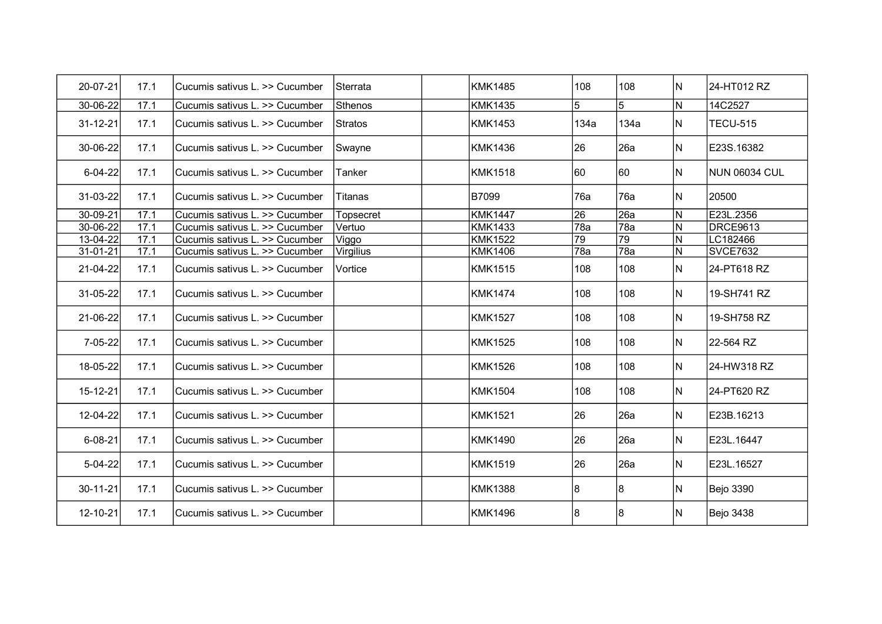| | | | | | | | | | |
|---|---|---|---|---|---|---|---|---|---|
| 20-07-21 | 17.1 | Cucumis sativus L. >> Cucumber | Sterrata | | KMK1485 | 108 | 108 | N | 24-HT012 RZ |
| 30-06-22 | 17.1 | Cucumis sativus L. >> Cucumber | Sthenos | | KMK1435 | 5 | 5 | N | 14C2527 |
| 31-12-21 | 17.1 | Cucumis sativus L. >> Cucumber | Stratos | | KMK1453 | 134a | 134a | N | TECU-515 |
| 30-06-22 | 17.1 | Cucumis sativus L. >> Cucumber | Swayne | | KMK1436 | 26 | 26a | N | E23S.16382 |
| 6-04-22 | 17.1 | Cucumis sativus L. >> Cucumber | Tanker | | KMK1518 | 60 | 60 | N | NUN 06034 CUL |
| 31-03-22 | 17.1 | Cucumis sativus L. >> Cucumber | Titanas | | B7099 | 76a | 76a | N | 20500 |
| 30-09-21 | 17.1 | Cucumis sativus L. >> Cucumber | Topsecret | | KMK1447 | 26 | 26a | N | E23L.2356 |
| 30-06-22 | 17.1 | Cucumis sativus L. >> Cucumber | Vertuo | | KMK1433 | 78a | 78a | N | DRCE9613 |
| 13-04-22 | 17.1 | Cucumis sativus L. >> Cucumber | Viggo | | KMK1522 | 79 | 79 | N | LC182466 |
| 31-01-21 | 17.1 | Cucumis sativus L. >> Cucumber | Virgilius | | KMK1406 | 78a | 78a | N | SVCE7632 |
| 21-04-22 | 17.1 | Cucumis sativus L. >> Cucumber | Vortice | | KMK1515 | 108 | 108 | N | 24-PT618 RZ |
| 31-05-22 | 17.1 | Cucumis sativus L. >> Cucumber | | | KMK1474 | 108 | 108 | N | 19-SH741 RZ |
| 21-06-22 | 17.1 | Cucumis sativus L. >> Cucumber | | | KMK1527 | 108 | 108 | N | 19-SH758 RZ |
| 7-05-22 | 17.1 | Cucumis sativus L. >> Cucumber | | | KMK1525 | 108 | 108 | N | 22-564 RZ |
| 18-05-22 | 17.1 | Cucumis sativus L. >> Cucumber | | | KMK1526 | 108 | 108 | N | 24-HW318 RZ |
| 15-12-21 | 17.1 | Cucumis sativus L. >> Cucumber | | | KMK1504 | 108 | 108 | N | 24-PT620 RZ |
| 12-04-22 | 17.1 | Cucumis sativus L. >> Cucumber | | | KMK1521 | 26 | 26a | N | E23B.16213 |
| 6-08-21 | 17.1 | Cucumis sativus L. >> Cucumber | | | KMK1490 | 26 | 26a | N | E23L.16447 |
| 5-04-22 | 17.1 | Cucumis sativus L. >> Cucumber | | | KMK1519 | 26 | 26a | N | E23L.16527 |
| 30-11-21 | 17.1 | Cucumis sativus L. >> Cucumber | | | KMK1388 | 8 | 8 | N | Bejo 3390 |
| 12-10-21 | 17.1 | Cucumis sativus L. >> Cucumber | | | KMK1496 | 8 | 8 | N | Bejo 3438 |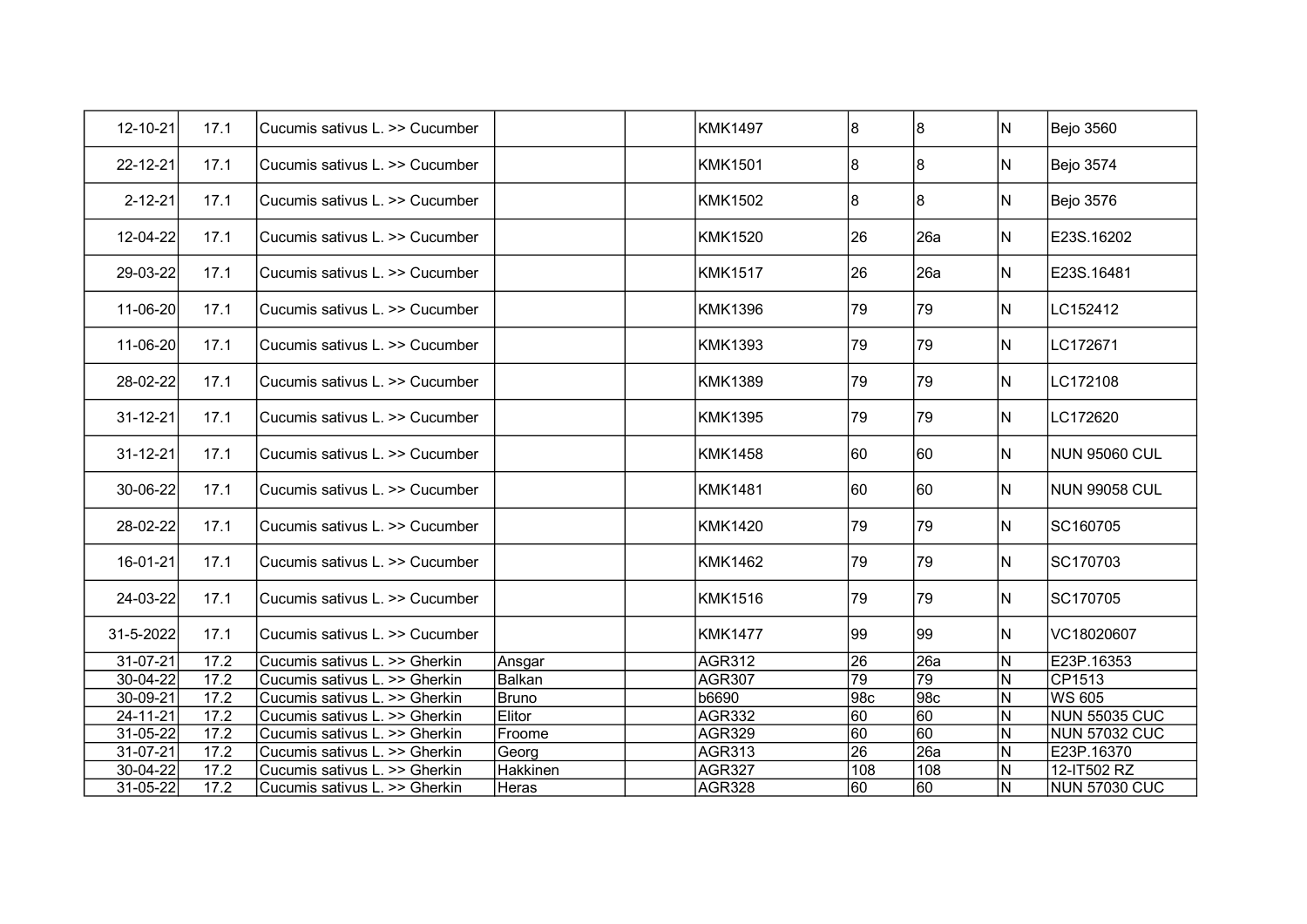| | | | | | | | | | |
|---|---|---|---|---|---|---|---|---|---|
| 12-10-21 | 17.1 | Cucumis sativus L. >> Cucumber | | | KMK1497 | 8 | 8 | N | Bejo 3560 |
| 22-12-21 | 17.1 | Cucumis sativus L. >> Cucumber | | | KMK1501 | 8 | 8 | N | Bejo 3574 |
| 2-12-21 | 17.1 | Cucumis sativus L. >> Cucumber | | | KMK1502 | 8 | 8 | N | Bejo 3576 |
| 12-04-22 | 17.1 | Cucumis sativus L. >> Cucumber | | | KMK1520 | 26 | 26a | N | E23S.16202 |
| 29-03-22 | 17.1 | Cucumis sativus L. >> Cucumber | | | KMK1517 | 26 | 26a | N | E23S.16481 |
| 11-06-20 | 17.1 | Cucumis sativus L. >> Cucumber | | | KMK1396 | 79 | 79 | N | LC152412 |
| 11-06-20 | 17.1 | Cucumis sativus L. >> Cucumber | | | KMK1393 | 79 | 79 | N | LC172671 |
| 28-02-22 | 17.1 | Cucumis sativus L. >> Cucumber | | | KMK1389 | 79 | 79 | N | LC172108 |
| 31-12-21 | 17.1 | Cucumis sativus L. >> Cucumber | | | KMK1395 | 79 | 79 | N | LC172620 |
| 31-12-21 | 17.1 | Cucumis sativus L. >> Cucumber | | | KMK1458 | 60 | 60 | N | NUN 95060 CUL |
| 30-06-22 | 17.1 | Cucumis sativus L. >> Cucumber | | | KMK1481 | 60 | 60 | N | NUN 99058 CUL |
| 28-02-22 | 17.1 | Cucumis sativus L. >> Cucumber | | | KMK1420 | 79 | 79 | N | SC160705 |
| 16-01-21 | 17.1 | Cucumis sativus L. >> Cucumber | | | KMK1462 | 79 | 79 | N | SC170703 |
| 24-03-22 | 17.1 | Cucumis sativus L. >> Cucumber | | | KMK1516 | 79 | 79 | N | SC170705 |
| 31-5-2022 | 17.1 | Cucumis sativus L. >> Cucumber | | | KMK1477 | 99 | 99 | N | VC18020607 |
| 31-07-21 | 17.2 | Cucumis sativus L. >> Gherkin | Ansgar | | AGR312 | 26 | 26a | N | E23P.16353 |
| 30-04-22 | 17.2 | Cucumis sativus L. >> Gherkin | Balkan | | AGR307 | 79 | 79 | N | CP1513 |
| 30-09-21 | 17.2 | Cucumis sativus L. >> Gherkin | Bruno | | b6690 | 98c | 98c | N | WS 605 |
| 24-11-21 | 17.2 | Cucumis sativus L. >> Gherkin | Elitor | | AGR332 | 60 | 60 | N | NUN 55035 CUC |
| 31-05-22 | 17.2 | Cucumis sativus L. >> Gherkin | Froome | | AGR329 | 60 | 60 | N | NUN 57032 CUC |
| 31-07-21 | 17.2 | Cucumis sativus L. >> Gherkin | Georg | | AGR313 | 26 | 26a | N | E23P.16370 |
| 30-04-22 | 17.2 | Cucumis sativus L. >> Gherkin | Hakkinen | | AGR327 | 108 | 108 | N | 12-IT502 RZ |
| 31-05-22 | 17.2 | Cucumis sativus L. >> Gherkin | Heras | | AGR328 | 60 | 60 | N | NUN 57030 CUC |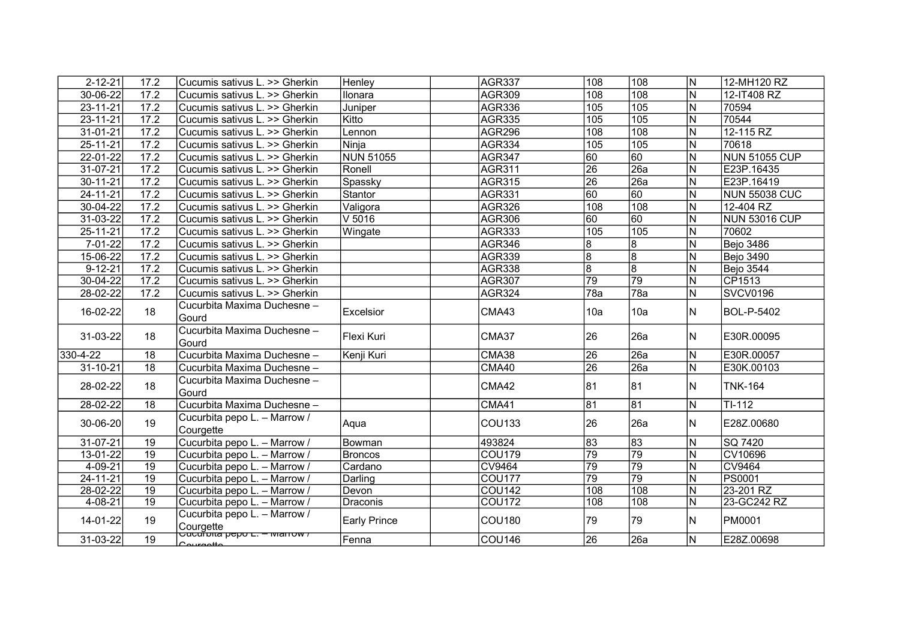| | | | | | | | | | |
|---|---|---|---|---|---|---|---|---|---|
| 2-12-21 | 17.2 | Cucumis sativus L. >> Gherkin | Henley | | AGR337 | 108 | 108 | N | 12-MH120 RZ |
| 30-06-22 | 17.2 | Cucumis sativus L. >> Gherkin | Ilonara | | AGR309 | 108 | 108 | N | 12-IT408 RZ |
| 23-11-21 | 17.2 | Cucumis sativus L. >> Gherkin | Juniper | | AGR336 | 105 | 105 | N | 70594 |
| 23-11-21 | 17.2 | Cucumis sativus L. >> Gherkin | Kitto | | AGR335 | 105 | 105 | N | 70544 |
| 31-01-21 | 17.2 | Cucumis sativus L. >> Gherkin | Lennon | | AGR296 | 108 | 108 | N | 12-115 RZ |
| 25-11-21 | 17.2 | Cucumis sativus L. >> Gherkin | Ninja | | AGR334 | 105 | 105 | N | 70618 |
| 22-01-22 | 17.2 | Cucumis sativus L. >> Gherkin | NUN 51055 | | AGR347 | 60 | 60 | N | NUN 51055 CUP |
| 31-07-21 | 17.2 | Cucumis sativus L. >> Gherkin | Ronell | | AGR311 | 26 | 26a | N | E23P.16435 |
| 30-11-21 | 17.2 | Cucumis sativus L. >> Gherkin | Spassky | | AGR315 | 26 | 26a | N | E23P.16419 |
| 24-11-21 | 17.2 | Cucumis sativus L. >> Gherkin | Stantor | | AGR331 | 60 | 60 | N | NUN 55038 CUC |
| 30-04-22 | 17.2 | Cucumis sativus L. >> Gherkin | Valigora | | AGR326 | 108 | 108 | N | 12-404 RZ |
| 31-03-22 | 17.2 | Cucumis sativus L. >> Gherkin | V 5016 | | AGR306 | 60 | 60 | N | NUN 53016 CUP |
| 25-11-21 | 17.2 | Cucumis sativus L. >> Gherkin | Wingate | | AGR333 | 105 | 105 | N | 70602 |
| 7-01-22 | 17.2 | Cucumis sativus L. >> Gherkin | | | AGR346 | 8 | 8 | N | Bejo 3486 |
| 15-06-22 | 17.2 | Cucumis sativus L. >> Gherkin | | | AGR339 | 8 | 8 | N | Bejo 3490 |
| 9-12-21 | 17.2 | Cucumis sativus L. >> Gherkin | | | AGR338 | 8 | 8 | N | Bejo 3544 |
| 30-04-22 | 17.2 | Cucumis sativus L. >> Gherkin | | | AGR307 | 79 | 79 | N | CP1513 |
| 28-02-22 | 17.2 | Cucumis sativus L. >> Gherkin | | | AGR324 | 78a | 78a | N | SVCV0196 |
| 16-02-22 | 18 | Cucurbita Maxima Duchesne – Gourd | Excelsior | | CMA43 | 10a | 10a | N | BOL-P-5402 |
| 31-03-22 | 18 | Cucurbita Maxima Duchesne – Gourd | Flexi Kuri | | CMA37 | 26 | 26a | N | E30R.00095 |
| 330-4-22 | 18 | Cucurbita Maxima Duchesne – | Kenji Kuri | | CMA38 | 26 | 26a | N | E30R.00057 |
| 31-10-21 | 18 | Cucurbita Maxima Duchesne – | | | CMA40 | 26 | 26a | N | E30K.00103 |
| 28-02-22 | 18 | Cucurbita Maxima Duchesne – Gourd | | | CMA42 | 81 | 81 | N | TNK-164 |
| 28-02-22 | 18 | Cucurbita Maxima Duchesne – | | | CMA41 | 81 | 81 | N | TI-112 |
| 30-06-20 | 19 | Cucurbita pepo L. – Marrow / Courgette | Aqua | | COU133 | 26 | 26a | N | E28Z.00680 |
| 31-07-21 | 19 | Cucurbita pepo L. – Marrow / | Bowman | | 493824 | 83 | 83 | N | SQ 7420 |
| 13-01-22 | 19 | Cucurbita pepo L. – Marrow / | Broncos | | COU179 | 79 | 79 | N | CV10696 |
| 4-09-21 | 19 | Cucurbita pepo L. – Marrow / | Cardano | | CV9464 | 79 | 79 | N | CV9464 |
| 24-11-21 | 19 | Cucurbita pepo L. – Marrow / | Darling | | COU177 | 79 | 79 | N | PS0001 |
| 28-02-22 | 19 | Cucurbita pepo L. – Marrow / | Devon | | COU142 | 108 | 108 | N | 23-201 RZ |
| 4-08-21 | 19 | Cucurbita pepo L. – Marrow / | Draconis | | COU172 | 108 | 108 | N | 23-GC242 RZ |
| 14-01-22 | 19 | Cucurbita pepo L. – Marrow / Courgette | Early Prince | | COU180 | 79 | 79 | N | PM0001 |
| 31-03-22 | 19 | Cucurbita pepo L. – Marrow / Courgette | Fenna | | COU146 | 26 | 26a | N | E28Z.00698 |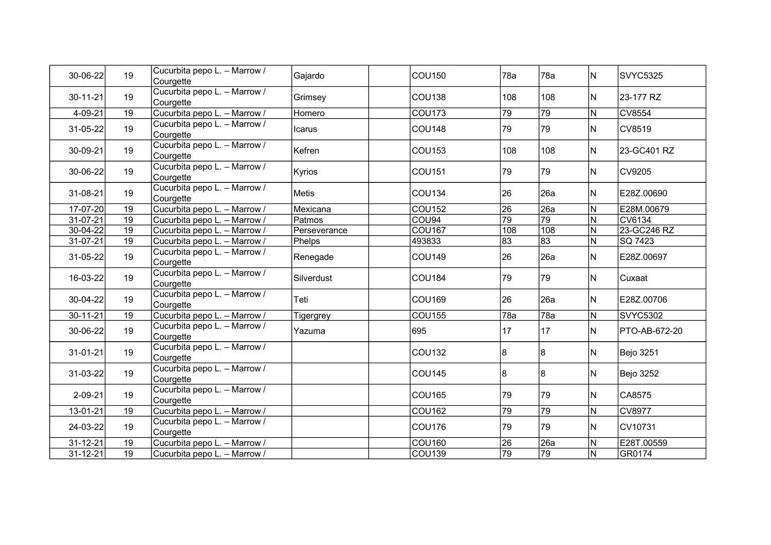| | | | | | | | | | |
|---|---|---|---|---|---|---|---|---|---|
| 30-06-22 | 19 | Cucurbita pepo L. – Marrow / Courgette | Gajardo | | COU150 | 78a | 78a | N | SVYC5325 |
| 30-11-21 | 19 | Cucurbita pepo L. – Marrow / Courgette | Grimsey | | COU138 | 108 | 108 | N | 23-177 RZ |
| 4-09-21 | 19 | Cucurbita pepo L. – Marrow / | Homero | | COU173 | 79 | 79 | N | CV8554 |
| 31-05-22 | 19 | Cucurbita pepo L. – Marrow / Courgette | Icarus | | COU148 | 79 | 79 | N | CV8519 |
| 30-09-21 | 19 | Cucurbita pepo L. – Marrow / Courgette | Kefren | | COU153 | 108 | 108 | N | 23-GC401 RZ |
| 30-06-22 | 19 | Cucurbita pepo L. – Marrow / Courgette | Kyrios | | COU151 | 79 | 79 | N | CV9205 |
| 31-08-21 | 19 | Cucurbita pepo L. – Marrow / Courgette | Metis | | COU134 | 26 | 26a | N | E28Z.00690 |
| 17-07-20 | 19 | Cucurbita pepo L. – Marrow / | Mexicana | | COU152 | 26 | 26a | N | E28M.00679 |
| 31-07-21 | 19 | Cucurbita pepo L. – Marrow / | Patmos | | COU94 | 79 | 79 | N | CV6134 |
| 30-04-22 | 19 | Cucurbita pepo L. – Marrow / | Perseverance | | COU167 | 108 | 108 | N | 23-GC246 RZ |
| 31-07-21 | 19 | Cucurbita pepo L. – Marrow / | Phelps | | 493833 | 83 | 83 | N | SQ 7423 |
| 31-05-22 | 19 | Cucurbita pepo L. – Marrow / Courgette | Renegade | | COU149 | 26 | 26a | N | E28Z.00697 |
| 16-03-22 | 19 | Cucurbita pepo L. – Marrow / Courgette | Silverdust | | COU184 | 79 | 79 | N | Cuxaat |
| 30-04-22 | 19 | Cucurbita pepo L. – Marrow / Courgette | Teti | | COU169 | 26 | 26a | N | E28Z.00706 |
| 30-11-21 | 19 | Cucurbita pepo L. – Marrow / | Tigergrey | | COU155 | 78a | 78a | N | SVYC5302 |
| 30-06-22 | 19 | Cucurbita pepo L. – Marrow / Courgette | Yazuma | | 695 | 17 | 17 | N | PTO-AB-672-20 |
| 31-01-21 | 19 | Cucurbita pepo L. – Marrow / Courgette | | | COU132 | 8 | 8 | N | Bejo 3251 |
| 31-03-22 | 19 | Cucurbita pepo L. – Marrow / Courgette | | | COU145 | 8 | 8 | N | Bejo 3252 |
| 2-09-21 | 19 | Cucurbita pepo L. – Marrow / Courgette | | | COU165 | 79 | 79 | N | CA8575 |
| 13-01-21 | 19 | Cucurbita pepo L. – Marrow / | | | COU162 | 79 | 79 | N | CV8977 |
| 24-03-22 | 19 | Cucurbita pepo L. – Marrow / Courgette | | | COU176 | 79 | 79 | N | CV10731 |
| 31-12-21 | 19 | Cucurbita pepo L. – Marrow / | | | COU160 | 26 | 26a | N | E28T.00559 |
| 31-12-21 | 19 | Cucurbita pepo L. – Marrow / | | | COU139 | 79 | 79 | N | GR0174 |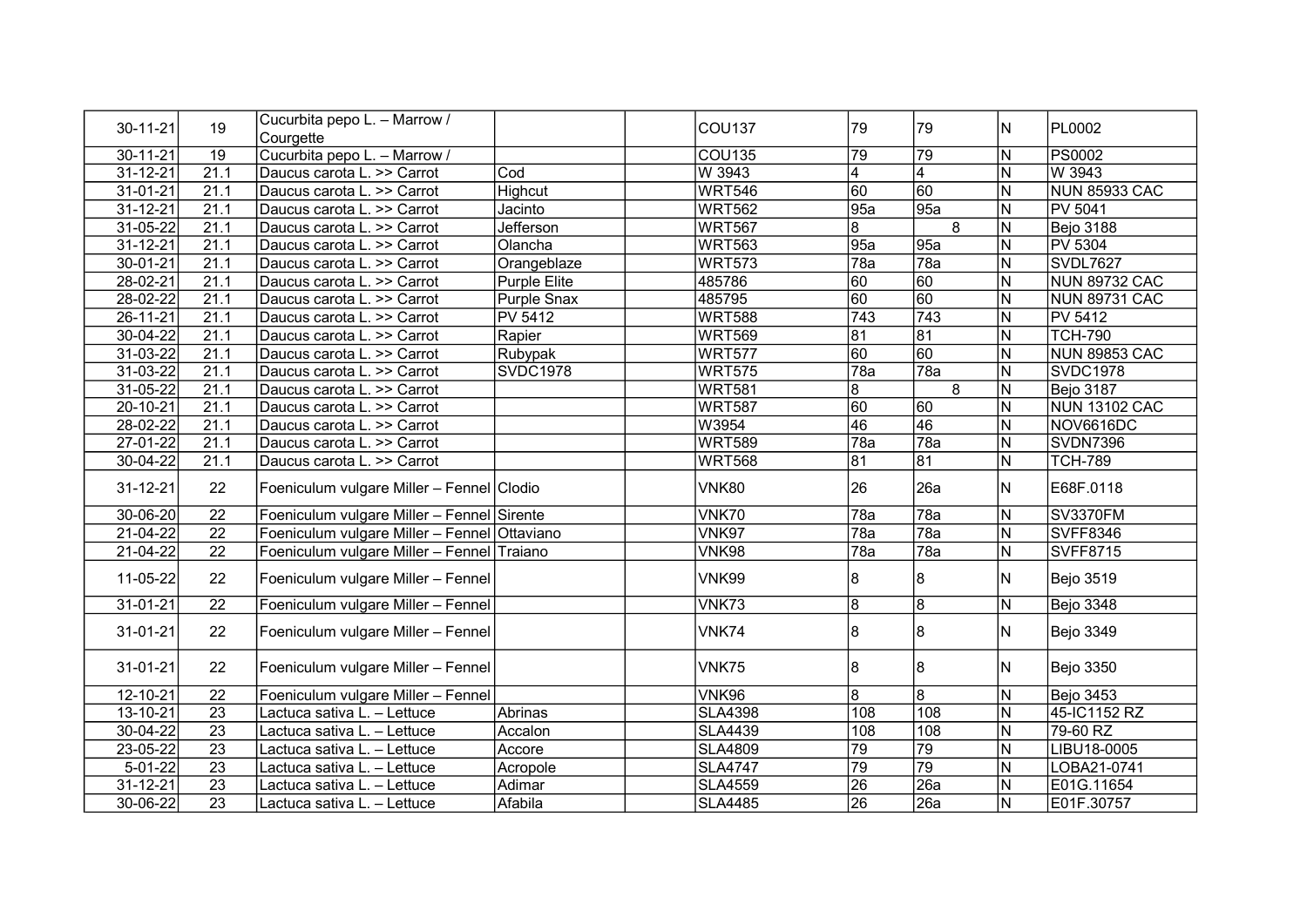| | | | | | | | | | |
|---|---|---|---|---|---|---|---|---|---|
| 30-11-21 | 19 | Cucurbita pepo L. – Marrow / Courgette | | | COU137 | 79 | 79 | N | PL0002 |
| 30-11-21 | 19 | Cucurbita pepo L. – Marrow / | | | COU135 | 79 | 79 | N | PS0002 |
| 31-12-21 | 21.1 | Daucus carota L. >> Carrot | Cod | | W 3943 | 4 | 4 | N | W 3943 |
| 31-01-21 | 21.1 | Daucus carota L. >> Carrot | Highcut | | WRT546 | 60 | 60 | N | NUN 85933 CAC |
| 31-12-21 | 21.1 | Daucus carota L. >> Carrot | Jacinto | | WRT562 | 95a | 95a | N | PV 5041 |
| 31-05-22 | 21.1 | Daucus carota L. >> Carrot | Jefferson | | WRT567 | 8 | 8 | N | Bejo 3188 |
| 31-12-21 | 21.1 | Daucus carota L. >> Carrot | Olancha | | WRT563 | 95a | 95a | N | PV 5304 |
| 30-01-21 | 21.1 | Daucus carota L. >> Carrot | Orangeblaze | | WRT573 | 78a | 78a | N | SVDL7627 |
| 28-02-21 | 21.1 | Daucus carota L. >> Carrot | Purple Elite | | 485786 | 60 | 60 | N | NUN 89732 CAC |
| 28-02-22 | 21.1 | Daucus carota L. >> Carrot | Purple Snax | | 485795 | 60 | 60 | N | NUN 89731 CAC |
| 26-11-21 | 21.1 | Daucus carota L. >> Carrot | PV 5412 | | WRT588 | 743 | 743 | N | PV 5412 |
| 30-04-22 | 21.1 | Daucus carota L. >> Carrot | Rapier | | WRT569 | 81 | 81 | N | TCH-790 |
| 31-03-22 | 21.1 | Daucus carota L. >> Carrot | Rubypak | | WRT577 | 60 | 60 | N | NUN 89853 CAC |
| 31-03-22 | 21.1 | Daucus carota L. >> Carrot | SVDC1978 | | WRT575 | 78a | 78a | N | SVDC1978 |
| 31-05-22 | 21.1 | Daucus carota L. >> Carrot | | | WRT581 | 8 | 8 | N | Bejo 3187 |
| 20-10-21 | 21.1 | Daucus carota L. >> Carrot | | | WRT587 | 60 | 60 | N | NUN 13102 CAC |
| 28-02-22 | 21.1 | Daucus carota L. >> Carrot | | | W3954 | 46 | 46 | N | NOV6616DC |
| 27-01-22 | 21.1 | Daucus carota L. >> Carrot | | | WRT589 | 78a | 78a | N | SVDN7396 |
| 30-04-22 | 21.1 | Daucus carota L. >> Carrot | | | WRT568 | 81 | 81 | N | TCH-789 |
| 31-12-21 | 22 | Foeniculum vulgare Miller – Fennel | Clodio | | VNK80 | 26 | 26a | N | E68F.0118 |
| 30-06-20 | 22 | Foeniculum vulgare Miller – Fennel | Sirente | | VNK70 | 78a | 78a | N | SV3370FM |
| 21-04-22 | 22 | Foeniculum vulgare Miller – Fennel | Ottaviano | | VNK97 | 78a | 78a | N | SVFF8346 |
| 21-04-22 | 22 | Foeniculum vulgare Miller – Fennel | Traiano | | VNK98 | 78a | 78a | N | SVFF8715 |
| 11-05-22 | 22 | Foeniculum vulgare Miller – Fennel | | | VNK99 | 8 | 8 | N | Bejo 3519 |
| 31-01-21 | 22 | Foeniculum vulgare Miller – Fennel | | | VNK73 | 8 | 8 | N | Bejo 3348 |
| 31-01-21 | 22 | Foeniculum vulgare Miller – Fennel | | | VNK74 | 8 | 8 | N | Bejo 3349 |
| 31-01-21 | 22 | Foeniculum vulgare Miller – Fennel | | | VNK75 | 8 | 8 | N | Bejo 3350 |
| 12-10-21 | 22 | Foeniculum vulgare Miller – Fennel | | | VNK96 | 8 | 8 | N | Bejo 3453 |
| 13-10-21 | 23 | Lactuca sativa L. – Lettuce | Abrinas | | SLA4398 | 108 | 108 | N | 45-IC1152 RZ |
| 30-04-22 | 23 | Lactuca sativa L. – Lettuce | Accalon | | SLA4439 | 108 | 108 | N | 79-60 RZ |
| 23-05-22 | 23 | Lactuca sativa L. – Lettuce | Accore | | SLA4809 | 79 | 79 | N | LIBU18-0005 |
| 5-01-22 | 23 | Lactuca sativa L. – Lettuce | Acropole | | SLA4747 | 79 | 79 | N | LOBA21-0741 |
| 31-12-21 | 23 | Lactuca sativa L. – Lettuce | Adimar | | SLA4559 | 26 | 26a | N | E01G.11654 |
| 30-06-22 | 23 | Lactuca sativa L. – Lettuce | Afabila | | SLA4485 | 26 | 26a | N | E01F.30757 |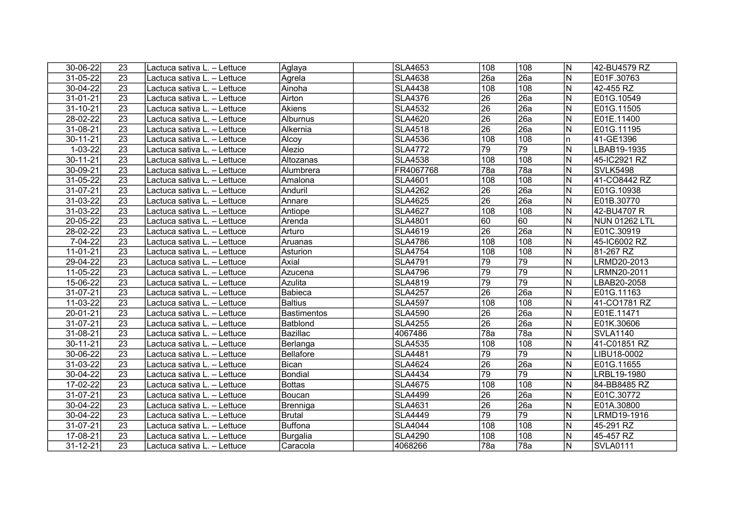| | | | | | | | | | |
|---|---|---|---|---|---|---|---|---|---|
| 30-06-22 | 23 | Lactuca sativa L. – Lettuce | Aglaya | | SLA4653 | 108 | 108 | N | 42-BU4579 RZ |
| 31-05-22 | 23 | Lactuca sativa L. – Lettuce | Agrela | | SLA4638 | 26a | 26a | N | E01F.30763 |
| 30-04-22 | 23 | Lactuca sativa L. – Lettuce | Ainoha | | SLA4438 | 108 | 108 | N | 42-455 RZ |
| 31-01-21 | 23 | Lactuca sativa L. – Lettuce | Airton | | SLA4376 | 26 | 26a | N | E01G.10549 |
| 31-10-21 | 23 | Lactuca sativa L. – Lettuce | Akiens | | SLA4532 | 26 | 26a | N | E01G.11505 |
| 28-02-22 | 23 | Lactuca sativa L. – Lettuce | Alburnus | | SLA4620 | 26 | 26a | N | E01E.11400 |
| 31-08-21 | 23 | Lactuca sativa L. – Lettuce | Alkernia | | SLA4518 | 26 | 26a | N | E01G.11195 |
| 30-11-21 | 23 | Lactuca sativa L. – Lettuce | Alcoy | | SLA4536 | 108 | 108 | n | 41-GE1396 |
| 1-03-22 | 23 | Lactuca sativa L. – Lettuce | Alezio | | SLA4772 | 79 | 79 | N | LBAB19-1935 |
| 30-11-21 | 23 | Lactuca sativa L. – Lettuce | Altozanas | | SLA4538 | 108 | 108 | N | 45-IC2921 RZ |
| 30-09-21 | 23 | Lactuca sativa L. – Lettuce | Alumbrera | | FR4067768 | 78a | 78a | N | SVLK5498 |
| 31-05-22 | 23 | Lactuca sativa L. – Lettuce | Amalona | | SLA4601 | 108 | 108 | N | 41-CO8442 RZ |
| 31-07-21 | 23 | Lactuca sativa L. – Lettuce | Anduril | | SLA4262 | 26 | 26a | N | E01G.10938 |
| 31-03-22 | 23 | Lactuca sativa L. – Lettuce | Annare | | SLA4625 | 26 | 26a | N | E01B.30770 |
| 31-03-22 | 23 | Lactuca sativa L. – Lettuce | Antiope | | SLA4627 | 108 | 108 | N | 42-BU4707 R |
| 20-05-22 | 23 | Lactuca sativa L. – Lettuce | Arenda | | SLA4801 | 60 | 60 | N | NUN 01262 LTL |
| 28-02-22 | 23 | Lactuca sativa L. – Lettuce | Arturo | | SLA4619 | 26 | 26a | N | E01C.30919 |
| 7-04-22 | 23 | Lactuca sativa L. – Lettuce | Aruanas | | SLA4786 | 108 | 108 | N | 45-IC6002 RZ |
| 11-01-21 | 23 | Lactuca sativa L. – Lettuce | Asturion | | SLA4754 | 108 | 108 | N | 81-267 RZ |
| 29-04-22 | 23 | Lactuca sativa L. – Lettuce | Axial | | SLA4791 | 79 | 79 | N | LRMD20-2013 |
| 11-05-22 | 23 | Lactuca sativa L. – Lettuce | Azucena | | SLA4796 | 79 | 79 | N | LRMN20-2011 |
| 15-06-22 | 23 | Lactuca sativa L. – Lettuce | Azulita | | SLA4819 | 79 | 79 | N | LBAB20-2058 |
| 31-07-21 | 23 | Lactuca sativa L. – Lettuce | Babieca | | SLA4257 | 26 | 26a | N | E01G.11163 |
| 11-03-22 | 23 | Lactuca sativa L. – Lettuce | Baltius | | SLA4597 | 108 | 108 | N | 41-CO1781 RZ |
| 20-01-21 | 23 | Lactuca sativa L. – Lettuce | Bastimentos | | SLA4590 | 26 | 26a | N | E01E.11471 |
| 31-07-21 | 23 | Lactuca sativa L. – Lettuce | Batblond | | SLA4255 | 26 | 26a | N | E01K.30606 |
| 31-08-21 | 23 | Lactuca sativa L. – Lettuce | Bazillac | | 4067486 | 78a | 78a | N | SVLA1140 |
| 30-11-21 | 23 | Lactuca sativa L. – Lettuce | Berlanga | | SLA4535 | 108 | 108 | N | 41-C01851 RZ |
| 30-06-22 | 23 | Lactuca sativa L. – Lettuce | Bellafore | | SLA4481 | 79 | 79 | N | LIBU18-0002 |
| 31-03-22 | 23 | Lactuca sativa L. – Lettuce | Bican | | SLA4624 | 26 | 26a | N | E01G.11655 |
| 30-04-22 | 23 | Lactuca sativa L. – Lettuce | Bondial | | SLA4434 | 79 | 79 | N | LRBL19-1980 |
| 17-02-22 | 23 | Lactuca sativa L. – Lettuce | Bottas | | SLA4675 | 108 | 108 | N | 84-BB8485 RZ |
| 31-07-21 | 23 | Lactuca sativa L. – Lettuce | Boucan | | SLA4499 | 26 | 26a | N | E01C.30772 |
| 30-04-22 | 23 | Lactuca sativa L. – Lettuce | Brenniga | | SLA4631 | 26 | 26a | N | E01A.30800 |
| 30-04-22 | 23 | Lactuca sativa L. – Lettuce | Brutal | | SLA4449 | 79 | 79 | N | LRMD19-1916 |
| 31-07-21 | 23 | Lactuca sativa L. – Lettuce | Buffona | | SLA4044 | 108 | 108 | N | 45-291 RZ |
| 17-08-21 | 23 | Lactuca sativa L. – Lettuce | Burgalia | | SLA4290 | 108 | 108 | N | 45-457 RZ |
| 31-12-21 | 23 | Lactuca sativa L. – Lettuce | Caracola | | 4068266 | 78a | 78a | N | SVLA0111 |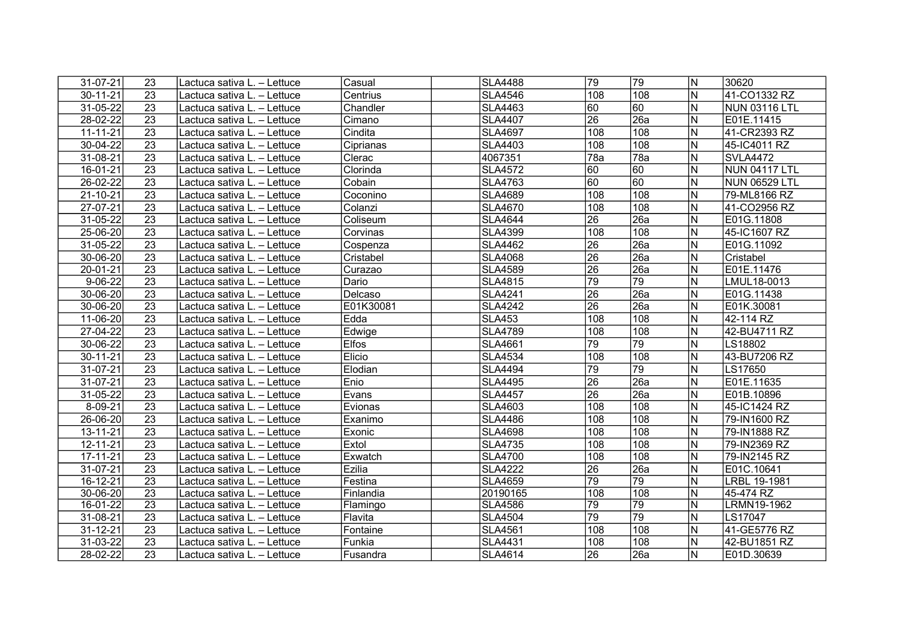| | | | | | | | | | |
|---|---|---|---|---|---|---|---|---|---|
| 31-07-21 | 23 | Lactuca sativa L. – Lettuce | Casual | | SLA4488 | 79 | 79 | N | 30620 |
| 30-11-21 | 23 | Lactuca sativa L. – Lettuce | Centrius | | SLA4546 | 108 | 108 | N | 41-CO1332 RZ |
| 31-05-22 | 23 | Lactuca sativa L. – Lettuce | Chandler | | SLA4463 | 60 | 60 | N | NUN 03116 LTL |
| 28-02-22 | 23 | Lactuca sativa L. – Lettuce | Cimano | | SLA4407 | 26 | 26a | N | E01E.11415 |
| 11-11-21 | 23 | Lactuca sativa L. – Lettuce | Cindita | | SLA4697 | 108 | 108 | N | 41-CR2393 RZ |
| 30-04-22 | 23 | Lactuca sativa L. – Lettuce | Ciprianas | | SLA4403 | 108 | 108 | N | 45-IC4011 RZ |
| 31-08-21 | 23 | Lactuca sativa L. – Lettuce | Clerac | | 4067351 | 78a | 78a | N | SVLA4472 |
| 16-01-21 | 23 | Lactuca sativa L. – Lettuce | Clorinda | | SLA4572 | 60 | 60 | N | NUN 04117 LTL |
| 26-02-22 | 23 | Lactuca sativa L. – Lettuce | Cobain | | SLA4763 | 60 | 60 | N | NUN 06529 LTL |
| 21-10-21 | 23 | Lactuca sativa L. – Lettuce | Coconino | | SLA4689 | 108 | 108 | N | 79-ML8166 RZ |
| 27-07-21 | 23 | Lactuca sativa L. – Lettuce | Colanzi | | SLA4670 | 108 | 108 | N | 41-CO2956 RZ |
| 31-05-22 | 23 | Lactuca sativa L. – Lettuce | Coliseum | | SLA4644 | 26 | 26a | N | E01G.11808 |
| 25-06-20 | 23 | Lactuca sativa L. – Lettuce | Corvinas | | SLA4399 | 108 | 108 | N | 45-IC1607 RZ |
| 31-05-22 | 23 | Lactuca sativa L. – Lettuce | Cospenza | | SLA4462 | 26 | 26a | N | E01G.11092 |
| 30-06-20 | 23 | Lactuca sativa L. – Lettuce | Cristabel | | SLA4068 | 26 | 26a | N | Cristabel |
| 20-01-21 | 23 | Lactuca sativa L. – Lettuce | Curazao | | SLA4589 | 26 | 26a | N | E01E.11476 |
| 9-06-22 | 23 | Lactuca sativa L. – Lettuce | Dario | | SLA4815 | 79 | 79 | N | LMUL18-0013 |
| 30-06-20 | 23 | Lactuca sativa L. – Lettuce | Delcaso | | SLA4241 | 26 | 26a | N | E01G.11438 |
| 30-06-20 | 23 | Lactuca sativa L. – Lettuce | E01K30081 | | SLA4242 | 26 | 26a | N | E01K.30081 |
| 11-06-20 | 23 | Lactuca sativa L. – Lettuce | Edda | | SLA453 | 108 | 108 | N | 42-114 RZ |
| 27-04-22 | 23 | Lactuca sativa L. – Lettuce | Edwige | | SLA4789 | 108 | 108 | N | 42-BU4711 RZ |
| 30-06-22 | 23 | Lactuca sativa L. – Lettuce | Elfos | | SLA4661 | 79 | 79 | N | LS18802 |
| 30-11-21 | 23 | Lactuca sativa L. – Lettuce | Elicio | | SLA4534 | 108 | 108 | N | 43-BU7206 RZ |
| 31-07-21 | 23 | Lactuca sativa L. – Lettuce | Elodian | | SLA4494 | 79 | 79 | N | LS17650 |
| 31-07-21 | 23 | Lactuca sativa L. – Lettuce | Enio | | SLA4495 | 26 | 26a | N | E01E.11635 |
| 31-05-22 | 23 | Lactuca sativa L. – Lettuce | Evans | | SLA4457 | 26 | 26a | N | E01B.10896 |
| 8-09-21 | 23 | Lactuca sativa L. – Lettuce | Evionas | | SLA4603 | 108 | 108 | N | 45-IC1424 RZ |
| 26-06-20 | 23 | Lactuca sativa L. – Lettuce | Exanimo | | SLA4486 | 108 | 108 | N | 79-IN1600 RZ |
| 13-11-21 | 23 | Lactuca sativa L. – Lettuce | Exonic | | SLA4698 | 108 | 108 | N | 79-IN1888 RZ |
| 12-11-21 | 23 | Lactuca sativa L. – Lettuce | Extol | | SLA4735 | 108 | 108 | N | 79-IN2369 RZ |
| 17-11-21 | 23 | Lactuca sativa L. – Lettuce | Exwatch | | SLA4700 | 108 | 108 | N | 79-IN2145 RZ |
| 31-07-21 | 23 | Lactuca sativa L. – Lettuce | Ezilia | | SLA4222 | 26 | 26a | N | E01C.10641 |
| 16-12-21 | 23 | Lactuca sativa L. – Lettuce | Festina | | SLA4659 | 79 | 79 | N | LRBL 19-1981 |
| 30-06-20 | 23 | Lactuca sativa L. – Lettuce | Finlandia | | 20190165 | 108 | 108 | N | 45-474 RZ |
| 16-01-22 | 23 | Lactuca sativa L. – Lettuce | Flamingo | | SLA4586 | 79 | 79 | N | LRMN19-1962 |
| 31-08-21 | 23 | Lactuca sativa L. – Lettuce | Flavita | | SLA4504 | 79 | 79 | N | LS17047 |
| 31-12-21 | 23 | Lactuca sativa L. – Lettuce | Fontaine | | SLA4561 | 108 | 108 | N | 41-GE5776 RZ |
| 31-03-22 | 23 | Lactuca sativa L. – Lettuce | Funkia | | SLA4431 | 108 | 108 | N | 42-BU1851 RZ |
| 28-02-22 | 23 | Lactuca sativa L. – Lettuce | Fusandra | | SLA4614 | 26 | 26a | N | E01D.30639 |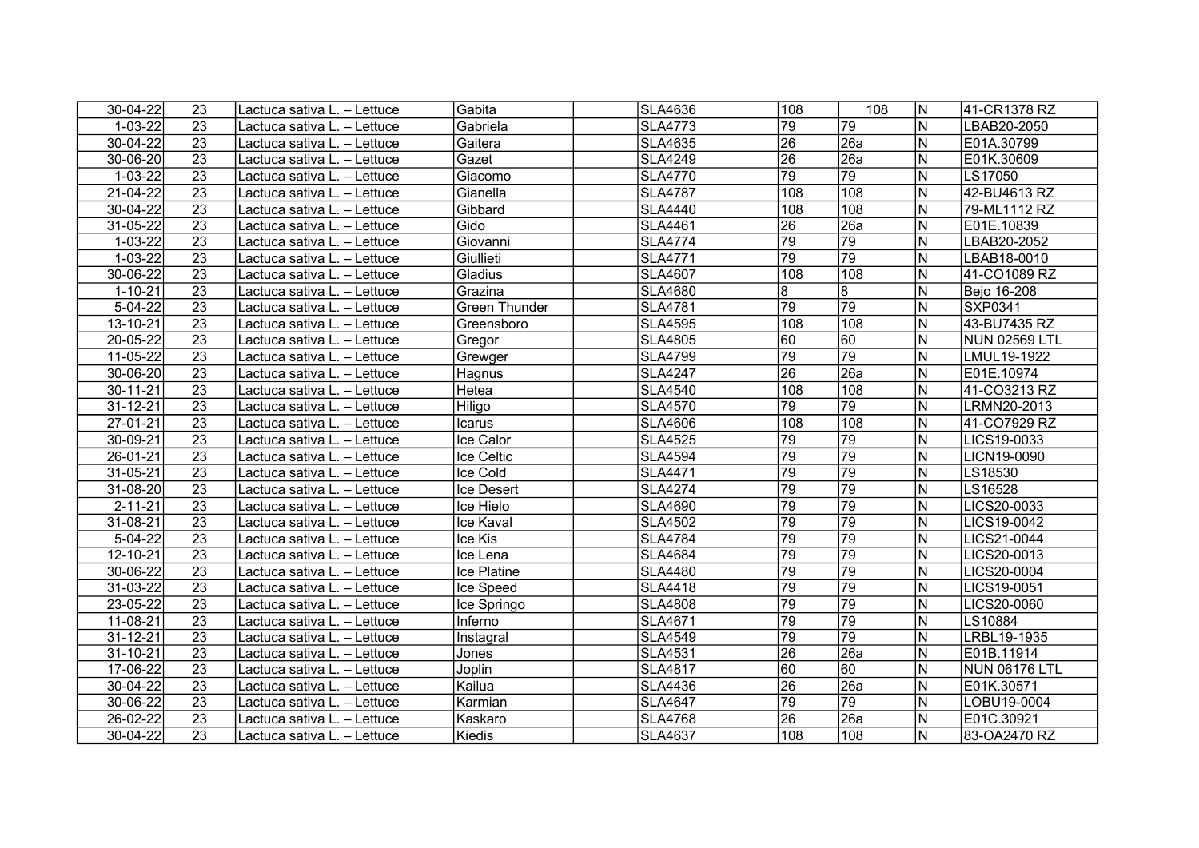| | | | | | | | | | |
|---|---|---|---|---|---|---|---|---|---|
| 30-04-22 | 23 | Lactuca sativa L. – Lettuce | Gabita | | SLA4636 | 108 | 108 | N | 41-CR1378 RZ |
| 1-03-22 | 23 | Lactuca sativa L. – Lettuce | Gabriela | | SLA4773 | 79 | 79 | N | LBAB20-2050 |
| 30-04-22 | 23 | Lactuca sativa L. – Lettuce | Gaitera | | SLA4635 | 26 | 26a | N | E01A.30799 |
| 30-06-20 | 23 | Lactuca sativa L. – Lettuce | Gazet | | SLA4249 | 26 | 26a | N | E01K.30609 |
| 1-03-22 | 23 | Lactuca sativa L. – Lettuce | Giacomo | | SLA4770 | 79 | 79 | N | LS17050 |
| 21-04-22 | 23 | Lactuca sativa L. – Lettuce | Gianella | | SLA4787 | 108 | 108 | N | 42-BU4613 RZ |
| 30-04-22 | 23 | Lactuca sativa L. – Lettuce | Gibbard | | SLA4440 | 108 | 108 | N | 79-ML1112 RZ |
| 31-05-22 | 23 | Lactuca sativa L. – Lettuce | Gido | | SLA4461 | 26 | 26a | N | E01E.10839 |
| 1-03-22 | 23 | Lactuca sativa L. – Lettuce | Giovanni | | SLA4774 | 79 | 79 | N | LBAB20-2052 |
| 1-03-22 | 23 | Lactuca sativa L. – Lettuce | Giullieti | | SLA4771 | 79 | 79 | N | LBAB18-0010 |
| 30-06-22 | 23 | Lactuca sativa L. – Lettuce | Gladius | | SLA4607 | 108 | 108 | N | 41-CO1089 RZ |
| 1-10-21 | 23 | Lactuca sativa L. – Lettuce | Grazina | | SLA4680 | 8 | 8 | N | Bejo 16-208 |
| 5-04-22 | 23 | Lactuca sativa L. – Lettuce | Green Thunder | | SLA4781 | 79 | 79 | N | SXP0341 |
| 13-10-21 | 23 | Lactuca sativa L. – Lettuce | Greensboro | | SLA4595 | 108 | 108 | N | 43-BU7435 RZ |
| 20-05-22 | 23 | Lactuca sativa L. – Lettuce | Gregor | | SLA4805 | 60 | 60 | N | NUN 02569 LTL |
| 11-05-22 | 23 | Lactuca sativa L. – Lettuce | Grewger | | SLA4799 | 79 | 79 | N | LMUL19-1922 |
| 30-06-20 | 23 | Lactuca sativa L. – Lettuce | Hagnus | | SLA4247 | 26 | 26a | N | E01E.10974 |
| 30-11-21 | 23 | Lactuca sativa L. – Lettuce | Hetea | | SLA4540 | 108 | 108 | N | 41-CO3213 RZ |
| 31-12-21 | 23 | Lactuca sativa L. – Lettuce | Hiligo | | SLA4570 | 79 | 79 | N | LRMN20-2013 |
| 27-01-21 | 23 | Lactuca sativa L. – Lettuce | Icarus | | SLA4606 | 108 | 108 | N | 41-CO7929 RZ |
| 30-09-21 | 23 | Lactuca sativa L. – Lettuce | Ice Calor | | SLA4525 | 79 | 79 | N | LICS19-0033 |
| 26-01-21 | 23 | Lactuca sativa L. – Lettuce | Ice Celtic | | SLA4594 | 79 | 79 | N | LICN19-0090 |
| 31-05-21 | 23 | Lactuca sativa L. – Lettuce | Ice Cold | | SLA4471 | 79 | 79 | N | LS18530 |
| 31-08-20 | 23 | Lactuca sativa L. – Lettuce | Ice Desert | | SLA4274 | 79 | 79 | N | LS16528 |
| 2-11-21 | 23 | Lactuca sativa L. – Lettuce | Ice Hielo | | SLA4690 | 79 | 79 | N | LICS20-0033 |
| 31-08-21 | 23 | Lactuca sativa L. – Lettuce | Ice Kaval | | SLA4502 | 79 | 79 | N | LICS19-0042 |
| 5-04-22 | 23 | Lactuca sativa L. – Lettuce | Ice Kis | | SLA4784 | 79 | 79 | N | LICS21-0044 |
| 12-10-21 | 23 | Lactuca sativa L. – Lettuce | Ice Lena | | SLA4684 | 79 | 79 | N | LICS20-0013 |
| 30-06-22 | 23 | Lactuca sativa L. – Lettuce | Ice Platine | | SLA4480 | 79 | 79 | N | LICS20-0004 |
| 31-03-22 | 23 | Lactuca sativa L. – Lettuce | Ice Speed | | SLA4418 | 79 | 79 | N | LICS19-0051 |
| 23-05-22 | 23 | Lactuca sativa L. – Lettuce | Ice Springo | | SLA4808 | 79 | 79 | N | LICS20-0060 |
| 11-08-21 | 23 | Lactuca sativa L. – Lettuce | Inferno | | SLA4671 | 79 | 79 | N | LS10884 |
| 31-12-21 | 23 | Lactuca sativa L. – Lettuce | Instagral | | SLA4549 | 79 | 79 | N | LRBL19-1935 |
| 31-10-21 | 23 | Lactuca sativa L. – Lettuce | Jones | | SLA4531 | 26 | 26a | N | E01B.11914 |
| 17-06-22 | 23 | Lactuca sativa L. – Lettuce | Joplin | | SLA4817 | 60 | 60 | N | NUN 06176 LTL |
| 30-04-22 | 23 | Lactuca sativa L. – Lettuce | Kailua | | SLA4436 | 26 | 26a | N | E01K.30571 |
| 30-06-22 | 23 | Lactuca sativa L. – Lettuce | Karmian | | SLA4647 | 79 | 79 | N | LOBU19-0004 |
| 26-02-22 | 23 | Lactuca sativa L. – Lettuce | Kaskaro | | SLA4768 | 26 | 26a | N | E01C.30921 |
| 30-04-22 | 23 | Lactuca sativa L. – Lettuce | Kiedis | | SLA4637 | 108 | 108 | N | 83-OA2470 RZ |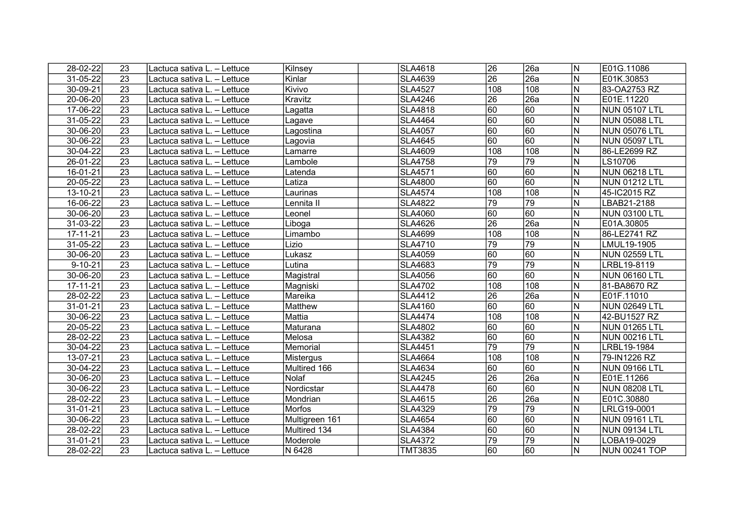| | | | | | | | | | |
|---|---|---|---|---|---|---|---|---|---|
| 28-02-22 | 23 | Lactuca sativa L. – Lettuce | Kilnsey | | SLA4618 | 26 | 26a | N | E01G.11086 |
| 31-05-22 | 23 | Lactuca sativa L. – Lettuce | Kinlar | | SLA4639 | 26 | 26a | N | E01K.30853 |
| 30-09-21 | 23 | Lactuca sativa L. – Lettuce | Kivivo | | SLA4527 | 108 | 108 | N | 83-OA2753 RZ |
| 20-06-20 | 23 | Lactuca sativa L. – Lettuce | Kravitz | | SLA4246 | 26 | 26a | N | E01E.11220 |
| 17-06-22 | 23 | Lactuca sativa L. – Lettuce | Lagatta | | SLA4818 | 60 | 60 | N | NUN 05107 LTL |
| 31-05-22 | 23 | Lactuca sativa L. – Lettuce | Lagave | | SLA4464 | 60 | 60 | N | NUN 05088 LTL |
| 30-06-20 | 23 | Lactuca sativa L. – Lettuce | Lagostina | | SLA4057 | 60 | 60 | N | NUN 05076 LTL |
| 30-06-22 | 23 | Lactuca sativa L. – Lettuce | Lagovia | | SLA4645 | 60 | 60 | N | NUN 05097 LTL |
| 30-04-22 | 23 | Lactuca sativa L. – Lettuce | Lamarre | | SLA4609 | 108 | 108 | N | 86-LE2699 RZ |
| 26-01-22 | 23 | Lactuca sativa L. – Lettuce | Lambole | | SLA4758 | 79 | 79 | N | LS10706 |
| 16-01-21 | 23 | Lactuca sativa L. – Lettuce | Latenda | | SLA4571 | 60 | 60 | N | NUN 06218 LTL |
| 20-05-22 | 23 | Lactuca sativa L. – Lettuce | Latiza | | SLA4800 | 60 | 60 | N | NUN 01212 LTL |
| 13-10-21 | 23 | Lactuca sativa L. – Lettuce | Laurinas | | SLA4574 | 108 | 108 | N | 45-IC2015 RZ |
| 16-06-22 | 23 | Lactuca sativa L. – Lettuce | Lennita II | | SLA4822 | 79 | 79 | N | LBAB21-2188 |
| 30-06-20 | 23 | Lactuca sativa L. – Lettuce | Leonel | | SLA4060 | 60 | 60 | N | NUN 03100 LTL |
| 31-03-22 | 23 | Lactuca sativa L. – Lettuce | Liboga | | SLA4626 | 26 | 26a | N | E01A.30805 |
| 17-11-21 | 23 | Lactuca sativa L. – Lettuce | Limambo | | SLA4699 | 108 | 108 | N | 86-LE2741 RZ |
| 31-05-22 | 23 | Lactuca sativa L. – Lettuce | Lizio | | SLA4710 | 79 | 79 | N | LMUL19-1905 |
| 30-06-20 | 23 | Lactuca sativa L. – Lettuce | Lukasz | | SLA4059 | 60 | 60 | N | NUN 02559 LTL |
| 9-10-21 | 23 | Lactuca sativa L. – Lettuce | Lutina | | SLA4683 | 79 | 79 | N | LRBL19-8119 |
| 30-06-20 | 23 | Lactuca sativa L. – Lettuce | Magistral | | SLA4056 | 60 | 60 | N | NUN 06160 LTL |
| 17-11-21 | 23 | Lactuca sativa L. – Lettuce | Magniski | | SLA4702 | 108 | 108 | N | 81-BA8670 RZ |
| 28-02-22 | 23 | Lactuca sativa L. – Lettuce | Mareika | | SLA4412 | 26 | 26a | N | E01F.11010 |
| 31-01-21 | 23 | Lactuca sativa L. – Lettuce | Matthew | | SLA4160 | 60 | 60 | N | NUN 02649 LTL |
| 30-06-22 | 23 | Lactuca sativa L. – Lettuce | Mattia | | SLA4474 | 108 | 108 | N | 42-BU1527 RZ |
| 20-05-22 | 23 | Lactuca sativa L. – Lettuce | Maturana | | SLA4802 | 60 | 60 | N | NUN 01265 LTL |
| 28-02-22 | 23 | Lactuca sativa L. – Lettuce | Melosa | | SLA4382 | 60 | 60 | N | NUN 00216 LTL |
| 30-04-22 | 23 | Lactuca sativa L. – Lettuce | Memorial | | SLA4451 | 79 | 79 | N | LRBL19-1984 |
| 13-07-21 | 23 | Lactuca sativa L. – Lettuce | Mistergus | | SLA4664 | 108 | 108 | N | 79-IN1226 RZ |
| 30-04-22 | 23 | Lactuca sativa L. – Lettuce | Multired 166 | | SLA4634 | 60 | 60 | N | NUN 09166 LTL |
| 30-06-20 | 23 | Lactuca sativa L. – Lettuce | Nolaf | | SLA4245 | 26 | 26a | N | E01E.11266 |
| 30-06-22 | 23 | Lactuca sativa L. – Lettuce | Nordicstar | | SLA4478 | 60 | 60 | N | NUN 08208 LTL |
| 28-02-22 | 23 | Lactuca sativa L. – Lettuce | Mondrian | | SLA4615 | 26 | 26a | N | E01C.30880 |
| 31-01-21 | 23 | Lactuca sativa L. – Lettuce | Morfos | | SLA4329 | 79 | 79 | N | LRLG19-0001 |
| 30-06-22 | 23 | Lactuca sativa L. – Lettuce | Multigreen 161 | | SLA4654 | 60 | 60 | N | NUN 09161 LTL |
| 28-02-22 | 23 | Lactuca sativa L. – Lettuce | Multired 134 | | SLA4384 | 60 | 60 | N | NUN 09134 LTL |
| 31-01-21 | 23 | Lactuca sativa L. – Lettuce | Moderole | | SLA4372 | 79 | 79 | N | LOBA19-0029 |
| 28-02-22 | 23 | Lactuca sativa L. – Lettuce | N 6428 | | TMT3835 | 60 | 60 | N | NUN 00241 TOP |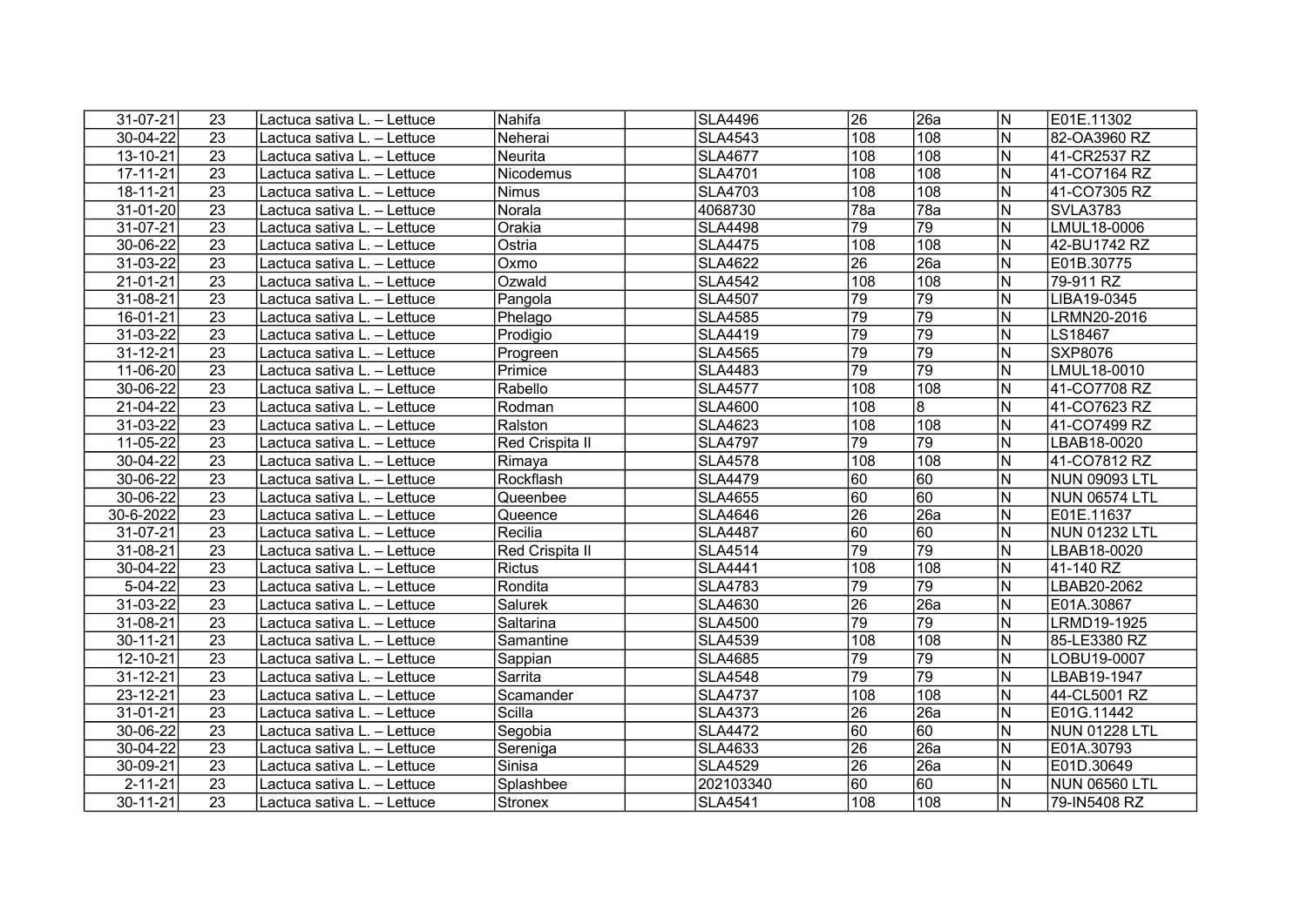| | | | | | | | | | |
|---|---|---|---|---|---|---|---|---|---|
| 31-07-21 | 23 | Lactuca sativa L. – Lettuce | Nahifa | | SLA4496 | 26 | 26a | N | E01E.11302 |
| 30-04-22 | 23 | Lactuca sativa L. – Lettuce | Neherai | | SLA4543 | 108 | 108 | N | 82-OA3960 RZ |
| 13-10-21 | 23 | Lactuca sativa L. – Lettuce | Neurita | | SLA4677 | 108 | 108 | N | 41-CR2537 RZ |
| 17-11-21 | 23 | Lactuca sativa L. – Lettuce | Nicodemus | | SLA4701 | 108 | 108 | N | 41-CO7164 RZ |
| 18-11-21 | 23 | Lactuca sativa L. – Lettuce | Nimus | | SLA4703 | 108 | 108 | N | 41-CO7305 RZ |
| 31-01-20 | 23 | Lactuca sativa L. – Lettuce | Norala | | 4068730 | 78a | 78a | N | SVLA3783 |
| 31-07-21 | 23 | Lactuca sativa L. – Lettuce | Orakia | | SLA4498 | 79 | 79 | N | LMUL18-0006 |
| 30-06-22 | 23 | Lactuca sativa L. – Lettuce | Ostria | | SLA4475 | 108 | 108 | N | 42-BU1742 RZ |
| 31-03-22 | 23 | Lactuca sativa L. – Lettuce | Oxmo | | SLA4622 | 26 | 26a | N | E01B.30775 |
| 21-01-21 | 23 | Lactuca sativa L. – Lettuce | Ozwald | | SLA4542 | 108 | 108 | N | 79-911 RZ |
| 31-08-21 | 23 | Lactuca sativa L. – Lettuce | Pangola | | SLA4507 | 79 | 79 | N | LIBA19-0345 |
| 16-01-21 | 23 | Lactuca sativa L. – Lettuce | Phelago | | SLA4585 | 79 | 79 | N | LRMN20-2016 |
| 31-03-22 | 23 | Lactuca sativa L. – Lettuce | Prodigio | | SLA4419 | 79 | 79 | N | LS18467 |
| 31-12-21 | 23 | Lactuca sativa L. – Lettuce | Progreen | | SLA4565 | 79 | 79 | N | SXP8076 |
| 11-06-20 | 23 | Lactuca sativa L. – Lettuce | Primice | | SLA4483 | 79 | 79 | N | LMUL18-0010 |
| 30-06-22 | 23 | Lactuca sativa L. – Lettuce | Rabello | | SLA4577 | 108 | 108 | N | 41-CO7708 RZ |
| 21-04-22 | 23 | Lactuca sativa L. – Lettuce | Rodman | | SLA4600 | 108 | 8 | N | 41-CO7623 RZ |
| 31-03-22 | 23 | Lactuca sativa L. – Lettuce | Ralston | | SLA4623 | 108 | 108 | N | 41-CO7499 RZ |
| 11-05-22 | 23 | Lactuca sativa L. – Lettuce | Red Crispita II | | SLA4797 | 79 | 79 | N | LBAB18-0020 |
| 30-04-22 | 23 | Lactuca sativa L. – Lettuce | Rimaya | | SLA4578 | 108 | 108 | N | 41-CO7812 RZ |
| 30-06-22 | 23 | Lactuca sativa L. – Lettuce | Rockflash | | SLA4479 | 60 | 60 | N | NUN 09093 LTL |
| 30-06-22 | 23 | Lactuca sativa L. – Lettuce | Queenbee | | SLA4655 | 60 | 60 | N | NUN 06574 LTL |
| 30-6-2022 | 23 | Lactuca sativa L. – Lettuce | Queence | | SLA4646 | 26 | 26a | N | E01E.11637 |
| 31-07-21 | 23 | Lactuca sativa L. – Lettuce | Recilia | | SLA4487 | 60 | 60 | N | NUN 01232 LTL |
| 31-08-21 | 23 | Lactuca sativa L. – Lettuce | Red Crispita II | | SLA4514 | 79 | 79 | N | LBAB18-0020 |
| 30-04-22 | 23 | Lactuca sativa L. – Lettuce | Rictus | | SLA4441 | 108 | 108 | N | 41-140 RZ |
| 5-04-22 | 23 | Lactuca sativa L. – Lettuce | Rondita | | SLA4783 | 79 | 79 | N | LBAB20-2062 |
| 31-03-22 | 23 | Lactuca sativa L. – Lettuce | Salurek | | SLA4630 | 26 | 26a | N | E01A.30867 |
| 31-08-21 | 23 | Lactuca sativa L. – Lettuce | Saltarina | | SLA4500 | 79 | 79 | N | LRMD19-1925 |
| 30-11-21 | 23 | Lactuca sativa L. – Lettuce | Samantine | | SLA4539 | 108 | 108 | N | 85-LE3380 RZ |
| 12-10-21 | 23 | Lactuca sativa L. – Lettuce | Sappian | | SLA4685 | 79 | 79 | N | LOBU19-0007 |
| 31-12-21 | 23 | Lactuca sativa L. – Lettuce | Sarrita | | SLA4548 | 79 | 79 | N | LBAB19-1947 |
| 23-12-21 | 23 | Lactuca sativa L. – Lettuce | Scamander | | SLA4737 | 108 | 108 | N | 44-CL5001 RZ |
| 31-01-21 | 23 | Lactuca sativa L. – Lettuce | Scilla | | SLA4373 | 26 | 26a | N | E01G.11442 |
| 30-06-22 | 23 | Lactuca sativa L. – Lettuce | Segobia | | SLA4472 | 60 | 60 | N | NUN 01228 LTL |
| 30-04-22 | 23 | Lactuca sativa L. – Lettuce | Sereniga | | SLA4633 | 26 | 26a | N | E01A.30793 |
| 30-09-21 | 23 | Lactuca sativa L. – Lettuce | Sinisa | | SLA4529 | 26 | 26a | N | E01D.30649 |
| 2-11-21 | 23 | Lactuca sativa L. – Lettuce | Splashbee | | 202103340 | 60 | 60 | N | NUN 06560 LTL |
| 30-11-21 | 23 | Lactuca sativa L. – Lettuce | Stronex | | SLA4541 | 108 | 108 | N | 79-IN5408 RZ |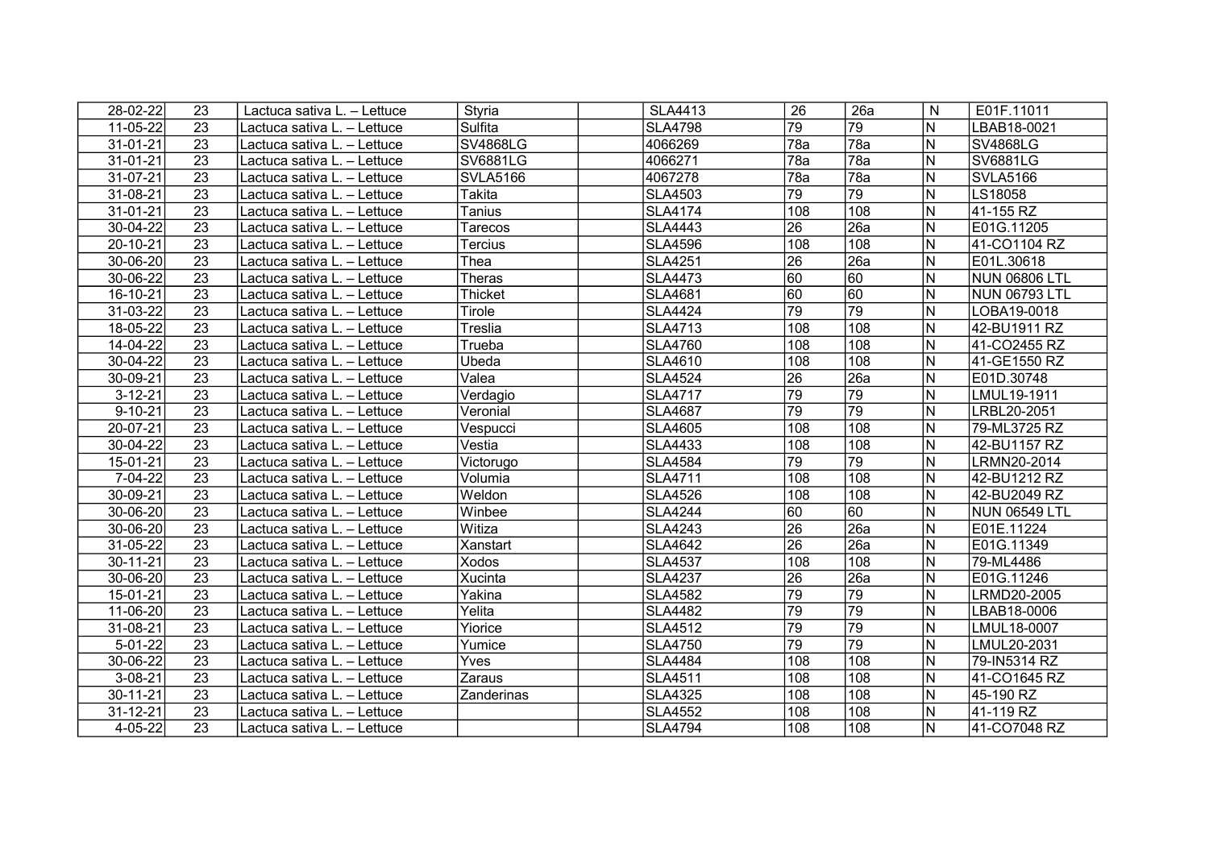| | | | | | | | | | |
|---|---|---|---|---|---|---|---|---|---|
| 28-02-22 | 23 | Lactuca sativa L. – Lettuce | Styria | | SLA4413 | 26 | 26a | N | E01F.11011 |
| 11-05-22 | 23 | Lactuca sativa L. – Lettuce | Sulfita | | SLA4798 | 79 | 79 | N | LBAB18-0021 |
| 31-01-21 | 23 | Lactuca sativa L. – Lettuce | SV4868LG | | 4066269 | 78a | 78a | N | SV4868LG |
| 31-01-21 | 23 | Lactuca sativa L. – Lettuce | SV6881LG | | 4066271 | 78a | 78a | N | SV6881LG |
| 31-07-21 | 23 | Lactuca sativa L. – Lettuce | SVLA5166 | | 4067278 | 78a | 78a | N | SVLA5166 |
| 31-08-21 | 23 | Lactuca sativa L. – Lettuce | Takita | | SLA4503 | 79 | 79 | N | LS18058 |
| 31-01-21 | 23 | Lactuca sativa L. – Lettuce | Tanius | | SLA4174 | 108 | 108 | N | 41-155 RZ |
| 30-04-22 | 23 | Lactuca sativa L. – Lettuce | Tarecos | | SLA4443 | 26 | 26a | N | E01G.11205 |
| 20-10-21 | 23 | Lactuca sativa L. – Lettuce | Tercius | | SLA4596 | 108 | 108 | N | 41-CO1104 RZ |
| 30-06-20 | 23 | Lactuca sativa L. – Lettuce | Thea | | SLA4251 | 26 | 26a | N | E01L.30618 |
| 30-06-22 | 23 | Lactuca sativa L. – Lettuce | Theras | | SLA4473 | 60 | 60 | N | NUN 06806 LTL |
| 16-10-21 | 23 | Lactuca sativa L. – Lettuce | Thicket | | SLA4681 | 60 | 60 | N | NUN 06793 LTL |
| 31-03-22 | 23 | Lactuca sativa L. – Lettuce | Tirole | | SLA4424 | 79 | 79 | N | LOBA19-0018 |
| 18-05-22 | 23 | Lactuca sativa L. – Lettuce | Treslia | | SLA4713 | 108 | 108 | N | 42-BU1911 RZ |
| 14-04-22 | 23 | Lactuca sativa L. – Lettuce | Trueba | | SLA4760 | 108 | 108 | N | 41-CO2455 RZ |
| 30-04-22 | 23 | Lactuca sativa L. – Lettuce | Ubeda | | SLA4610 | 108 | 108 | N | 41-GE1550 RZ |
| 30-09-21 | 23 | Lactuca sativa L. – Lettuce | Valea | | SLA4524 | 26 | 26a | N | E01D.30748 |
| 3-12-21 | 23 | Lactuca sativa L. – Lettuce | Verdagio | | SLA4717 | 79 | 79 | N | LMUL19-1911 |
| 9-10-21 | 23 | Lactuca sativa L. – Lettuce | Veronial | | SLA4687 | 79 | 79 | N | LRBL20-2051 |
| 20-07-21 | 23 | Lactuca sativa L. – Lettuce | Vespucci | | SLA4605 | 108 | 108 | N | 79-ML3725 RZ |
| 30-04-22 | 23 | Lactuca sativa L. – Lettuce | Vestia | | SLA4433 | 108 | 108 | N | 42-BU1157 RZ |
| 15-01-21 | 23 | Lactuca sativa L. – Lettuce | Victorugo | | SLA4584 | 79 | 79 | N | LRMN20-2014 |
| 7-04-22 | 23 | Lactuca sativa L. – Lettuce | Volumia | | SLA4711 | 108 | 108 | N | 42-BU1212 RZ |
| 30-09-21 | 23 | Lactuca sativa L. – Lettuce | Weldon | | SLA4526 | 108 | 108 | N | 42-BU2049 RZ |
| 30-06-20 | 23 | Lactuca sativa L. – Lettuce | Winbee | | SLA4244 | 60 | 60 | N | NUN 06549 LTL |
| 30-06-20 | 23 | Lactuca sativa L. – Lettuce | Witiza | | SLA4243 | 26 | 26a | N | E01E.11224 |
| 31-05-22 | 23 | Lactuca sativa L. – Lettuce | Xanstart | | SLA4642 | 26 | 26a | N | E01G.11349 |
| 30-11-21 | 23 | Lactuca sativa L. – Lettuce | Xodos | | SLA4537 | 108 | 108 | N | 79-ML4486 |
| 30-06-20 | 23 | Lactuca sativa L. – Lettuce | Xucinta | | SLA4237 | 26 | 26a | N | E01G.11246 |
| 15-01-21 | 23 | Lactuca sativa L. – Lettuce | Yakina | | SLA4582 | 79 | 79 | N | LRMD20-2005 |
| 11-06-20 | 23 | Lactuca sativa L. – Lettuce | Yelita | | SLA4482 | 79 | 79 | N | LBAB18-0006 |
| 31-08-21 | 23 | Lactuca sativa L. – Lettuce | Yiorice | | SLA4512 | 79 | 79 | N | LMUL18-0007 |
| 5-01-22 | 23 | Lactuca sativa L. – Lettuce | Yumice | | SLA4750 | 79 | 79 | N | LMUL20-2031 |
| 30-06-22 | 23 | Lactuca sativa L. – Lettuce | Yves | | SLA4484 | 108 | 108 | N | 79-IN5314 RZ |
| 3-08-21 | 23 | Lactuca sativa L. – Lettuce | Zaraus | | SLA4511 | 108 | 108 | N | 41-CO1645 RZ |
| 30-11-21 | 23 | Lactuca sativa L. – Lettuce | Zanderinas | | SLA4325 | 108 | 108 | N | 45-190 RZ |
| 31-12-21 | 23 | Lactuca sativa L. – Lettuce | | | SLA4552 | 108 | 108 | N | 41-119 RZ |
| 4-05-22 | 23 | Lactuca sativa L. – Lettuce | | | SLA4794 | 108 | 108 | N | 41-CO7048 RZ |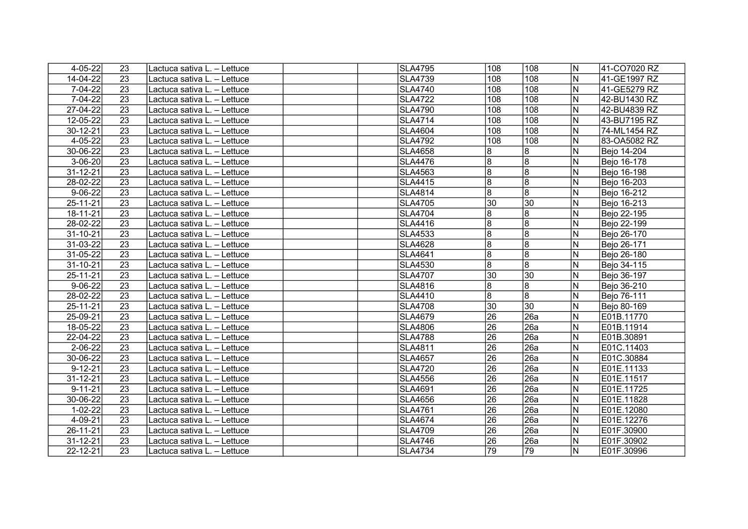| | | | | | | | | | |
|---|---|---|---|---|---|---|---|---|---|
| 4-05-22 | 23 | Lactuca sativa L. – Lettuce | | | SLA4795 | 108 | 108 | N | 41-CO7020 RZ |
| 14-04-22 | 23 | Lactuca sativa L. – Lettuce | | | SLA4739 | 108 | 108 | N | 41-GE1997 RZ |
| 7-04-22 | 23 | Lactuca sativa L. – Lettuce | | | SLA4740 | 108 | 108 | N | 41-GE5279 RZ |
| 7-04-22 | 23 | Lactuca sativa L. – Lettuce | | | SLA4722 | 108 | 108 | N | 42-BU1430 RZ |
| 27-04-22 | 23 | Lactuca sativa L. – Lettuce | | | SLA4790 | 108 | 108 | N | 42-BU4839 RZ |
| 12-05-22 | 23 | Lactuca sativa L. – Lettuce | | | SLA4714 | 108 | 108 | N | 43-BU7195 RZ |
| 30-12-21 | 23 | Lactuca sativa L. – Lettuce | | | SLA4604 | 108 | 108 | N | 74-ML1454 RZ |
| 4-05-22 | 23 | Lactuca sativa L. – Lettuce | | | SLA4792 | 108 | 108 | N | 83-OA5082 RZ |
| 30-06-22 | 23 | Lactuca sativa L. – Lettuce | | | SLA4658 | 8 | 8 | N | Bejo 14-204 |
| 3-06-20 | 23 | Lactuca sativa L. – Lettuce | | | SLA4476 | 8 | 8 | N | Bejo 16-178 |
| 31-12-21 | 23 | Lactuca sativa L. – Lettuce | | | SLA4563 | 8 | 8 | N | Bejo 16-198 |
| 28-02-22 | 23 | Lactuca sativa L. – Lettuce | | | SLA4415 | 8 | 8 | N | Bejo 16-203 |
| 9-06-22 | 23 | Lactuca sativa L. – Lettuce | | | SLA4814 | 8 | 8 | N | Bejo 16-212 |
| 25-11-21 | 23 | Lactuca sativa L. – Lettuce | | | SLA4705 | 30 | 30 | N | Bejo 16-213 |
| 18-11-21 | 23 | Lactuca sativa L. – Lettuce | | | SLA4704 | 8 | 8 | N | Bejo 22-195 |
| 28-02-22 | 23 | Lactuca sativa L. – Lettuce | | | SLA4416 | 8 | 8 | N | Bejo 22-199 |
| 31-10-21 | 23 | Lactuca sativa L. – Lettuce | | | SLA4533 | 8 | 8 | N | Bejo 26-170 |
| 31-03-22 | 23 | Lactuca sativa L. – Lettuce | | | SLA4628 | 8 | 8 | N | Bejo 26-171 |
| 31-05-22 | 23 | Lactuca sativa L. – Lettuce | | | SLA4641 | 8 | 8 | N | Bejo 26-180 |
| 31-10-21 | 23 | Lactuca sativa L. – Lettuce | | | SLA4530 | 8 | 8 | N | Bejo 34-115 |
| 25-11-21 | 23 | Lactuca sativa L. – Lettuce | | | SLA4707 | 30 | 30 | N | Bejo 36-197 |
| 9-06-22 | 23 | Lactuca sativa L. – Lettuce | | | SLA4816 | 8 | 8 | N | Bejo 36-210 |
| 28-02-22 | 23 | Lactuca sativa L. – Lettuce | | | SLA4410 | 8 | 8 | N | Bejo 76-111 |
| 25-11-21 | 23 | Lactuca sativa L. – Lettuce | | | SLA4708 | 30 | 30 | N | Bejo 80-169 |
| 25-09-21 | 23 | Lactuca sativa L. – Lettuce | | | SLA4679 | 26 | 26a | N | E01B.11770 |
| 18-05-22 | 23 | Lactuca sativa L. – Lettuce | | | SLA4806 | 26 | 26a | N | E01B.11914 |
| 22-04-22 | 23 | Lactuca sativa L. – Lettuce | | | SLA4788 | 26 | 26a | N | E01B.30891 |
| 2-06-22 | 23 | Lactuca sativa L. – Lettuce | | | SLA4811 | 26 | 26a | N | E01C.11403 |
| 30-06-22 | 23 | Lactuca sativa L. – Lettuce | | | SLA4657 | 26 | 26a | N | E01C.30884 |
| 9-12-21 | 23 | Lactuca sativa L. – Lettuce | | | SLA4720 | 26 | 26a | N | E01E.11133 |
| 31-12-21 | 23 | Lactuca sativa L. – Lettuce | | | SLA4556 | 26 | 26a | N | E01E.11517 |
| 9-11-21 | 23 | Lactuca sativa L. – Lettuce | | | SLA4691 | 26 | 26a | N | E01E.11725 |
| 30-06-22 | 23 | Lactuca sativa L. – Lettuce | | | SLA4656 | 26 | 26a | N | E01E.11828 |
| 1-02-22 | 23 | Lactuca sativa L. – Lettuce | | | SLA4761 | 26 | 26a | N | E01E.12080 |
| 4-09-21 | 23 | Lactuca sativa L. – Lettuce | | | SLA4674 | 26 | 26a | N | E01E.12276 |
| 26-11-21 | 23 | Lactuca sativa L. – Lettuce | | | SLA4709 | 26 | 26a | N | E01F.30900 |
| 31-12-21 | 23 | Lactuca sativa L. – Lettuce | | | SLA4746 | 26 | 26a | N | E01F.30902 |
| 22-12-21 | 23 | Lactuca sativa L. – Lettuce | | | SLA4734 | 79 | 79 | N | E01F.30996 |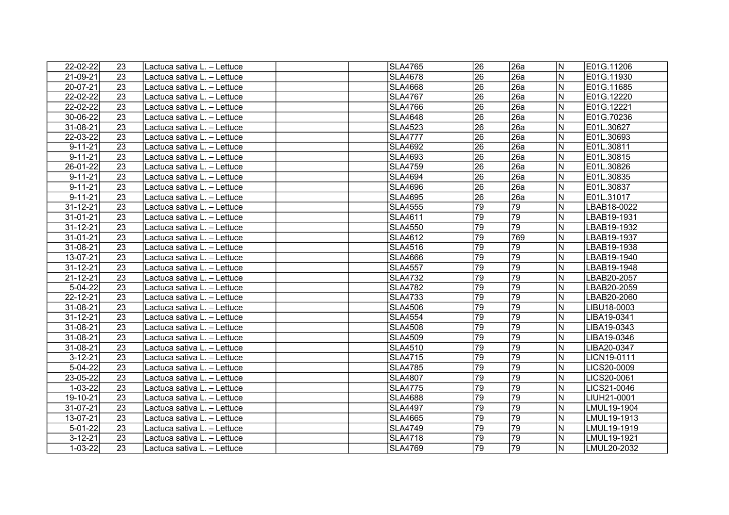| | | | | | | | | | |
|---|---|---|---|---|---|---|---|---|---|
| 22-02-22 | 23 | Lactuca sativa L. – Lettuce | | | SLA4765 | 26 | 26a | N | E01G.11206 |
| 21-09-21 | 23 | Lactuca sativa L. – Lettuce | | | SLA4678 | 26 | 26a | N | E01G.11930 |
| 20-07-21 | 23 | Lactuca sativa L. – Lettuce | | | SLA4668 | 26 | 26a | N | E01G.11685 |
| 22-02-22 | 23 | Lactuca sativa L. – Lettuce | | | SLA4767 | 26 | 26a | N | E01G.12220 |
| 22-02-22 | 23 | Lactuca sativa L. – Lettuce | | | SLA4766 | 26 | 26a | N | E01G.12221 |
| 30-06-22 | 23 | Lactuca sativa L. – Lettuce | | | SLA4648 | 26 | 26a | N | E01G.70236 |
| 31-08-21 | 23 | Lactuca sativa L. – Lettuce | | | SLA4523 | 26 | 26a | N | E01L.30627 |
| 22-03-22 | 23 | Lactuca sativa L. – Lettuce | | | SLA4777 | 26 | 26a | N | E01L.30693 |
| 9-11-21 | 23 | Lactuca sativa L. – Lettuce | | | SLA4692 | 26 | 26a | N | E01L.30811 |
| 9-11-21 | 23 | Lactuca sativa L. – Lettuce | | | SLA4693 | 26 | 26a | N | E01L.30815 |
| 26-01-22 | 23 | Lactuca sativa L. – Lettuce | | | SLA4759 | 26 | 26a | N | E01L.30826 |
| 9-11-21 | 23 | Lactuca sativa L. – Lettuce | | | SLA4694 | 26 | 26a | N | E01L.30835 |
| 9-11-21 | 23 | Lactuca sativa L. – Lettuce | | | SLA4696 | 26 | 26a | N | E01L.30837 |
| 9-11-21 | 23 | Lactuca sativa L. – Lettuce | | | SLA4695 | 26 | 26a | N | E01L.31017 |
| 31-12-21 | 23 | Lactuca sativa L. – Lettuce | | | SLA4555 | 79 | 79 | N | LBAB18-0022 |
| 31-01-21 | 23 | Lactuca sativa L. – Lettuce | | | SLA4611 | 79 | 79 | N | LBAB19-1931 |
| 31-12-21 | 23 | Lactuca sativa L. – Lettuce | | | SLA4550 | 79 | 79 | N | LBAB19-1932 |
| 31-01-21 | 23 | Lactuca sativa L. – Lettuce | | | SLA4612 | 79 | 769 | N | LBAB19-1937 |
| 31-08-21 | 23 | Lactuca sativa L. – Lettuce | | | SLA4516 | 79 | 79 | N | LBAB19-1938 |
| 13-07-21 | 23 | Lactuca sativa L. – Lettuce | | | SLA4666 | 79 | 79 | N | LBAB19-1940 |
| 31-12-21 | 23 | Lactuca sativa L. – Lettuce | | | SLA4557 | 79 | 79 | N | LBAB19-1948 |
| 21-12-21 | 23 | Lactuca sativa L. – Lettuce | | | SLA4732 | 79 | 79 | N | LBAB20-2057 |
| 5-04-22 | 23 | Lactuca sativa L. – Lettuce | | | SLA4782 | 79 | 79 | N | LBAB20-2059 |
| 22-12-21 | 23 | Lactuca sativa L. – Lettuce | | | SLA4733 | 79 | 79 | N | LBAB20-2060 |
| 31-08-21 | 23 | Lactuca sativa L. – Lettuce | | | SLA4506 | 79 | 79 | N | LIBU18-0003 |
| 31-12-21 | 23 | Lactuca sativa L. – Lettuce | | | SLA4554 | 79 | 79 | N | LIBA19-0341 |
| 31-08-21 | 23 | Lactuca sativa L. – Lettuce | | | SLA4508 | 79 | 79 | N | LIBA19-0343 |
| 31-08-21 | 23 | Lactuca sativa L. – Lettuce | | | SLA4509 | 79 | 79 | N | LIBA19-0346 |
| 31-08-21 | 23 | Lactuca sativa L. – Lettuce | | | SLA4510 | 79 | 79 | N | LIBA20-0347 |
| 3-12-21 | 23 | Lactuca sativa L. – Lettuce | | | SLA4715 | 79 | 79 | N | LICN19-0111 |
| 5-04-22 | 23 | Lactuca sativa L. – Lettuce | | | SLA4785 | 79 | 79 | N | LICS20-0009 |
| 23-05-22 | 23 | Lactuca sativa L. – Lettuce | | | SLA4807 | 79 | 79 | N | LICS20-0061 |
| 1-03-22 | 23 | Lactuca sativa L. – Lettuce | | | SLA4775 | 79 | 79 | N | LICS21-0046 |
| 19-10-21 | 23 | Lactuca sativa L. – Lettuce | | | SLA4688 | 79 | 79 | N | LIUH21-0001 |
| 31-07-21 | 23 | Lactuca sativa L. – Lettuce | | | SLA4497 | 79 | 79 | N | LMUL19-1904 |
| 13-07-21 | 23 | Lactuca sativa L. – Lettuce | | | SLA4665 | 79 | 79 | N | LMUL19-1913 |
| 5-01-22 | 23 | Lactuca sativa L. – Lettuce | | | SLA4749 | 79 | 79 | N | LMUL19-1919 |
| 3-12-21 | 23 | Lactuca sativa L. – Lettuce | | | SLA4718 | 79 | 79 | N | LMUL19-1921 |
| 1-03-22 | 23 | Lactuca sativa L. – Lettuce | | | SLA4769 | 79 | 79 | N | LMUL20-2032 |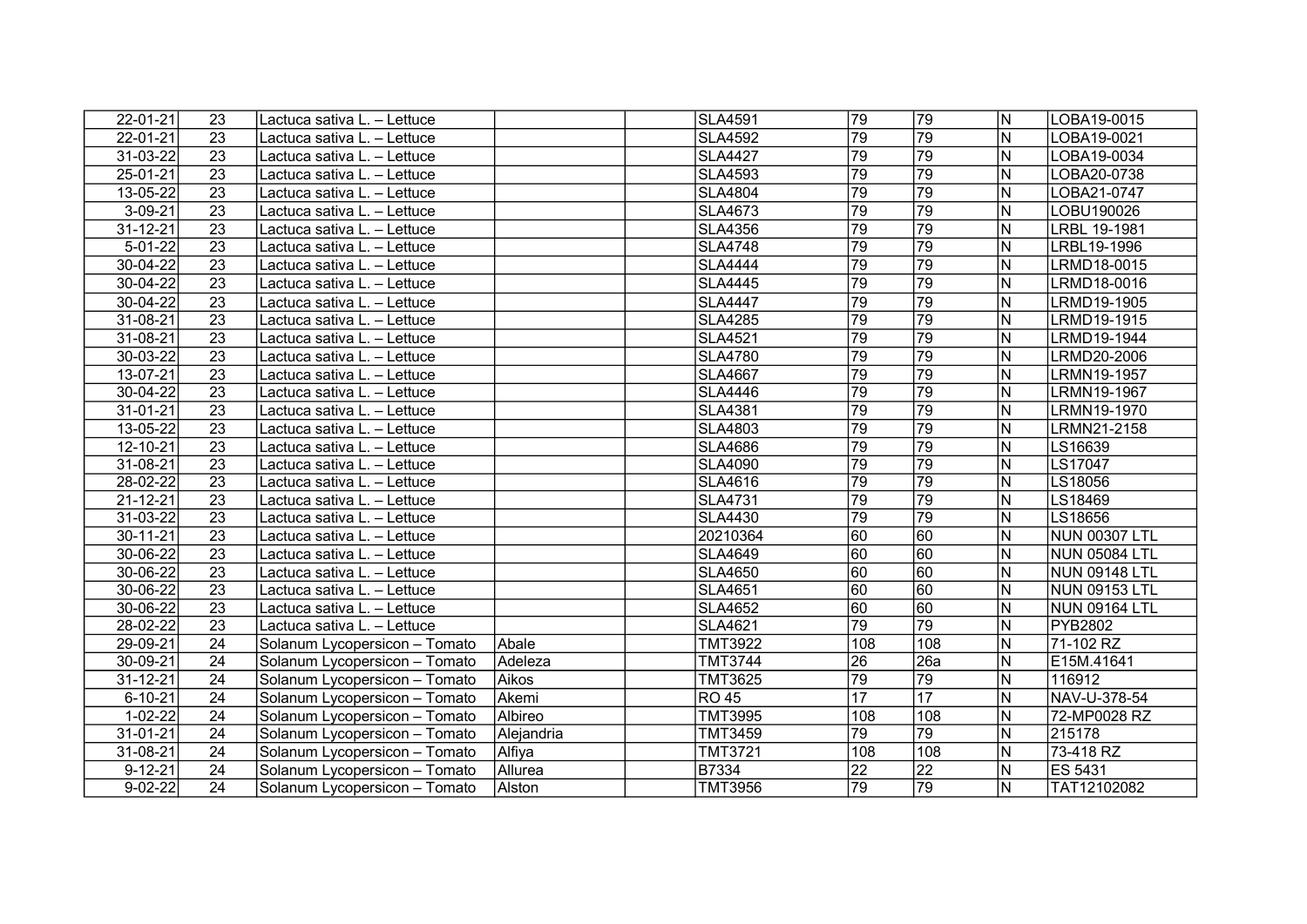| | | | | | | | | | |
|---|---|---|---|---|---|---|---|---|---|
| 22-01-21 | 23 | Lactuca sativa L. – Lettuce | | | SLA4591 | 79 | 79 | N | LOBA19-0015 |
| 22-01-21 | 23 | Lactuca sativa L. – Lettuce | | | SLA4592 | 79 | 79 | N | LOBA19-0021 |
| 31-03-22 | 23 | Lactuca sativa L. – Lettuce | | | SLA4427 | 79 | 79 | N | LOBA19-0034 |
| 25-01-21 | 23 | Lactuca sativa L. – Lettuce | | | SLA4593 | 79 | 79 | N | LOBA20-0738 |
| 13-05-22 | 23 | Lactuca sativa L. – Lettuce | | | SLA4804 | 79 | 79 | N | LOBA21-0747 |
| 3-09-21 | 23 | Lactuca sativa L. – Lettuce | | | SLA4673 | 79 | 79 | N | LOBU190026 |
| 31-12-21 | 23 | Lactuca sativa L. – Lettuce | | | SLA4356 | 79 | 79 | N | LRBL 19-1981 |
| 5-01-22 | 23 | Lactuca sativa L. – Lettuce | | | SLA4748 | 79 | 79 | N | LRBL19-1996 |
| 30-04-22 | 23 | Lactuca sativa L. – Lettuce | | | SLA4444 | 79 | 79 | N | LRMD18-0015 |
| 30-04-22 | 23 | Lactuca sativa L. – Lettuce | | | SLA4445 | 79 | 79 | N | LRMD18-0016 |
| 30-04-22 | 23 | Lactuca sativa L. – Lettuce | | | SLA4447 | 79 | 79 | N | LRMD19-1905 |
| 31-08-21 | 23 | Lactuca sativa L. – Lettuce | | | SLA4285 | 79 | 79 | N | LRMD19-1915 |
| 31-08-21 | 23 | Lactuca sativa L. – Lettuce | | | SLA4521 | 79 | 79 | N | LRMD19-1944 |
| 30-03-22 | 23 | Lactuca sativa L. – Lettuce | | | SLA4780 | 79 | 79 | N | LRMD20-2006 |
| 13-07-21 | 23 | Lactuca sativa L. – Lettuce | | | SLA4667 | 79 | 79 | N | LRMN19-1957 |
| 30-04-22 | 23 | Lactuca sativa L. – Lettuce | | | SLA4446 | 79 | 79 | N | LRMN19-1967 |
| 31-01-21 | 23 | Lactuca sativa L. – Lettuce | | | SLA4381 | 79 | 79 | N | LRMN19-1970 |
| 13-05-22 | 23 | Lactuca sativa L. – Lettuce | | | SLA4803 | 79 | 79 | N | LRMN21-2158 |
| 12-10-21 | 23 | Lactuca sativa L. – Lettuce | | | SLA4686 | 79 | 79 | N | LS16639 |
| 31-08-21 | 23 | Lactuca sativa L. – Lettuce | | | SLA4090 | 79 | 79 | N | LS17047 |
| 28-02-22 | 23 | Lactuca sativa L. – Lettuce | | | SLA4616 | 79 | 79 | N | LS18056 |
| 21-12-21 | 23 | Lactuca sativa L. – Lettuce | | | SLA4731 | 79 | 79 | N | LS18469 |
| 31-03-22 | 23 | Lactuca sativa L. – Lettuce | | | SLA4430 | 79 | 79 | N | LS18656 |
| 30-11-21 | 23 | Lactuca sativa L. – Lettuce | | | 20210364 | 60 | 60 | N | NUN 00307 LTL |
| 30-06-22 | 23 | Lactuca sativa L. – Lettuce | | | SLA4649 | 60 | 60 | N | NUN 05084 LTL |
| 30-06-22 | 23 | Lactuca sativa L. – Lettuce | | | SLA4650 | 60 | 60 | N | NUN 09148 LTL |
| 30-06-22 | 23 | Lactuca sativa L. – Lettuce | | | SLA4651 | 60 | 60 | N | NUN 09153 LTL |
| 30-06-22 | 23 | Lactuca sativa L. – Lettuce | | | SLA4652 | 60 | 60 | N | NUN 09164 LTL |
| 28-02-22 | 23 | Lactuca sativa L. – Lettuce | | | SLA4621 | 79 | 79 | N | PYB2802 |
| 29-09-21 | 24 | Solanum Lycopersicon – Tomato | Abale | | TMT3922 | 108 | 108 | N | 71-102 RZ |
| 30-09-21 | 24 | Solanum Lycopersicon – Tomato | Adeleza | | TMT3744 | 26 | 26a | N | E15M.41641 |
| 31-12-21 | 24 | Solanum Lycopersicon – Tomato | Aikos | | TMT3625 | 79 | 79 | N | 116912 |
| 6-10-21 | 24 | Solanum Lycopersicon – Tomato | Akemi | | RO 45 | 17 | 17 | N | NAV-U-378-54 |
| 1-02-22 | 24 | Solanum Lycopersicon – Tomato | Albireo | | TMT3995 | 108 | 108 | N | 72-MP0028 RZ |
| 31-01-21 | 24 | Solanum Lycopersicon – Tomato | Alejandria | | TMT3459 | 79 | 79 | N | 215178 |
| 31-08-21 | 24 | Solanum Lycopersicon – Tomato | Alfiya | | TMT3721 | 108 | 108 | N | 73-418 RZ |
| 9-12-21 | 24 | Solanum Lycopersicon – Tomato | Allurea | | B7334 | 22 | 22 | N | ES 5431 |
| 9-02-22 | 24 | Solanum Lycopersicon – Tomato | Alston | | TMT3956 | 79 | 79 | N | TAT12102082 |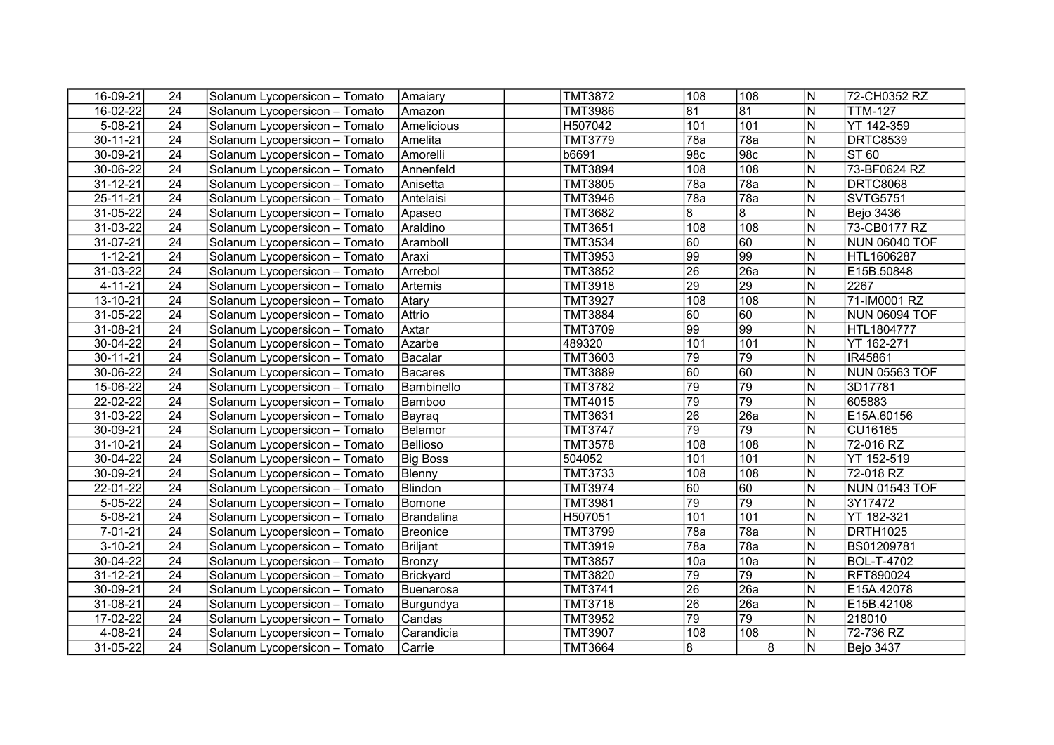| | | | | | | | | | |
|---|---|---|---|---|---|---|---|---|---|
| 16-09-21 | 24 | Solanum Lycopersicon – Tomato | Amaiary | | TMT3872 | 108 | 108 | N | 72-CH0352 RZ |
| 16-02-22 | 24 | Solanum Lycopersicon – Tomato | Amazon | | TMT3986 | 81 | 81 | N | TTM-127 |
| 5-08-21 | 24 | Solanum Lycopersicon – Tomato | Amelicious | | H507042 | 101 | 101 | N | YT 142-359 |
| 30-11-21 | 24 | Solanum Lycopersicon – Tomato | Amelita | | TMT3779 | 78a | 78a | N | DRTC8539 |
| 30-09-21 | 24 | Solanum Lycopersicon – Tomato | Amorelli | | b6691 | 98c | 98c | N | ST 60 |
| 30-06-22 | 24 | Solanum Lycopersicon – Tomato | Annenfeld | | TMT3894 | 108 | 108 | N | 73-BF0624 RZ |
| 31-12-21 | 24 | Solanum Lycopersicon – Tomato | Anisetta | | TMT3805 | 78a | 78a | N | DRTC8068 |
| 25-11-21 | 24 | Solanum Lycopersicon – Tomato | Antelaisi | | TMT3946 | 78a | 78a | N | SVTG5751 |
| 31-05-22 | 24 | Solanum Lycopersicon – Tomato | Apaseo | | TMT3682 | 8 | 8 | N | Bejo 3436 |
| 31-03-22 | 24 | Solanum Lycopersicon – Tomato | Araldino | | TMT3651 | 108 | 108 | N | 73-CB0177 RZ |
| 31-07-21 | 24 | Solanum Lycopersicon – Tomato | Aramboll | | TMT3534 | 60 | 60 | N | NUN 06040 TOF |
| 1-12-21 | 24 | Solanum Lycopersicon – Tomato | Araxi | | TMT3953 | 99 | 99 | N | HTL1606287 |
| 31-03-22 | 24 | Solanum Lycopersicon – Tomato | Arrebol | | TMT3852 | 26 | 26a | N | E15B.50848 |
| 4-11-21 | 24 | Solanum Lycopersicon – Tomato | Artemis | | TMT3918 | 29 | 29 | N | 2267 |
| 13-10-21 | 24 | Solanum Lycopersicon – Tomato | Atary | | TMT3927 | 108 | 108 | N | 71-IM0001 RZ |
| 31-05-22 | 24 | Solanum Lycopersicon – Tomato | Attrio | | TMT3884 | 60 | 60 | N | NUN 06094 TOF |
| 31-08-21 | 24 | Solanum Lycopersicon – Tomato | Axtar | | TMT3709 | 99 | 99 | N | HTL1804777 |
| 30-04-22 | 24 | Solanum Lycopersicon – Tomato | Azarbe | | 489320 | 101 | 101 | N | YT 162-271 |
| 30-11-21 | 24 | Solanum Lycopersicon – Tomato | Bacalar | | TMT3603 | 79 | 79 | N | IR45861 |
| 30-06-22 | 24 | Solanum Lycopersicon – Tomato | Bacares | | TMT3889 | 60 | 60 | N | NUN 05563 TOF |
| 15-06-22 | 24 | Solanum Lycopersicon – Tomato | Bambinello | | TMT3782 | 79 | 79 | N | 3D17781 |
| 22-02-22 | 24 | Solanum Lycopersicon – Tomato | Bamboo | | TMT4015 | 79 | 79 | N | 605883 |
| 31-03-22 | 24 | Solanum Lycopersicon – Tomato | Bayraq | | TMT3631 | 26 | 26a | N | E15A.60156 |
| 30-09-21 | 24 | Solanum Lycopersicon – Tomato | Belamor | | TMT3747 | 79 | 79 | N | CU16165 |
| 31-10-21 | 24 | Solanum Lycopersicon – Tomato | Bellioso | | TMT3578 | 108 | 108 | N | 72-016 RZ |
| 30-04-22 | 24 | Solanum Lycopersicon – Tomato | Big Boss | | 504052 | 101 | 101 | N | YT 152-519 |
| 30-09-21 | 24 | Solanum Lycopersicon – Tomato | Blenny | | TMT3733 | 108 | 108 | N | 72-018 RZ |
| 22-01-22 | 24 | Solanum Lycopersicon – Tomato | Blindon | | TMT3974 | 60 | 60 | N | NUN 01543 TOF |
| 5-05-22 | 24 | Solanum Lycopersicon – Tomato | Bomone | | TMT3981 | 79 | 79 | N | 3Y17472 |
| 5-08-21 | 24 | Solanum Lycopersicon – Tomato | Brandalina | | H507051 | 101 | 101 | N | YT 182-321 |
| 7-01-21 | 24 | Solanum Lycopersicon – Tomato | Breonice | | TMT3799 | 78a | 78a | N | DRTH1025 |
| 3-10-21 | 24 | Solanum Lycopersicon – Tomato | Briljant | | TMT3919 | 78a | 78a | N | BS01209781 |
| 30-04-22 | 24 | Solanum Lycopersicon – Tomato | Bronzy | | TMT3857 | 10a | 10a | N | BOL-T-4702 |
| 31-12-21 | 24 | Solanum Lycopersicon – Tomato | Brickyard | | TMT3820 | 79 | 79 | N | RFT890024 |
| 30-09-21 | 24 | Solanum Lycopersicon – Tomato | Buenarosa | | TMT3741 | 26 | 26a | N | E15A.42078 |
| 31-08-21 | 24 | Solanum Lycopersicon – Tomato | Burgundya | | TMT3718 | 26 | 26a | N | E15B.42108 |
| 17-02-22 | 24 | Solanum Lycopersicon – Tomato | Candas | | TMT3952 | 79 | 79 | N | 218010 |
| 4-08-21 | 24 | Solanum Lycopersicon – Tomato | Carandicia | | TMT3907 | 108 | 108 | N | 72-736 RZ |
| 31-05-22 | 24 | Solanum Lycopersicon – Tomato | Carrie | | TMT3664 | 8 | 8 | N | Bejo 3437 |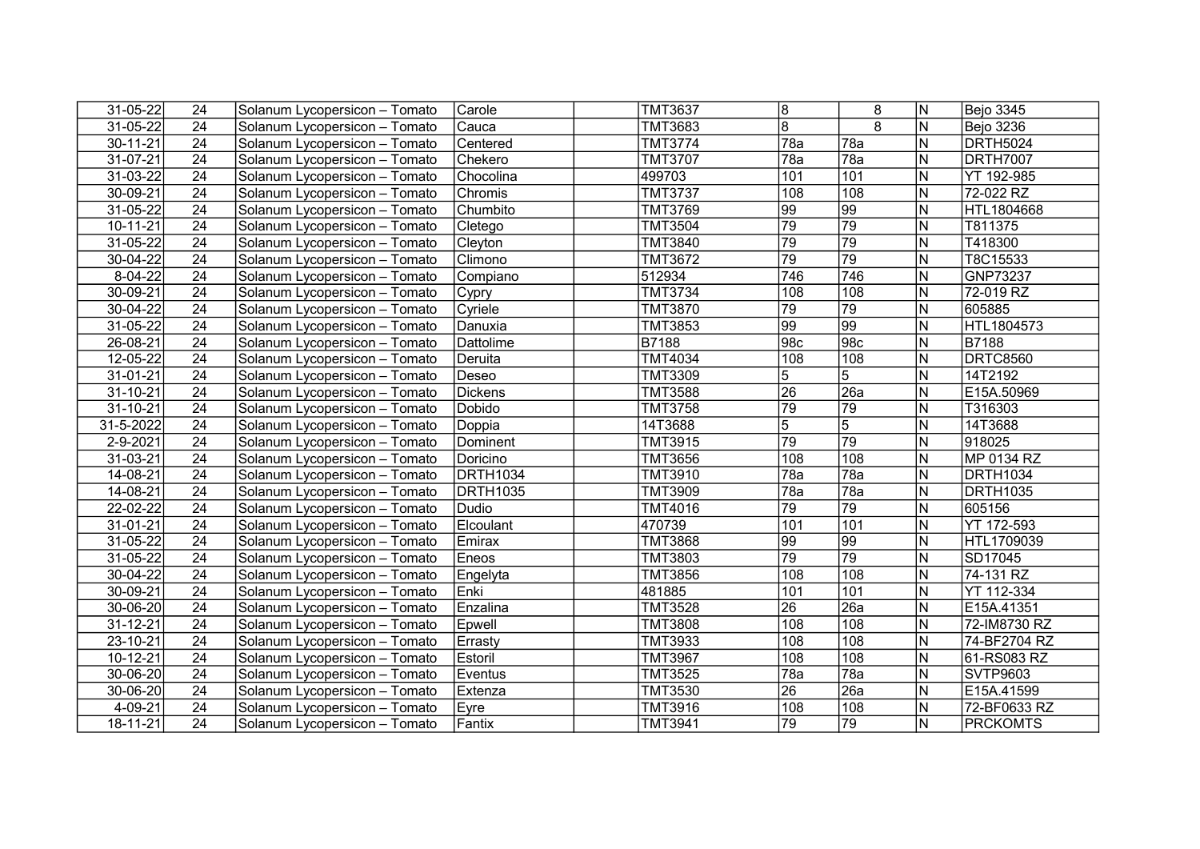| | | | | | | | | | |
|---|---|---|---|---|---|---|---|---|---|
| 31-05-22 | 24 | Solanum Lycopersicon – Tomato | Carole | | TMT3637 | 8 | 8 | N | Bejo 3345 |
| 31-05-22 | 24 | Solanum Lycopersicon – Tomato | Cauca | | TMT3683 | 8 | 8 | N | Bejo 3236 |
| 30-11-21 | 24 | Solanum Lycopersicon – Tomato | Centered | | TMT3774 | 78a | 78a | N | DRTH5024 |
| 31-07-21 | 24 | Solanum Lycopersicon – Tomato | Chekero | | TMT3707 | 78a | 78a | N | DRTH7007 |
| 31-03-22 | 24 | Solanum Lycopersicon – Tomato | Chocolina | | 499703 | 101 | 101 | N | YT 192-985 |
| 30-09-21 | 24 | Solanum Lycopersicon – Tomato | Chromis | | TMT3737 | 108 | 108 | N | 72-022 RZ |
| 31-05-22 | 24 | Solanum Lycopersicon – Tomato | Chumbito | | TMT3769 | 99 | 99 | N | HTL1804668 |
| 10-11-21 | 24 | Solanum Lycopersicon – Tomato | Cletego | | TMT3504 | 79 | 79 | N | T811375 |
| 31-05-22 | 24 | Solanum Lycopersicon – Tomato | Cleyton | | TMT3840 | 79 | 79 | N | T418300 |
| 30-04-22 | 24 | Solanum Lycopersicon – Tomato | Climono | | TMT3672 | 79 | 79 | N | T8C15533 |
| 8-04-22 | 24 | Solanum Lycopersicon – Tomato | Compiano | | 512934 | 746 | 746 | N | GNP73237 |
| 30-09-21 | 24 | Solanum Lycopersicon – Tomato | Cypry | | TMT3734 | 108 | 108 | N | 72-019 RZ |
| 30-04-22 | 24 | Solanum Lycopersicon – Tomato | Cyriele | | TMT3870 | 79 | 79 | N | 605885 |
| 31-05-22 | 24 | Solanum Lycopersicon – Tomato | Danuxia | | TMT3853 | 99 | 99 | N | HTL1804573 |
| 26-08-21 | 24 | Solanum Lycopersicon – Tomato | Dattolime | | B7188 | 98c | 98c | N | B7188 |
| 12-05-22 | 24 | Solanum Lycopersicon – Tomato | Deruita | | TMT4034 | 108 | 108 | N | DRTC8560 |
| 31-01-21 | 24 | Solanum Lycopersicon – Tomato | Deseo | | TMT3309 | 5 | 5 | N | 14T2192 |
| 31-10-21 | 24 | Solanum Lycopersicon – Tomato | Dickens | | TMT3588 | 26 | 26a | N | E15A.50969 |
| 31-10-21 | 24 | Solanum Lycopersicon – Tomato | Dobido | | TMT3758 | 79 | 79 | N | T316303 |
| 31-5-2022 | 24 | Solanum Lycopersicon – Tomato | Doppia | | 14T3688 | 5 | 5 | N | 14T3688 |
| 2-9-2021 | 24 | Solanum Lycopersicon – Tomato | Dominent | | TMT3915 | 79 | 79 | N | 918025 |
| 31-03-21 | 24 | Solanum Lycopersicon – Tomato | Doricino | | TMT3656 | 108 | 108 | N | MP 0134 RZ |
| 14-08-21 | 24 | Solanum Lycopersicon – Tomato | DRTH1034 | | TMT3910 | 78a | 78a | N | DRTH1034 |
| 14-08-21 | 24 | Solanum Lycopersicon – Tomato | DRTH1035 | | TMT3909 | 78a | 78a | N | DRTH1035 |
| 22-02-22 | 24 | Solanum Lycopersicon – Tomato | Dudio | | TMT4016 | 79 | 79 | N | 605156 |
| 31-01-21 | 24 | Solanum Lycopersicon – Tomato | Elcoulant | | 470739 | 101 | 101 | N | YT 172-593 |
| 31-05-22 | 24 | Solanum Lycopersicon – Tomato | Emirax | | TMT3868 | 99 | 99 | N | HTL1709039 |
| 31-05-22 | 24 | Solanum Lycopersicon – Tomato | Eneos | | TMT3803 | 79 | 79 | N | SD17045 |
| 30-04-22 | 24 | Solanum Lycopersicon – Tomato | Engelyta | | TMT3856 | 108 | 108 | N | 74-131 RZ |
| 30-09-21 | 24 | Solanum Lycopersicon – Tomato | Enki | | 481885 | 101 | 101 | N | YT 112-334 |
| 30-06-20 | 24 | Solanum Lycopersicon – Tomato | Enzalina | | TMT3528 | 26 | 26a | N | E15A.41351 |
| 31-12-21 | 24 | Solanum Lycopersicon – Tomato | Epwell | | TMT3808 | 108 | 108 | N | 72-IM8730 RZ |
| 23-10-21 | 24 | Solanum Lycopersicon – Tomato | Errasty | | TMT3933 | 108 | 108 | N | 74-BF2704 RZ |
| 10-12-21 | 24 | Solanum Lycopersicon – Tomato | Estoril | | TMT3967 | 108 | 108 | N | 61-RS083 RZ |
| 30-06-20 | 24 | Solanum Lycopersicon – Tomato | Eventus | | TMT3525 | 78a | 78a | N | SVTP9603 |
| 30-06-20 | 24 | Solanum Lycopersicon – Tomato | Extenza | | TMT3530 | 26 | 26a | N | E15A.41599 |
| 4-09-21 | 24 | Solanum Lycopersicon – Tomato | Eyre | | TMT3916 | 108 | 108 | N | 72-BF0633 RZ |
| 18-11-21 | 24 | Solanum Lycopersicon – Tomato | Fantix | | TMT3941 | 79 | 79 | N | PRCKOMTS |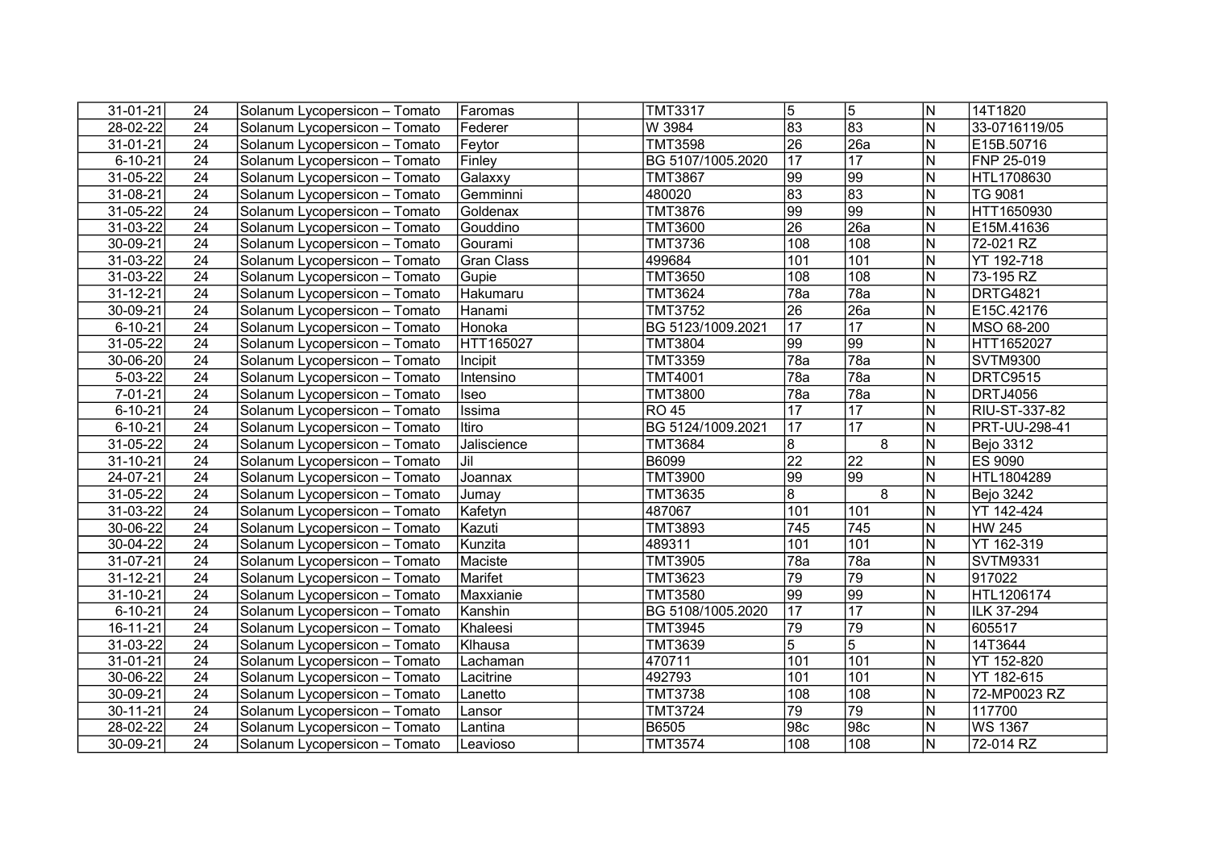| | | | | | | | | | |
|---|---|---|---|---|---|---|---|---|---|
| 31-01-21 | 24 | Solanum Lycopersicon – Tomato | Faromas | | TMT3317 | 5 | 5 | N | 14T1820 |
| 28-02-22 | 24 | Solanum Lycopersicon – Tomato | Federer | | W 3984 | 83 | 83 | N | 33-0716119/05 |
| 31-01-21 | 24 | Solanum Lycopersicon – Tomato | Feytor | | TMT3598 | 26 | 26a | N | E15B.50716 |
| 6-10-21 | 24 | Solanum Lycopersicon – Tomato | Finley | | BG 5107/1005.2020 | 17 | 17 | N | FNP 25-019 |
| 31-05-22 | 24 | Solanum Lycopersicon – Tomato | Galaxxy | | TMT3867 | 99 | 99 | N | HTL1708630 |
| 31-08-21 | 24 | Solanum Lycopersicon – Tomato | Gemminni | | 480020 | 83 | 83 | N | TG 9081 |
| 31-05-22 | 24 | Solanum Lycopersicon – Tomato | Goldenax | | TMT3876 | 99 | 99 | N | HTT1650930 |
| 31-03-22 | 24 | Solanum Lycopersicon – Tomato | Gouddino | | TMT3600 | 26 | 26a | N | E15M.41636 |
| 30-09-21 | 24 | Solanum Lycopersicon – Tomato | Gourami | | TMT3736 | 108 | 108 | N | 72-021 RZ |
| 31-03-22 | 24 | Solanum Lycopersicon – Tomato | Gran Class | | 499684 | 101 | 101 | N | YT 192-718 |
| 31-03-22 | 24 | Solanum Lycopersicon – Tomato | Gupie | | TMT3650 | 108 | 108 | N | 73-195 RZ |
| 31-12-21 | 24 | Solanum Lycopersicon – Tomato | Hakumaru | | TMT3624 | 78a | 78a | N | DRTG4821 |
| 30-09-21 | 24 | Solanum Lycopersicon – Tomato | Hanami | | TMT3752 | 26 | 26a | N | E15C.42176 |
| 6-10-21 | 24 | Solanum Lycopersicon – Tomato | Honoka | | BG 5123/1009.2021 | 17 | 17 | N | MSO 68-200 |
| 31-05-22 | 24 | Solanum Lycopersicon – Tomato | HTT165027 | | TMT3804 | 99 | 99 | N | HTT1652027 |
| 30-06-20 | 24 | Solanum Lycopersicon – Tomato | Incipit | | TMT3359 | 78a | 78a | N | SVTM9300 |
| 5-03-22 | 24 | Solanum Lycopersicon – Tomato | Intensino | | TMT4001 | 78a | 78a | N | DRTC9515 |
| 7-01-21 | 24 | Solanum Lycopersicon – Tomato | Iseo | | TMT3800 | 78a | 78a | N | DRTJ4056 |
| 6-10-21 | 24 | Solanum Lycopersicon – Tomato | Issima | | RO 45 | 17 | 17 | N | RIU-ST-337-82 |
| 6-10-21 | 24 | Solanum Lycopersicon – Tomato | Itiro | | BG 5124/1009.2021 | 17 | 17 | N | PRT-UU-298-41 |
| 31-05-22 | 24 | Solanum Lycopersicon – Tomato | Jaliscience | | TMT3684 | 8 | 8 | N | Bejo 3312 |
| 31-10-21 | 24 | Solanum Lycopersicon – Tomato | Jil | | B6099 | 22 | 22 | N | ES 9090 |
| 24-07-21 | 24 | Solanum Lycopersicon – Tomato | Joannax | | TMT3900 | 99 | 99 | N | HTL1804289 |
| 31-05-22 | 24 | Solanum Lycopersicon – Tomato | Jumay | | TMT3635 | 8 | 8 | N | Bejo 3242 |
| 31-03-22 | 24 | Solanum Lycopersicon – Tomato | Kafetyn | | 487067 | 101 | 101 | N | YT 142-424 |
| 30-06-22 | 24 | Solanum Lycopersicon – Tomato | Kazuti | | TMT3893 | 745 | 745 | N | HW 245 |
| 30-04-22 | 24 | Solanum Lycopersicon – Tomato | Kunzita | | 489311 | 101 | 101 | N | YT 162-319 |
| 31-07-21 | 24 | Solanum Lycopersicon – Tomato | Maciste | | TMT3905 | 78a | 78a | N | SVTM9331 |
| 31-12-21 | 24 | Solanum Lycopersicon – Tomato | Marifet | | TMT3623 | 79 | 79 | N | 917022 |
| 31-10-21 | 24 | Solanum Lycopersicon – Tomato | Maxxianie | | TMT3580 | 99 | 99 | N | HTL1206174 |
| 6-10-21 | 24 | Solanum Lycopersicon – Tomato | Kanshin | | BG 5108/1005.2020 | 17 | 17 | N | ILK 37-294 |
| 16-11-21 | 24 | Solanum Lycopersicon – Tomato | Khaleesi | | TMT3945 | 79 | 79 | N | 605517 |
| 31-03-22 | 24 | Solanum Lycopersicon – Tomato | Klhausa | | TMT3639 | 5 | 5 | N | 14T3644 |
| 31-01-21 | 24 | Solanum Lycopersicon – Tomato | Lachaman | | 470711 | 101 | 101 | N | YT 152-820 |
| 30-06-22 | 24 | Solanum Lycopersicon – Tomato | Lacitrine | | 492793 | 101 | 101 | N | YT 182-615 |
| 30-09-21 | 24 | Solanum Lycopersicon – Tomato | Lanetto | | TMT3738 | 108 | 108 | N | 72-MP0023 RZ |
| 30-11-21 | 24 | Solanum Lycopersicon – Tomato | Lansor | | TMT3724 | 79 | 79 | N | 117700 |
| 28-02-22 | 24 | Solanum Lycopersicon – Tomato | Lantina | | B6505 | 98c | 98c | N | WS 1367 |
| 30-09-21 | 24 | Solanum Lycopersicon – Tomato | Leavioso | | TMT3574 | 108 | 108 | N | 72-014 RZ |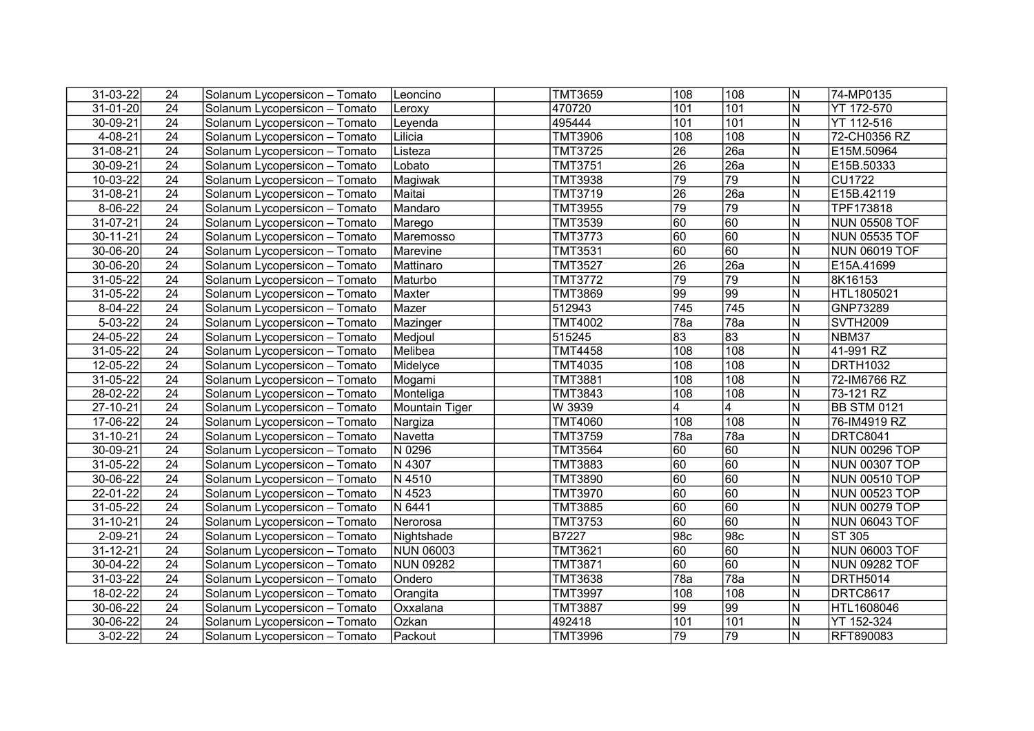| | | | | | | | | | |
|---|---|---|---|---|---|---|---|---|---|
| 31-03-22 | 24 | Solanum Lycopersicon – Tomato | Leoncino | | TMT3659 | 108 | 108 | N | 74-MP0135 |
| 31-01-20 | 24 | Solanum Lycopersicon – Tomato | Leroxy | | 470720 | 101 | 101 | N | YT 172-570 |
| 30-09-21 | 24 | Solanum Lycopersicon – Tomato | Leyenda | | 495444 | 101 | 101 | N | YT 112-516 |
| 4-08-21 | 24 | Solanum Lycopersicon – Tomato | Lilicia | | TMT3906 | 108 | 108 | N | 72-CH0356 RZ |
| 31-08-21 | 24 | Solanum Lycopersicon – Tomato | Listeza | | TMT3725 | 26 | 26a | N | E15M.50964 |
| 30-09-21 | 24 | Solanum Lycopersicon – Tomato | Lobato | | TMT3751 | 26 | 26a | N | E15B.50333 |
| 10-03-22 | 24 | Solanum Lycopersicon – Tomato | Magiwak | | TMT3938 | 79 | 79 | N | CU1722 |
| 31-08-21 | 24 | Solanum Lycopersicon – Tomato | Maitai | | TMT3719 | 26 | 26a | N | E15B.42119 |
| 8-06-22 | 24 | Solanum Lycopersicon – Tomato | Mandaro | | TMT3955 | 79 | 79 | N | TPF173818 |
| 31-07-21 | 24 | Solanum Lycopersicon – Tomato | Marego | | TMT3539 | 60 | 60 | N | NUN 05508 TOF |
| 30-11-21 | 24 | Solanum Lycopersicon – Tomato | Maremosso | | TMT3773 | 60 | 60 | N | NUN 05535 TOF |
| 30-06-20 | 24 | Solanum Lycopersicon – Tomato | Marevine | | TMT3531 | 60 | 60 | N | NUN 06019 TOF |
| 30-06-20 | 24 | Solanum Lycopersicon – Tomato | Mattinaro | | TMT3527 | 26 | 26a | N | E15A.41699 |
| 31-05-22 | 24 | Solanum Lycopersicon – Tomato | Maturbo | | TMT3772 | 79 | 79 | N | 8K16153 |
| 31-05-22 | 24 | Solanum Lycopersicon – Tomato | Maxter | | TMT3869 | 99 | 99 | N | HTL1805021 |
| 8-04-22 | 24 | Solanum Lycopersicon – Tomato | Mazer | | 512943 | 745 | 745 | N | GNP73289 |
| 5-03-22 | 24 | Solanum Lycopersicon – Tomato | Mazinger | | TMT4002 | 78a | 78a | N | SVTH2009 |
| 24-05-22 | 24 | Solanum Lycopersicon – Tomato | Medjoul | | 515245 | 83 | 83 | N | NBM37 |
| 31-05-22 | 24 | Solanum Lycopersicon – Tomato | Melibea | | TMT4458 | 108 | 108 | N | 41-991 RZ |
| 12-05-22 | 24 | Solanum Lycopersicon – Tomato | Midelyce | | TMT4035 | 108 | 108 | N | DRTH1032 |
| 31-05-22 | 24 | Solanum Lycopersicon – Tomato | Mogami | | TMT3881 | 108 | 108 | N | 72-IM6766 RZ |
| 28-02-22 | 24 | Solanum Lycopersicon – Tomato | Monteliga | | TMT3843 | 108 | 108 | N | 73-121 RZ |
| 27-10-21 | 24 | Solanum Lycopersicon – Tomato | Mountain Tiger | | W 3939 | 4 | 4 | N | BB STM 0121 |
| 17-06-22 | 24 | Solanum Lycopersicon – Tomato | Nargiza | | TMT4060 | 108 | 108 | N | 76-IM4919 RZ |
| 31-10-21 | 24 | Solanum Lycopersicon – Tomato | Navetta | | TMT3759 | 78a | 78a | N | DRTC8041 |
| 30-09-21 | 24 | Solanum Lycopersicon – Tomato | N 0296 | | TMT3564 | 60 | 60 | N | NUN 00296 TOP |
| 31-05-22 | 24 | Solanum Lycopersicon – Tomato | N 4307 | | TMT3883 | 60 | 60 | N | NUN 00307 TOP |
| 30-06-22 | 24 | Solanum Lycopersicon – Tomato | N 4510 | | TMT3890 | 60 | 60 | N | NUN 00510 TOP |
| 22-01-22 | 24 | Solanum Lycopersicon – Tomato | N 4523 | | TMT3970 | 60 | 60 | N | NUN 00523 TOP |
| 31-05-22 | 24 | Solanum Lycopersicon – Tomato | N 6441 | | TMT3885 | 60 | 60 | N | NUN 00279 TOP |
| 31-10-21 | 24 | Solanum Lycopersicon – Tomato | Nerorosa | | TMT3753 | 60 | 60 | N | NUN 06043 TOF |
| 2-09-21 | 24 | Solanum Lycopersicon – Tomato | Nightshade | | B7227 | 98c | 98c | N | ST 305 |
| 31-12-21 | 24 | Solanum Lycopersicon – Tomato | NUN 06003 | | TMT3621 | 60 | 60 | N | NUN 06003 TOF |
| 30-04-22 | 24 | Solanum Lycopersicon – Tomato | NUN 09282 | | TMT3871 | 60 | 60 | N | NUN 09282 TOF |
| 31-03-22 | 24 | Solanum Lycopersicon – Tomato | Ondero | | TMT3638 | 78a | 78a | N | DRTH5014 |
| 18-02-22 | 24 | Solanum Lycopersicon – Tomato | Orangita | | TMT3997 | 108 | 108 | N | DRTC8617 |
| 30-06-22 | 24 | Solanum Lycopersicon – Tomato | Oxxalana | | TMT3887 | 99 | 99 | N | HTL1608046 |
| 30-06-22 | 24 | Solanum Lycopersicon – Tomato | Ozkan | | 492418 | 101 | 101 | N | YT 152-324 |
| 3-02-22 | 24 | Solanum Lycopersicon – Tomato | Packout | | TMT3996 | 79 | 79 | N | RFT890083 |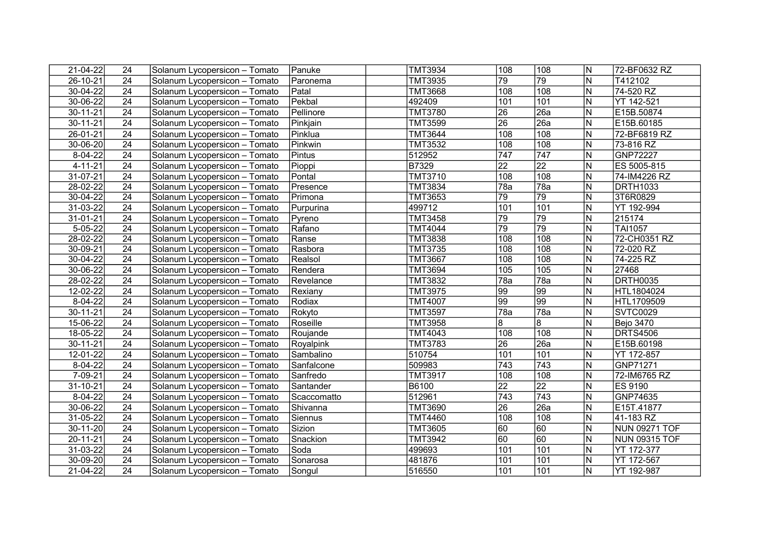| | | | | | | | | | |
|---|---|---|---|---|---|---|---|---|---|
| 21-04-22 | 24 | Solanum Lycopersicon – Tomato | Panuke | | TMT3934 | 108 | 108 | N | 72-BF0632 RZ |
| 26-10-21 | 24 | Solanum Lycopersicon – Tomato | Paronema | | TMT3935 | 79 | 79 | N | T412102 |
| 30-04-22 | 24 | Solanum Lycopersicon – Tomato | Patal | | TMT3668 | 108 | 108 | N | 74-520 RZ |
| 30-06-22 | 24 | Solanum Lycopersicon – Tomato | Pekbal | | 492409 | 101 | 101 | N | YT 142-521 |
| 30-11-21 | 24 | Solanum Lycopersicon – Tomato | Pellinore | | TMT3780 | 26 | 26a | N | E15B.50874 |
| 30-11-21 | 24 | Solanum Lycopersicon – Tomato | Pinkjain | | TMT3599 | 26 | 26a | N | E15B.60185 |
| 26-01-21 | 24 | Solanum Lycopersicon – Tomato | Pinklua | | TMT3644 | 108 | 108 | N | 72-BF6819 RZ |
| 30-06-20 | 24 | Solanum Lycopersicon – Tomato | Pinkwin | | TMT3532 | 108 | 108 | N | 73-816 RZ |
| 8-04-22 | 24 | Solanum Lycopersicon – Tomato | Pintus | | 512952 | 747 | 747 | N | GNP72227 |
| 4-11-21 | 24 | Solanum Lycopersicon – Tomato | Pioppi | | B7329 | 22 | 22 | N | ES 5005-815 |
| 31-07-21 | 24 | Solanum Lycopersicon – Tomato | Pontal | | TMT3710 | 108 | 108 | N | 74-IM4226 RZ |
| 28-02-22 | 24 | Solanum Lycopersicon – Tomato | Presence | | TMT3834 | 78a | 78a | N | DRTH1033 |
| 30-04-22 | 24 | Solanum Lycopersicon – Tomato | Primona | | TMT3653 | 79 | 79 | N | 3T6R0829 |
| 31-03-22 | 24 | Solanum Lycopersicon – Tomato | Purpurina | | 499712 | 101 | 101 | N | YT 192-994 |
| 31-01-21 | 24 | Solanum Lycopersicon – Tomato | Pyreno | | TMT3458 | 79 | 79 | N | 215174 |
| 5-05-22 | 24 | Solanum Lycopersicon – Tomato | Rafano | | TMT4044 | 79 | 79 | N | TAI1057 |
| 28-02-22 | 24 | Solanum Lycopersicon – Tomato | Ranse | | TMT3838 | 108 | 108 | N | 72-CH0351 RZ |
| 30-09-21 | 24 | Solanum Lycopersicon – Tomato | Rasbora | | TMT3735 | 108 | 108 | N | 72-020 RZ |
| 30-04-22 | 24 | Solanum Lycopersicon – Tomato | Realsol | | TMT3667 | 108 | 108 | N | 74-225 RZ |
| 30-06-22 | 24 | Solanum Lycopersicon – Tomato | Rendera | | TMT3694 | 105 | 105 | N | 27468 |
| 28-02-22 | 24 | Solanum Lycopersicon – Tomato | Revelance | | TMT3832 | 78a | 78a | N | DRTH0035 |
| 12-02-22 | 24 | Solanum Lycopersicon – Tomato | Rexiany | | TMT3975 | 99 | 99 | N | HTL1804024 |
| 8-04-22 | 24 | Solanum Lycopersicon – Tomato | Rodiax | | TMT4007 | 99 | 99 | N | HTL1709509 |
| 30-11-21 | 24 | Solanum Lycopersicon – Tomato | Rokyto | | TMT3597 | 78a | 78a | N | SVTC0029 |
| 15-06-22 | 24 | Solanum Lycopersicon – Tomato | Roseille | | TMT3958 | 8 | 8 | N | Bejo 3470 |
| 18-05-22 | 24 | Solanum Lycopersicon – Tomato | Roujande | | TMT4043 | 108 | 108 | N | DRTS4506 |
| 30-11-21 | 24 | Solanum Lycopersicon – Tomato | Royalpink | | TMT3783 | 26 | 26a | N | E15B.60198 |
| 12-01-22 | 24 | Solanum Lycopersicon – Tomato | Sambalino | | 510754 | 101 | 101 | N | YT 172-857 |
| 8-04-22 | 24 | Solanum Lycopersicon – Tomato | Sanfalcone | | 509983 | 743 | 743 | N | GNP71271 |
| 7-09-21 | 24 | Solanum Lycopersicon – Tomato | Sanfredo | | TMT3917 | 108 | 108 | N | 72-IM6765 RZ |
| 31-10-21 | 24 | Solanum Lycopersicon – Tomato | Santander | | B6100 | 22 | 22 | N | ES 9190 |
| 8-04-22 | 24 | Solanum Lycopersicon – Tomato | Scaccomatto | | 512961 | 743 | 743 | N | GNP74635 |
| 30-06-22 | 24 | Solanum Lycopersicon – Tomato | Shivanna | | TMT3690 | 26 | 26a | N | E15T.41877 |
| 31-05-22 | 24 | Solanum Lycopersicon – Tomato | Siennus | | TMT4460 | 108 | 108 | N | 41-183 RZ |
| 30-11-20 | 24 | Solanum Lycopersicon – Tomato | Sizion | | TMT3605 | 60 | 60 | N | NUN 09271 TOF |
| 20-11-21 | 24 | Solanum Lycopersicon – Tomato | Snackion | | TMT3942 | 60 | 60 | N | NUN 09315 TOF |
| 31-03-22 | 24 | Solanum Lycopersicon – Tomato | Soda | | 499693 | 101 | 101 | N | YT 172-377 |
| 30-09-20 | 24 | Solanum Lycopersicon – Tomato | Sonarosa | | 481876 | 101 | 101 | N | YT 172-567 |
| 21-04-22 | 24 | Solanum Lycopersicon – Tomato | Songul | | 516550 | 101 | 101 | N | YT 192-987 |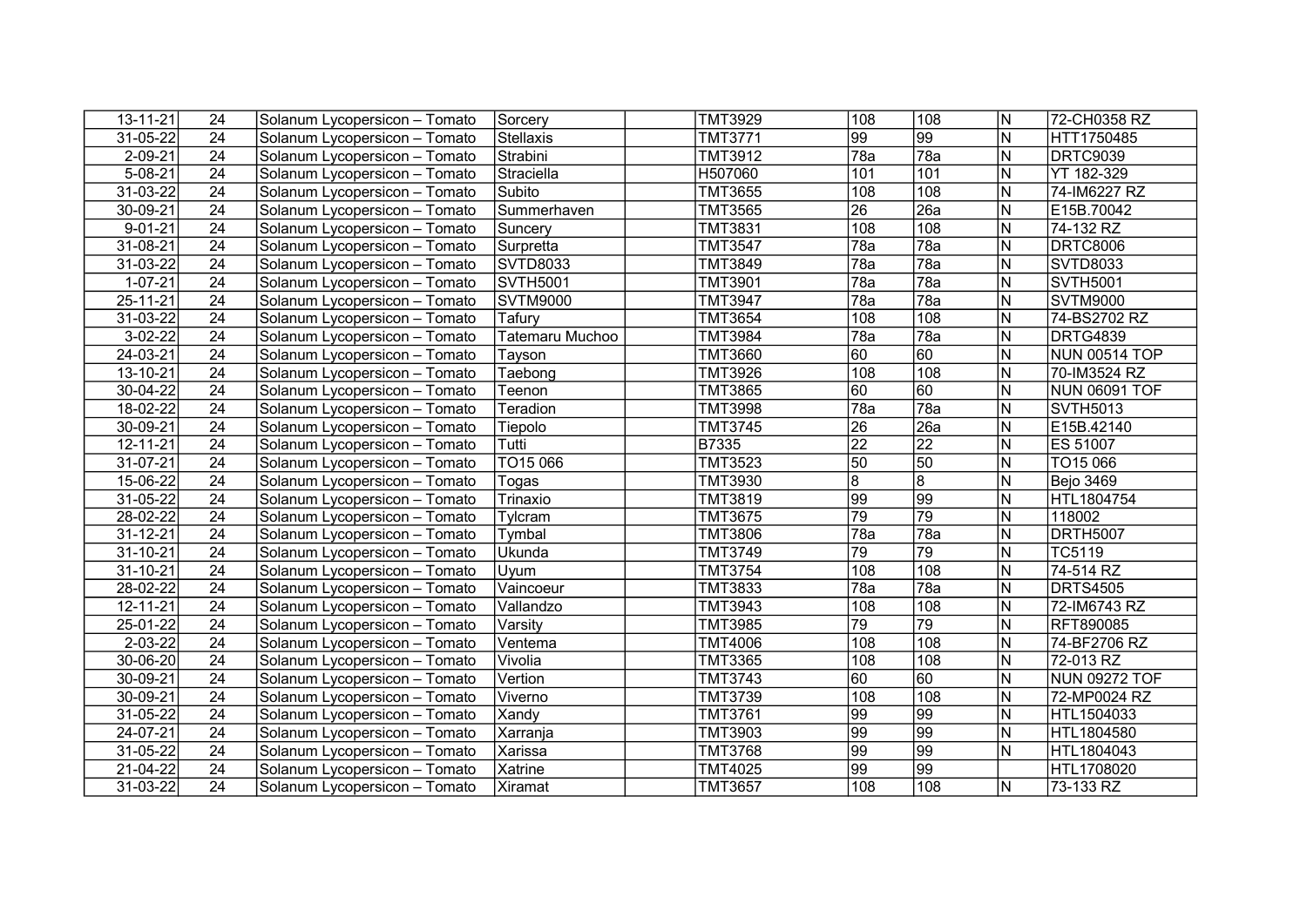| | | | | | | | | | |
|---|---|---|---|---|---|---|---|---|---|
| 13-11-21 | 24 | Solanum Lycopersicon – Tomato | Sorcery | | TMT3929 | 108 | 108 | N | 72-CH0358 RZ |
| 31-05-22 | 24 | Solanum Lycopersicon – Tomato | Stellaxis | | TMT3771 | 99 | 99 | N | HTT1750485 |
| 2-09-21 | 24 | Solanum Lycopersicon – Tomato | Strabini | | TMT3912 | 78a | 78a | N | DRTC9039 |
| 5-08-21 | 24 | Solanum Lycopersicon – Tomato | Straciella | | H507060 | 101 | 101 | N | YT 182-329 |
| 31-03-22 | 24 | Solanum Lycopersicon – Tomato | Subito | | TMT3655 | 108 | 108 | N | 74-IM6227 RZ |
| 30-09-21 | 24 | Solanum Lycopersicon – Tomato | Summerhaven | | TMT3565 | 26 | 26a | N | E15B.70042 |
| 9-01-21 | 24 | Solanum Lycopersicon – Tomato | Suncery | | TMT3831 | 108 | 108 | N | 74-132 RZ |
| 31-08-21 | 24 | Solanum Lycopersicon – Tomato | Surpretta | | TMT3547 | 78a | 78a | N | DRTC8006 |
| 31-03-22 | 24 | Solanum Lycopersicon – Tomato | SVTD8033 | | TMT3849 | 78a | 78a | N | SVTD8033 |
| 1-07-21 | 24 | Solanum Lycopersicon – Tomato | SVTH5001 | | TMT3901 | 78a | 78a | N | SVTH5001 |
| 25-11-21 | 24 | Solanum Lycopersicon – Tomato | SVTM9000 | | TMT3947 | 78a | 78a | N | SVTM9000 |
| 31-03-22 | 24 | Solanum Lycopersicon – Tomato | Tafury | | TMT3654 | 108 | 108 | N | 74-BS2702 RZ |
| 3-02-22 | 24 | Solanum Lycopersicon – Tomato | Tatemaru Muchoo | | TMT3984 | 78a | 78a | N | DRTG4839 |
| 24-03-21 | 24 | Solanum Lycopersicon – Tomato | Tayson | | TMT3660 | 60 | 60 | N | NUN 00514 TOP |
| 13-10-21 | 24 | Solanum Lycopersicon – Tomato | Taebong | | TMT3926 | 108 | 108 | N | 70-IM3524 RZ |
| 30-04-22 | 24 | Solanum Lycopersicon – Tomato | Teenon | | TMT3865 | 60 | 60 | N | NUN 06091 TOF |
| 18-02-22 | 24 | Solanum Lycopersicon – Tomato | Teradion | | TMT3998 | 78a | 78a | N | SVTH5013 |
| 30-09-21 | 24 | Solanum Lycopersicon – Tomato | Tiepolo | | TMT3745 | 26 | 26a | N | E15B.42140 |
| 12-11-21 | 24 | Solanum Lycopersicon – Tomato | Tutti | | B7335 | 22 | 22 | N | ES 51007 |
| 31-07-21 | 24 | Solanum Lycopersicon – Tomato | TO15 066 | | TMT3523 | 50 | 50 | N | TO15 066 |
| 15-06-22 | 24 | Solanum Lycopersicon – Tomato | Togas | | TMT3930 | 8 | 8 | N | Bejo 3469 |
| 31-05-22 | 24 | Solanum Lycopersicon – Tomato | Trinaxio | | TMT3819 | 99 | 99 | N | HTL1804754 |
| 28-02-22 | 24 | Solanum Lycopersicon – Tomato | Tylcram | | TMT3675 | 79 | 79 | N | 118002 |
| 31-12-21 | 24 | Solanum Lycopersicon – Tomato | Tymbal | | TMT3806 | 78a | 78a | N | DRTH5007 |
| 31-10-21 | 24 | Solanum Lycopersicon – Tomato | Ukunda | | TMT3749 | 79 | 79 | N | TC5119 |
| 31-10-21 | 24 | Solanum Lycopersicon – Tomato | Uyum | | TMT3754 | 108 | 108 | N | 74-514 RZ |
| 28-02-22 | 24 | Solanum Lycopersicon – Tomato | Vaincoeur | | TMT3833 | 78a | 78a | N | DRTS4505 |
| 12-11-21 | 24 | Solanum Lycopersicon – Tomato | Vallandzo | | TMT3943 | 108 | 108 | N | 72-IM6743 RZ |
| 25-01-22 | 24 | Solanum Lycopersicon – Tomato | Varsity | | TMT3985 | 79 | 79 | N | RFT890085 |
| 2-03-22 | 24 | Solanum Lycopersicon – Tomato | Ventema | | TMT4006 | 108 | 108 | N | 74-BF2706 RZ |
| 30-06-20 | 24 | Solanum Lycopersicon – Tomato | Vivolia | | TMT3365 | 108 | 108 | N | 72-013 RZ |
| 30-09-21 | 24 | Solanum Lycopersicon – Tomato | Vertion | | TMT3743 | 60 | 60 | N | NUN 09272 TOF |
| 30-09-21 | 24 | Solanum Lycopersicon – Tomato | Viverno | | TMT3739 | 108 | 108 | N | 72-MP0024 RZ |
| 31-05-22 | 24 | Solanum Lycopersicon – Tomato | Xandy | | TMT3761 | 99 | 99 | N | HTL1504033 |
| 24-07-21 | 24 | Solanum Lycopersicon – Tomato | Xarranja | | TMT3903 | 99 | 99 | N | HTL1804580 |
| 31-05-22 | 24 | Solanum Lycopersicon – Tomato | Xarissa | | TMT3768 | 99 | 99 | N | HTL1804043 |
| 21-04-22 | 24 | Solanum Lycopersicon – Tomato | Xatrine | | TMT4025 | 99 | 99 | | HTL1708020 |
| 31-03-22 | 24 | Solanum Lycopersicon – Tomato | Xiramat | | TMT3657 | 108 | 108 | N | 73-133 RZ |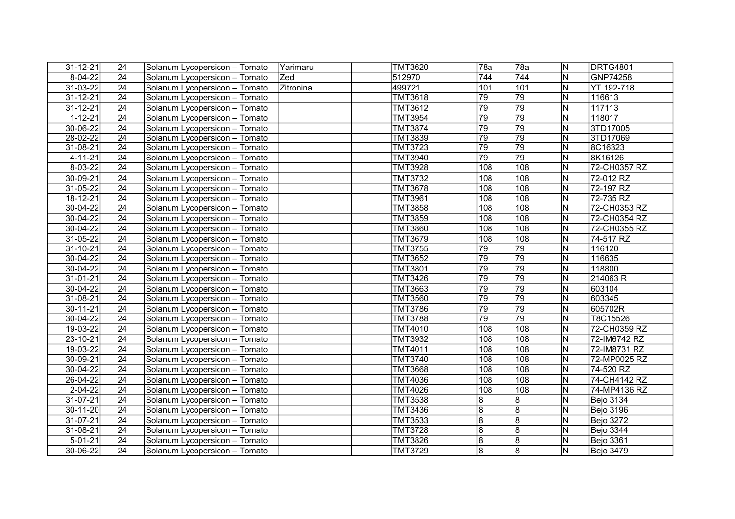| | | | | | | | | | |
|---|---|---|---|---|---|---|---|---|---|
| 31-12-21 | 24 | Solanum Lycopersicon – Tomato | Yarimaru | | TMT3620 | 78a | 78a | N | DRTG4801 |
| 8-04-22 | 24 | Solanum Lycopersicon – Tomato | Zed | | 512970 | 744 | 744 | N | GNP74258 |
| 31-03-22 | 24 | Solanum Lycopersicon – Tomato | Zitronina | | 499721 | 101 | 101 | N | YT 192-718 |
| 31-12-21 | 24 | Solanum Lycopersicon – Tomato | | | TMT3618 | 79 | 79 | N | 116613 |
| 31-12-21 | 24 | Solanum Lycopersicon – Tomato | | | TMT3612 | 79 | 79 | N | 117113 |
| 1-12-21 | 24 | Solanum Lycopersicon – Tomato | | | TMT3954 | 79 | 79 | N | 118017 |
| 30-06-22 | 24 | Solanum Lycopersicon – Tomato | | | TMT3874 | 79 | 79 | N | 3TD17005 |
| 28-02-22 | 24 | Solanum Lycopersicon – Tomato | | | TMT3839 | 79 | 79 | N | 3TD17069 |
| 31-08-21 | 24 | Solanum Lycopersicon – Tomato | | | TMT3723 | 79 | 79 | N | 8C16323 |
| 4-11-21 | 24 | Solanum Lycopersicon – Tomato | | | TMT3940 | 79 | 79 | N | 8K16126 |
| 8-03-22 | 24 | Solanum Lycopersicon – Tomato | | | TMT3928 | 108 | 108 | N | 72-CH0357 RZ |
| 30-09-21 | 24 | Solanum Lycopersicon – Tomato | | | TMT3732 | 108 | 108 | N | 72-012 RZ |
| 31-05-22 | 24 | Solanum Lycopersicon – Tomato | | | TMT3678 | 108 | 108 | N | 72-197 RZ |
| 18-12-21 | 24 | Solanum Lycopersicon – Tomato | | | TMT3961 | 108 | 108 | N | 72-735 RZ |
| 30-04-22 | 24 | Solanum Lycopersicon – Tomato | | | TMT3858 | 108 | 108 | N | 72-CH0353 RZ |
| 30-04-22 | 24 | Solanum Lycopersicon – Tomato | | | TMT3859 | 108 | 108 | N | 72-CH0354 RZ |
| 30-04-22 | 24 | Solanum Lycopersicon – Tomato | | | TMT3860 | 108 | 108 | N | 72-CH0355 RZ |
| 31-05-22 | 24 | Solanum Lycopersicon – Tomato | | | TMT3679 | 108 | 108 | N | 74-517 RZ |
| 31-10-21 | 24 | Solanum Lycopersicon – Tomato | | | TMT3755 | 79 | 79 | N | 116120 |
| 30-04-22 | 24 | Solanum Lycopersicon – Tomato | | | TMT3652 | 79 | 79 | N | 116635 |
| 30-04-22 | 24 | Solanum Lycopersicon – Tomato | | | TMT3801 | 79 | 79 | N | 118800 |
| 31-01-21 | 24 | Solanum Lycopersicon – Tomato | | | TMT3426 | 79 | 79 | N | 214063 R |
| 30-04-22 | 24 | Solanum Lycopersicon – Tomato | | | TMT3663 | 79 | 79 | N | 603104 |
| 31-08-21 | 24 | Solanum Lycopersicon – Tomato | | | TMT3560 | 79 | 79 | N | 603345 |
| 30-11-21 | 24 | Solanum Lycopersicon – Tomato | | | TMT3786 | 79 | 79 | N | 605702R |
| 30-04-22 | 24 | Solanum Lycopersicon – Tomato | | | TMT3788 | 79 | 79 | N | T8C15526 |
| 19-03-22 | 24 | Solanum Lycopersicon – Tomato | | | TMT4010 | 108 | 108 | N | 72-CH0359 RZ |
| 23-10-21 | 24 | Solanum Lycopersicon – Tomato | | | TMT3932 | 108 | 108 | N | 72-IM6742 RZ |
| 19-03-22 | 24 | Solanum Lycopersicon – Tomato | | | TMT4011 | 108 | 108 | N | 72-IM8731 RZ |
| 30-09-21 | 24 | Solanum Lycopersicon – Tomato | | | TMT3740 | 108 | 108 | N | 72-MP0025 RZ |
| 30-04-22 | 24 | Solanum Lycopersicon – Tomato | | | TMT3668 | 108 | 108 | N | 74-520 RZ |
| 26-04-22 | 24 | Solanum Lycopersicon – Tomato | | | TMT4036 | 108 | 108 | N | 74-CH4142 RZ |
| 2-04-22 | 24 | Solanum Lycopersicon – Tomato | | | TMT4026 | 108 | 108 | N | 74-MP4136 RZ |
| 31-07-21 | 24 | Solanum Lycopersicon – Tomato | | | TMT3538 | 8 | 8 | N | Bejo 3134 |
| 30-11-20 | 24 | Solanum Lycopersicon – Tomato | | | TMT3436 | 8 | 8 | N | Bejo 3196 |
| 31-07-21 | 24 | Solanum Lycopersicon – Tomato | | | TMT3533 | 8 | 8 | N | Bejo 3272 |
| 31-08-21 | 24 | Solanum Lycopersicon – Tomato | | | TMT3728 | 8 | 8 | N | Bejo 3344 |
| 5-01-21 | 24 | Solanum Lycopersicon – Tomato | | | TMT3826 | 8 | 8 | N | Bejo 3361 |
| 30-06-22 | 24 | Solanum Lycopersicon – Tomato | | | TMT3729 | 8 | 8 | N | Bejo 3479 |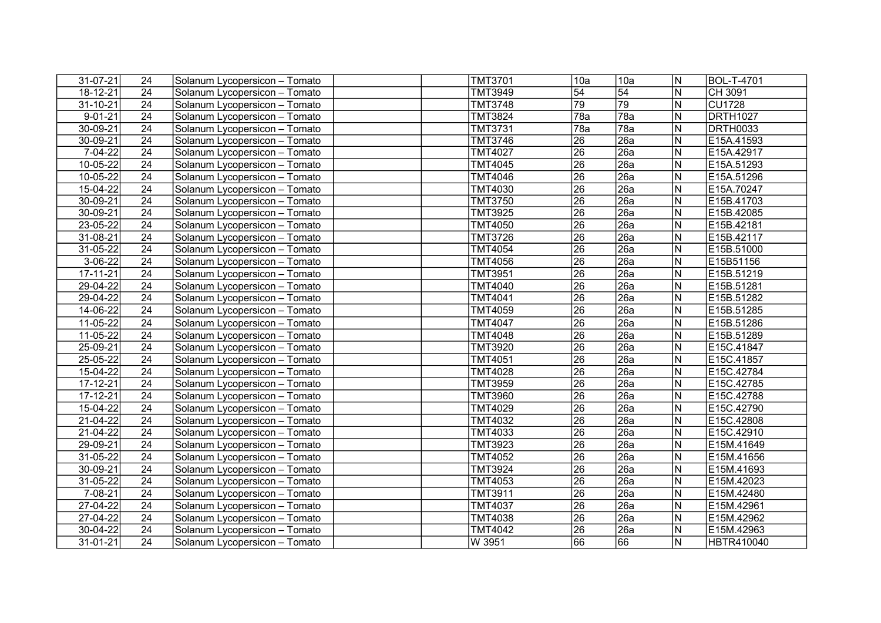| | | | | | | | | | |
|---|---|---|---|---|---|---|---|---|---|
| 31-07-21 | 24 | Solanum Lycopersicon – Tomato | | | TMT3701 | 10a | 10a | N | BOL-T-4701 |
| 18-12-21 | 24 | Solanum Lycopersicon – Tomato | | | TMT3949 | 54 | 54 | N | CH 3091 |
| 31-10-21 | 24 | Solanum Lycopersicon – Tomato | | | TMT3748 | 79 | 79 | N | CU1728 |
| 9-01-21 | 24 | Solanum Lycopersicon – Tomato | | | TMT3824 | 78a | 78a | N | DRTH1027 |
| 30-09-21 | 24 | Solanum Lycopersicon – Tomato | | | TMT3731 | 78a | 78a | N | DRTH0033 |
| 30-09-21 | 24 | Solanum Lycopersicon – Tomato | | | TMT3746 | 26 | 26a | N | E15A.41593 |
| 7-04-22 | 24 | Solanum Lycopersicon – Tomato | | | TMT4027 | 26 | 26a | N | E15A.42917 |
| 10-05-22 | 24 | Solanum Lycopersicon – Tomato | | | TMT4045 | 26 | 26a | N | E15A.51293 |
| 10-05-22 | 24 | Solanum Lycopersicon – Tomato | | | TMT4046 | 26 | 26a | N | E15A.51296 |
| 15-04-22 | 24 | Solanum Lycopersicon – Tomato | | | TMT4030 | 26 | 26a | N | E15A.70247 |
| 30-09-21 | 24 | Solanum Lycopersicon – Tomato | | | TMT3750 | 26 | 26a | N | E15B.41703 |
| 30-09-21 | 24 | Solanum Lycopersicon – Tomato | | | TMT3925 | 26 | 26a | N | E15B.42085 |
| 23-05-22 | 24 | Solanum Lycopersicon – Tomato | | | TMT4050 | 26 | 26a | N | E15B.42181 |
| 31-08-21 | 24 | Solanum Lycopersicon – Tomato | | | TMT3726 | 26 | 26a | N | E15B.42117 |
| 31-05-22 | 24 | Solanum Lycopersicon – Tomato | | | TMT4054 | 26 | 26a | N | E15B.51000 |
| 3-06-22 | 24 | Solanum Lycopersicon – Tomato | | | TMT4056 | 26 | 26a | N | E15B51156 |
| 17-11-21 | 24 | Solanum Lycopersicon – Tomato | | | TMT3951 | 26 | 26a | N | E15B.51219 |
| 29-04-22 | 24 | Solanum Lycopersicon – Tomato | | | TMT4040 | 26 | 26a | N | E15B.51281 |
| 29-04-22 | 24 | Solanum Lycopersicon – Tomato | | | TMT4041 | 26 | 26a | N | E15B.51282 |
| 14-06-22 | 24 | Solanum Lycopersicon – Tomato | | | TMT4059 | 26 | 26a | N | E15B.51285 |
| 11-05-22 | 24 | Solanum Lycopersicon – Tomato | | | TMT4047 | 26 | 26a | N | E15B.51286 |
| 11-05-22 | 24 | Solanum Lycopersicon – Tomato | | | TMT4048 | 26 | 26a | N | E15B.51289 |
| 25-09-21 | 24 | Solanum Lycopersicon – Tomato | | | TMT3920 | 26 | 26a | N | E15C.41847 |
| 25-05-22 | 24 | Solanum Lycopersicon – Tomato | | | TMT4051 | 26 | 26a | N | E15C.41857 |
| 15-04-22 | 24 | Solanum Lycopersicon – Tomato | | | TMT4028 | 26 | 26a | N | E15C.42784 |
| 17-12-21 | 24 | Solanum Lycopersicon – Tomato | | | TMT3959 | 26 | 26a | N | E15C.42785 |
| 17-12-21 | 24 | Solanum Lycopersicon – Tomato | | | TMT3960 | 26 | 26a | N | E15C.42788 |
| 15-04-22 | 24 | Solanum Lycopersicon – Tomato | | | TMT4029 | 26 | 26a | N | E15C.42790 |
| 21-04-22 | 24 | Solanum Lycopersicon – Tomato | | | TMT4032 | 26 | 26a | N | E15C.42808 |
| 21-04-22 | 24 | Solanum Lycopersicon – Tomato | | | TMT4033 | 26 | 26a | N | E15C.42910 |
| 29-09-21 | 24 | Solanum Lycopersicon – Tomato | | | TMT3923 | 26 | 26a | N | E15M.41649 |
| 31-05-22 | 24 | Solanum Lycopersicon – Tomato | | | TMT4052 | 26 | 26a | N | E15M.41656 |
| 30-09-21 | 24 | Solanum Lycopersicon – Tomato | | | TMT3924 | 26 | 26a | N | E15M.41693 |
| 31-05-22 | 24 | Solanum Lycopersicon – Tomato | | | TMT4053 | 26 | 26a | N | E15M.42023 |
| 7-08-21 | 24 | Solanum Lycopersicon – Tomato | | | TMT3911 | 26 | 26a | N | E15M.42480 |
| 27-04-22 | 24 | Solanum Lycopersicon – Tomato | | | TMT4037 | 26 | 26a | N | E15M.42961 |
| 27-04-22 | 24 | Solanum Lycopersicon – Tomato | | | TMT4038 | 26 | 26a | N | E15M.42962 |
| 30-04-22 | 24 | Solanum Lycopersicon – Tomato | | | TMT4042 | 26 | 26a | N | E15M.42963 |
| 31-01-21 | 24 | Solanum Lycopersicon – Tomato | | | W 3951 | 66 | 66 | N | HBTR410040 |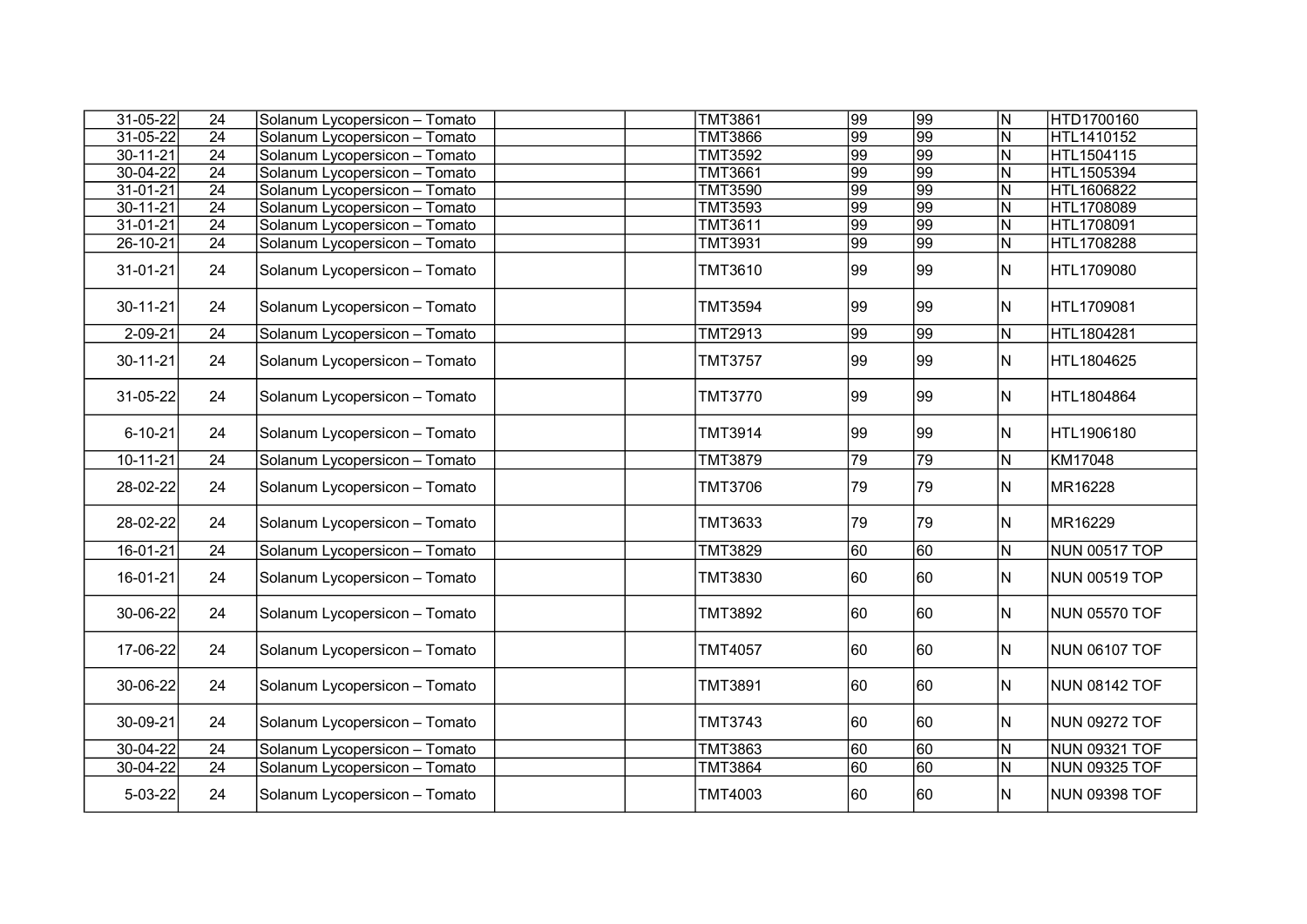| | | | | | | | | | |
|---|---|---|---|---|---|---|---|---|---|
| 31-05-22 | 24 | Solanum Lycopersicon – Tomato | | | TMT3861 | 99 | 99 | N | HTD1700160 |
| 31-05-22 | 24 | Solanum Lycopersicon – Tomato | | | TMT3866 | 99 | 99 | N | HTL1410152 |
| 30-11-21 | 24 | Solanum Lycopersicon – Tomato | | | TMT3592 | 99 | 99 | N | HTL1504115 |
| 30-04-22 | 24 | Solanum Lycopersicon – Tomato | | | TMT3661 | 99 | 99 | N | HTL1505394 |
| 31-01-21 | 24 | Solanum Lycopersicon – Tomato | | | TMT3590 | 99 | 99 | N | HTL1606822 |
| 30-11-21 | 24 | Solanum Lycopersicon – Tomato | | | TMT3593 | 99 | 99 | N | HTL1708089 |
| 31-01-21 | 24 | Solanum Lycopersicon – Tomato | | | TMT3611 | 99 | 99 | N | HTL1708091 |
| 26-10-21 | 24 | Solanum Lycopersicon – Tomato | | | TMT3931 | 99 | 99 | N | HTL1708288 |
| 31-01-21 | 24 | Solanum Lycopersicon – Tomato | | | TMT3610 | 99 | 99 | N | HTL1709080 |
| 30-11-21 | 24 | Solanum Lycopersicon – Tomato | | | TMT3594 | 99 | 99 | N | HTL1709081 |
| 2-09-21 | 24 | Solanum Lycopersicon – Tomato | | | TMT2913 | 99 | 99 | N | HTL1804281 |
| 30-11-21 | 24 | Solanum Lycopersicon – Tomato | | | TMT3757 | 99 | 99 | N | HTL1804625 |
| 31-05-22 | 24 | Solanum Lycopersicon – Tomato | | | TMT3770 | 99 | 99 | N | HTL1804864 |
| 6-10-21 | 24 | Solanum Lycopersicon – Tomato | | | TMT3914 | 99 | 99 | N | HTL1906180 |
| 10-11-21 | 24 | Solanum Lycopersicon – Tomato | | | TMT3879 | 79 | 79 | N | KM17048 |
| 28-02-22 | 24 | Solanum Lycopersicon – Tomato | | | TMT3706 | 79 | 79 | N | MR16228 |
| 28-02-22 | 24 | Solanum Lycopersicon – Tomato | | | TMT3633 | 79 | 79 | N | MR16229 |
| 16-01-21 | 24 | Solanum Lycopersicon – Tomato | | | TMT3829 | 60 | 60 | N | NUN 00517 TOP |
| 16-01-21 | 24 | Solanum Lycopersicon – Tomato | | | TMT3830 | 60 | 60 | N | NUN 00519 TOP |
| 30-06-22 | 24 | Solanum Lycopersicon – Tomato | | | TMT3892 | 60 | 60 | N | NUN 05570 TOF |
| 17-06-22 | 24 | Solanum Lycopersicon – Tomato | | | TMT4057 | 60 | 60 | N | NUN 06107 TOF |
| 30-06-22 | 24 | Solanum Lycopersicon – Tomato | | | TMT3891 | 60 | 60 | N | NUN 08142 TOF |
| 30-09-21 | 24 | Solanum Lycopersicon – Tomato | | | TMT3743 | 60 | 60 | N | NUN 09272 TOF |
| 30-04-22 | 24 | Solanum Lycopersicon – Tomato | | | TMT3863 | 60 | 60 | N | NUN 09321 TOF |
| 30-04-22 | 24 | Solanum Lycopersicon – Tomato | | | TMT3864 | 60 | 60 | N | NUN 09325 TOF |
| 5-03-22 | 24 | Solanum Lycopersicon – Tomato | | | TMT4003 | 60 | 60 | N | NUN 09398 TOF |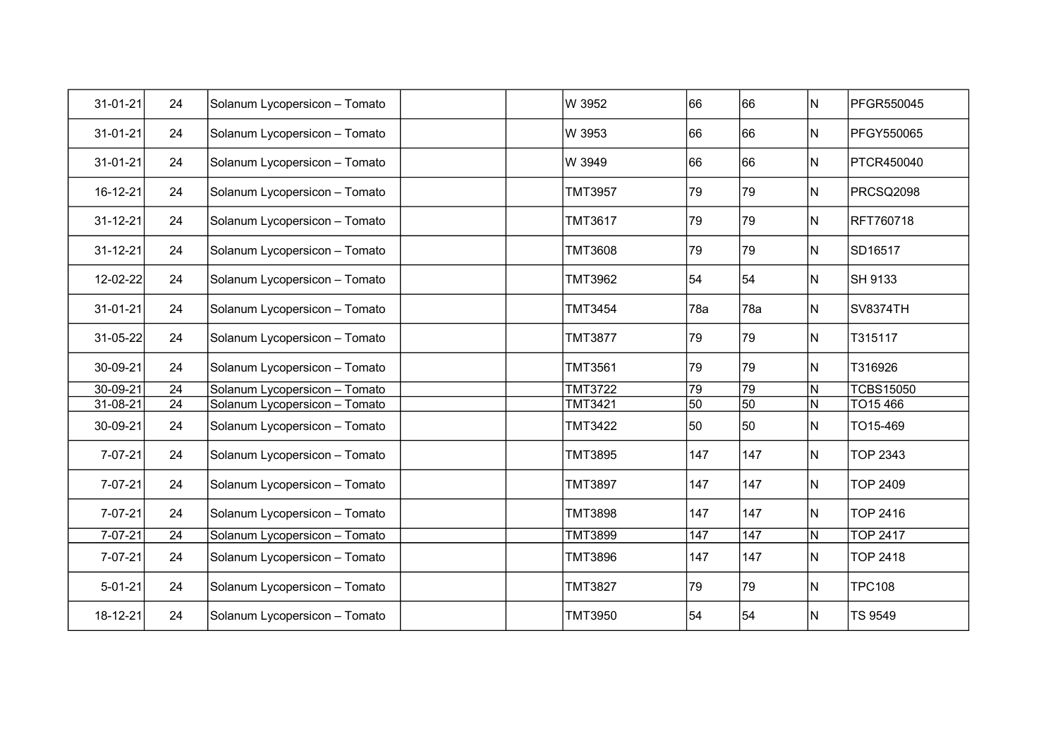| | | | | | | | | | |
|---|---|---|---|---|---|---|---|---|---|
| 31-01-21 | 24 | Solanum Lycopersicon – Tomato | | | W 3952 | 66 | 66 | N | PFGR550045 |
| 31-01-21 | 24 | Solanum Lycopersicon – Tomato | | | W 3953 | 66 | 66 | N | PFGY550065 |
| 31-01-21 | 24 | Solanum Lycopersicon – Tomato | | | W 3949 | 66 | 66 | N | PTCR450040 |
| 16-12-21 | 24 | Solanum Lycopersicon – Tomato | | | TMT3957 | 79 | 79 | N | PRCSQ2098 |
| 31-12-21 | 24 | Solanum Lycopersicon – Tomato | | | TMT3617 | 79 | 79 | N | RFT760718 |
| 31-12-21 | 24 | Solanum Lycopersicon – Tomato | | | TMT3608 | 79 | 79 | N | SD16517 |
| 12-02-22 | 24 | Solanum Lycopersicon – Tomato | | | TMT3962 | 54 | 54 | N | SH 9133 |
| 31-01-21 | 24 | Solanum Lycopersicon – Tomato | | | TMT3454 | 78a | 78a | N | SV8374TH |
| 31-05-22 | 24 | Solanum Lycopersicon – Tomato | | | TMT3877 | 79 | 79 | N | T315117 |
| 30-09-21 | 24 | Solanum Lycopersicon – Tomato | | | TMT3561 | 79 | 79 | N | T316926 |
| 30-09-21 | 24 | Solanum Lycopersicon – Tomato | | | TMT3722 | 79 | 79 | N | TCBS15050 |
| 31-08-21 | 24 | Solanum Lycopersicon – Tomato | | | TMT3421 | 50 | 50 | N | TO15 466 |
| 30-09-21 | 24 | Solanum Lycopersicon – Tomato | | | TMT3422 | 50 | 50 | N | TO15-469 |
| 7-07-21 | 24 | Solanum Lycopersicon – Tomato | | | TMT3895 | 147 | 147 | N | TOP 2343 |
| 7-07-21 | 24 | Solanum Lycopersicon – Tomato | | | TMT3897 | 147 | 147 | N | TOP 2409 |
| 7-07-21 | 24 | Solanum Lycopersicon – Tomato | | | TMT3898 | 147 | 147 | N | TOP 2416 |
| 7-07-21 | 24 | Solanum Lycopersicon – Tomato | | | TMT3899 | 147 | 147 | N | TOP 2417 |
| 7-07-21 | 24 | Solanum Lycopersicon – Tomato | | | TMT3896 | 147 | 147 | N | TOP 2418 |
| 5-01-21 | 24 | Solanum Lycopersicon – Tomato | | | TMT3827 | 79 | 79 | N | TPC108 |
| 18-12-21 | 24 | Solanum Lycopersicon – Tomato | | | TMT3950 | 54 | 54 | N | TS 9549 |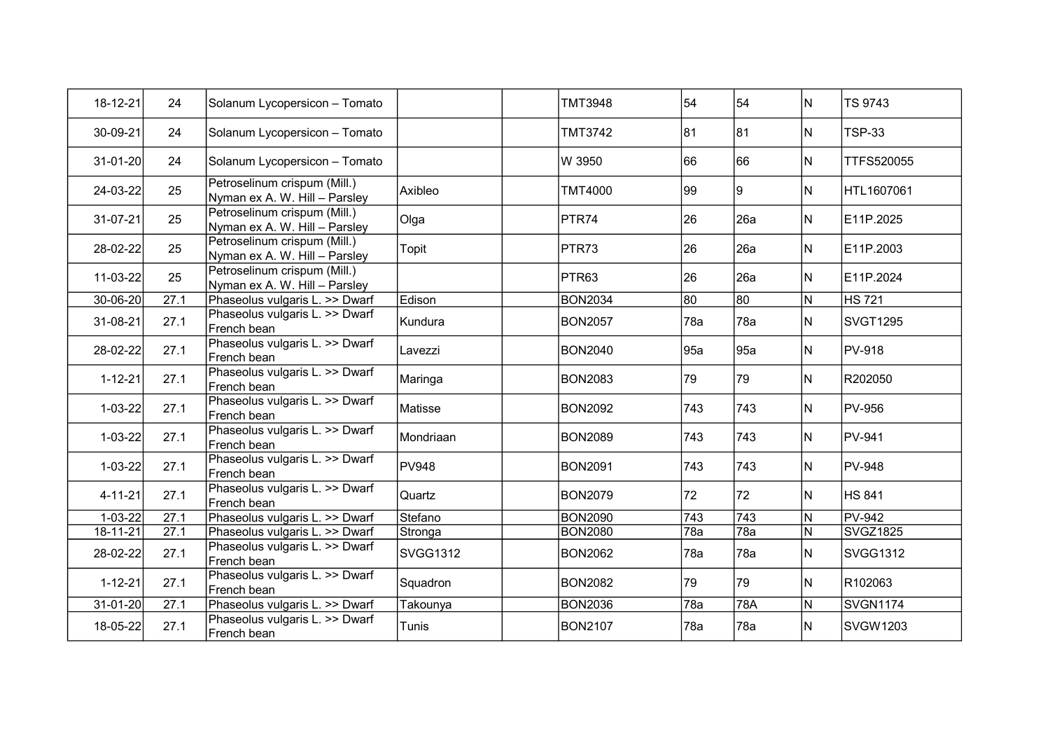| | | | | | | | | | |
|---|---|---|---|---|---|---|---|---|---|
| 18-12-21 | 24 | Solanum Lycopersicon – Tomato | | | TMT3948 | 54 | 54 | N | TS 9743 |
| 30-09-21 | 24 | Solanum Lycopersicon – Tomato | | | TMT3742 | 81 | 81 | N | TSP-33 |
| 31-01-20 | 24 | Solanum Lycopersicon – Tomato | | | W 3950 | 66 | 66 | N | TTFS520055 |
| 24-03-22 | 25 | Petroselinum crispum (Mill.) Nyman ex A. W. Hill – Parsley | Axibleo | | TMT4000 | 99 | 9 | N | HTL1607061 |
| 31-07-21 | 25 | Petroselinum crispum (Mill.) Nyman ex A. W. Hill – Parsley | Olga | | PTR74 | 26 | 26a | N | E11P.2025 |
| 28-02-22 | 25 | Petroselinum crispum (Mill.) Nyman ex A. W. Hill – Parsley | Topit | | PTR73 | 26 | 26a | N | E11P.2003 |
| 11-03-22 | 25 | Petroselinum crispum (Mill.) Nyman ex A. W. Hill – Parsley | | | PTR63 | 26 | 26a | N | E11P.2024 |
| 30-06-20 | 27.1 | Phaseolus vulgaris L. >> Dwarf | Edison | | BON2034 | 80 | 80 | N | HS 721 |
| 31-08-21 | 27.1 | Phaseolus vulgaris L. >> Dwarf French bean | Kundura | | BON2057 | 78a | 78a | N | SVGT1295 |
| 28-02-22 | 27.1 | Phaseolus vulgaris L. >> Dwarf French bean | Lavezzi | | BON2040 | 95a | 95a | N | PV-918 |
| 1-12-21 | 27.1 | Phaseolus vulgaris L. >> Dwarf French bean | Maringa | | BON2083 | 79 | 79 | N | R202050 |
| 1-03-22 | 27.1 | Phaseolus vulgaris L. >> Dwarf French bean | Matisse | | BON2092 | 743 | 743 | N | PV-956 |
| 1-03-22 | 27.1 | Phaseolus vulgaris L. >> Dwarf French bean | Mondriaan | | BON2089 | 743 | 743 | N | PV-941 |
| 1-03-22 | 27.1 | Phaseolus vulgaris L. >> Dwarf French bean | PV948 | | BON2091 | 743 | 743 | N | PV-948 |
| 4-11-21 | 27.1 | Phaseolus vulgaris L. >> Dwarf French bean | Quartz | | BON2079 | 72 | 72 | N | HS 841 |
| 1-03-22 | 27.1 | Phaseolus vulgaris L. >> Dwarf | Stefano | | BON2090 | 743 | 743 | N | PV-942 |
| 18-11-21 | 27.1 | Phaseolus vulgaris L. >> Dwarf | Stronga | | BON2080 | 78a | 78a | N | SVGZ1825 |
| 28-02-22 | 27.1 | Phaseolus vulgaris L. >> Dwarf French bean | SVGG1312 | | BON2062 | 78a | 78a | N | SVGG1312 |
| 1-12-21 | 27.1 | Phaseolus vulgaris L. >> Dwarf French bean | Squadron | | BON2082 | 79 | 79 | N | R102063 |
| 31-01-20 | 27.1 | Phaseolus vulgaris L. >> Dwarf | Takounya | | BON2036 | 78a | 78A | N | SVGN1174 |
| 18-05-22 | 27.1 | Phaseolus vulgaris L. >> Dwarf French bean | Tunis | | BON2107 | 78a | 78a | N | SVGW1203 |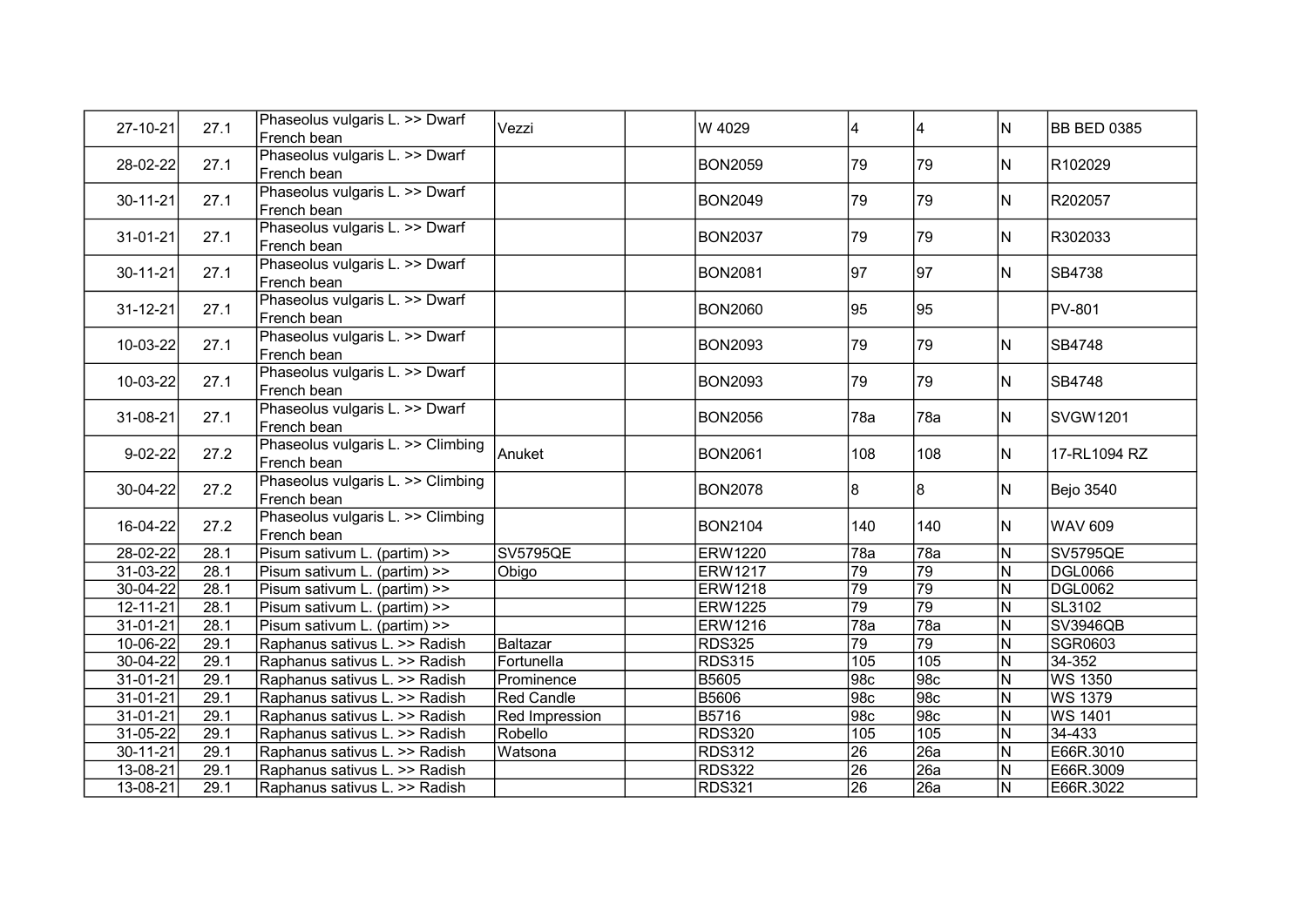| | | | | | | | | | |
|---|---|---|---|---|---|---|---|---|---|
| 27-10-21 | 27.1 | Phaseolus vulgaris L. >> Dwarf French bean | Vezzi | | W 4029 | 4 | 4 | N | BB BED 0385 |
| 28-02-22 | 27.1 | Phaseolus vulgaris L. >> Dwarf French bean | | | BON2059 | 79 | 79 | N | R102029 |
| 30-11-21 | 27.1 | Phaseolus vulgaris L. >> Dwarf French bean | | | BON2049 | 79 | 79 | N | R202057 |
| 31-01-21 | 27.1 | Phaseolus vulgaris L. >> Dwarf French bean | | | BON2037 | 79 | 79 | N | R302033 |
| 30-11-21 | 27.1 | Phaseolus vulgaris L. >> Dwarf French bean | | | BON2081 | 97 | 97 | N | SB4738 |
| 31-12-21 | 27.1 | Phaseolus vulgaris L. >> Dwarf French bean | | | BON2060 | 95 | 95 | | PV-801 |
| 10-03-22 | 27.1 | Phaseolus vulgaris L. >> Dwarf French bean | | | BON2093 | 79 | 79 | N | SB4748 |
| 10-03-22 | 27.1 | Phaseolus vulgaris L. >> Dwarf French bean | | | BON2093 | 79 | 79 | N | SB4748 |
| 31-08-21 | 27.1 | Phaseolus vulgaris L. >> Dwarf French bean | | | BON2056 | 78a | 78a | N | SVGW1201 |
| 9-02-22 | 27.2 | Phaseolus vulgaris L. >> Climbing French bean | Anuket | | BON2061 | 108 | 108 | N | 17-RL1094 RZ |
| 30-04-22 | 27.2 | Phaseolus vulgaris L. >> Climbing French bean | | | BON2078 | 8 | 8 | N | Bejo 3540 |
| 16-04-22 | 27.2 | Phaseolus vulgaris L. >> Climbing French bean | | | BON2104 | 140 | 140 | N | WAV 609 |
| 28-02-22 | 28.1 | Pisum sativum L. (partim) >> | SV5795QE | | ERW1220 | 78a | 78a | N | SV5795QE |
| 31-03-22 | 28.1 | Pisum sativum L. (partim) >> | Obigo | | ERW1217 | 79 | 79 | N | DGL0066 |
| 30-04-22 | 28.1 | Pisum sativum L. (partim) >> | | | ERW1218 | 79 | 79 | N | DGL0062 |
| 12-11-21 | 28.1 | Pisum sativum L. (partim) >> | | | ERW1225 | 79 | 79 | N | SL3102 |
| 31-01-21 | 28.1 | Pisum sativum L. (partim) >> | | | ERW1216 | 78a | 78a | N | SV3946QB |
| 10-06-22 | 29.1 | Raphanus sativus L. >> Radish | Baltazar | | RDS325 | 79 | 79 | N | SGR0603 |
| 30-04-22 | 29.1 | Raphanus sativus L. >> Radish | Fortunella | | RDS315 | 105 | 105 | N | 34-352 |
| 31-01-21 | 29.1 | Raphanus sativus L. >> Radish | Prominence | | B5605 | 98c | 98c | N | WS 1350 |
| 31-01-21 | 29.1 | Raphanus sativus L. >> Radish | Red Candle | | B5606 | 98c | 98c | N | WS 1379 |
| 31-01-21 | 29.1 | Raphanus sativus L. >> Radish | Red Impression | | B5716 | 98c | 98c | N | WS 1401 |
| 31-05-22 | 29.1 | Raphanus sativus L. >> Radish | Robello | | RDS320 | 105 | 105 | N | 34-433 |
| 30-11-21 | 29.1 | Raphanus sativus L. >> Radish | Watsona | | RDS312 | 26 | 26a | N | E66R.3010 |
| 13-08-21 | 29.1 | Raphanus sativus L. >> Radish | | | RDS322 | 26 | 26a | N | E66R.3009 |
| 13-08-21 | 29.1 | Raphanus sativus L. >> Radish | | | RDS321 | 26 | 26a | N | E66R.3022 |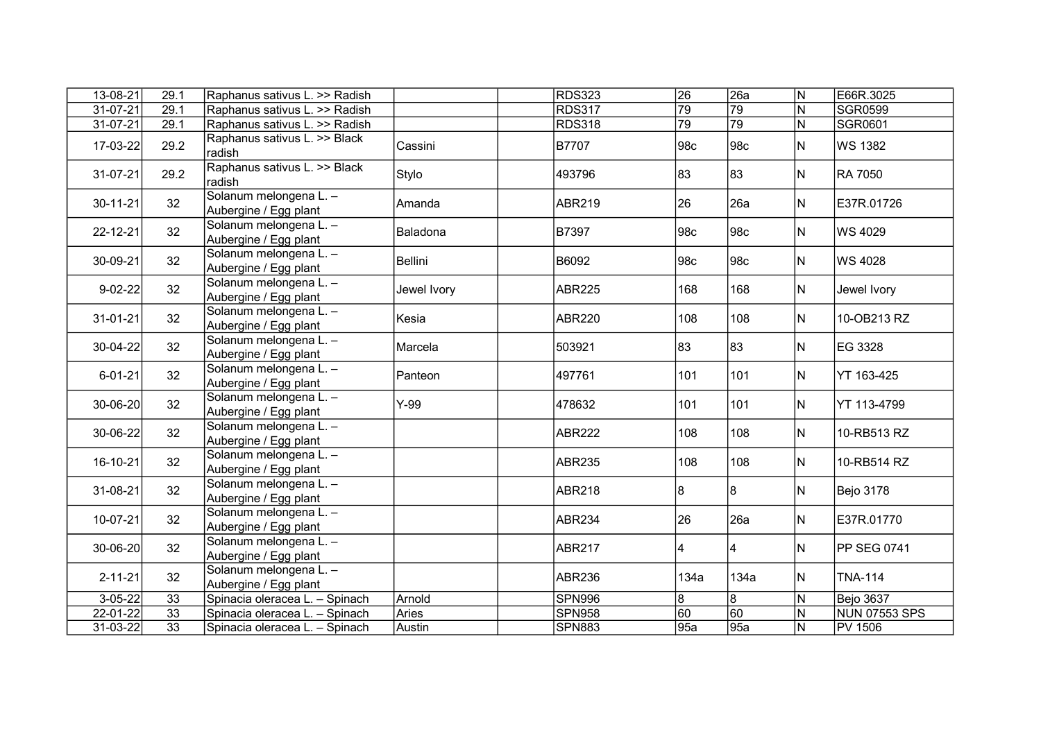| | | | | | | | | | |
|---|---|---|---|---|---|---|---|---|---|
| 13-08-21 | 29.1 | Raphanus sativus L. >> Radish | | | RDS323 | 26 | 26a | N | E66R.3025 |
| 31-07-21 | 29.1 | Raphanus sativus L. >> Radish | | | RDS317 | 79 | 79 | N | SGR0599 |
| 31-07-21 | 29.1 | Raphanus sativus L. >> Radish | | | RDS318 | 79 | 79 | N | SGR0601 |
| 17-03-22 | 29.2 | Raphanus sativus L. >> Black radish | Cassini | | B7707 | 98c | 98c | N | WS 1382 |
| 31-07-21 | 29.2 | Raphanus sativus L. >> Black radish | Stylo | | 493796 | 83 | 83 | N | RA 7050 |
| 30-11-21 | 32 | Solanum melongena L. – Aubergine / Egg plant | Amanda | | ABR219 | 26 | 26a | N | E37R.01726 |
| 22-12-21 | 32 | Solanum melongena L. – Aubergine / Egg plant | Baladona | | B7397 | 98c | 98c | N | WS 4029 |
| 30-09-21 | 32 | Solanum melongena L. – Aubergine / Egg plant | Bellini | | B6092 | 98c | 98c | N | WS 4028 |
| 9-02-22 | 32 | Solanum melongena L. – Aubergine / Egg plant | Jewel Ivory | | ABR225 | 168 | 168 | N | Jewel Ivory |
| 31-01-21 | 32 | Solanum melongena L. – Aubergine / Egg plant | Kesia | | ABR220 | 108 | 108 | N | 10-OB213 RZ |
| 30-04-22 | 32 | Solanum melongena L. – Aubergine / Egg plant | Marcela | | 503921 | 83 | 83 | N | EG 3328 |
| 6-01-21 | 32 | Solanum melongena L. – Aubergine / Egg plant | Panteon | | 497761 | 101 | 101 | N | YT 163-425 |
| 30-06-20 | 32 | Solanum melongena L. – Aubergine / Egg plant | Y-99 | | 478632 | 101 | 101 | N | YT 113-4799 |
| 30-06-22 | 32 | Solanum melongena L. – Aubergine / Egg plant | | | ABR222 | 108 | 108 | N | 10-RB513 RZ |
| 16-10-21 | 32 | Solanum melongena L. – Aubergine / Egg plant | | | ABR235 | 108 | 108 | N | 10-RB514 RZ |
| 31-08-21 | 32 | Solanum melongena L. – Aubergine / Egg plant | | | ABR218 | 8 | 8 | N | Bejo 3178 |
| 10-07-21 | 32 | Solanum melongena L. – Aubergine / Egg plant | | | ABR234 | 26 | 26a | N | E37R.01770 |
| 30-06-20 | 32 | Solanum melongena L. – Aubergine / Egg plant | | | ABR217 | 4 | 4 | N | PP SEG 0741 |
| 2-11-21 | 32 | Solanum melongena L. – Aubergine / Egg plant | | | ABR236 | 134a | 134a | N | TNA-114 |
| 3-05-22 | 33 | Spinacia oleracea L. – Spinach | Arnold | | SPN996 | 8 | 8 | N | Bejo 3637 |
| 22-01-22 | 33 | Spinacia oleracea L. – Spinach | Aries | | SPN958 | 60 | 60 | N | NUN 07553 SPS |
| 31-03-22 | 33 | Spinacia oleracea L. – Spinach | Austin | | SPN883 | 95a | 95a | N | PV 1506 |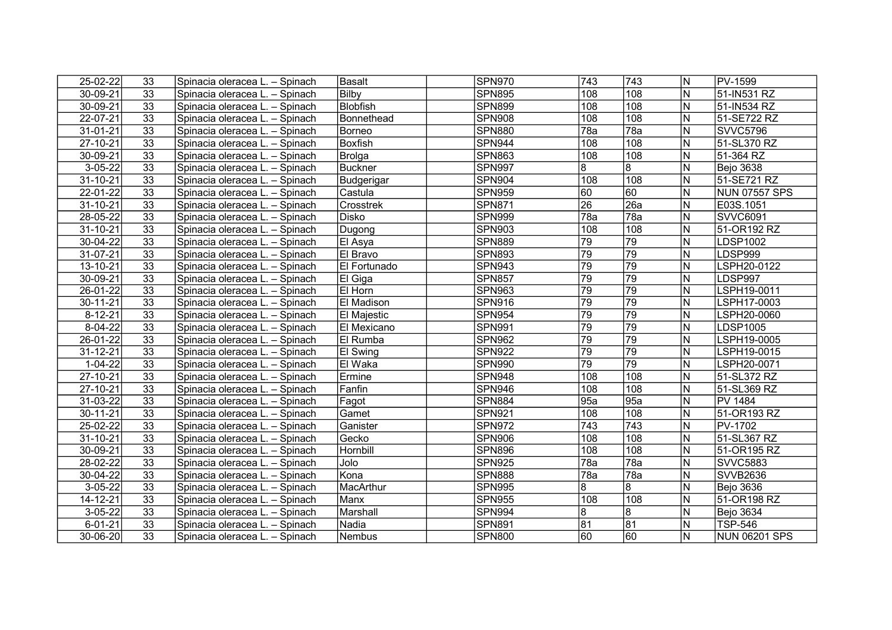| | | | | | | | | | |
|---|---|---|---|---|---|---|---|---|---|
| 25-02-22 | 33 | Spinacia oleracea L. – Spinach | Basalt | | SPN970 | 743 | 743 | N | PV-1599 |
| 30-09-21 | 33 | Spinacia oleracea L. – Spinach | Bilby | | SPN895 | 108 | 108 | N | 51-IN531 RZ |
| 30-09-21 | 33 | Spinacia oleracea L. – Spinach | Blobfish | | SPN899 | 108 | 108 | N | 51-IN534 RZ |
| 22-07-21 | 33 | Spinacia oleracea L. – Spinach | Bonnethead | | SPN908 | 108 | 108 | N | 51-SE722 RZ |
| 31-01-21 | 33 | Spinacia oleracea L. – Spinach | Borneo | | SPN880 | 78a | 78a | N | SVVC5796 |
| 27-10-21 | 33 | Spinacia oleracea L. – Spinach | Boxfish | | SPN944 | 108 | 108 | N | 51-SL370 RZ |
| 30-09-21 | 33 | Spinacia oleracea L. – Spinach | Brolga | | SPN863 | 108 | 108 | N | 51-364 RZ |
| 3-05-22 | 33 | Spinacia oleracea L. – Spinach | Buckner | | SPN997 | 8 | 8 | N | Bejo 3638 |
| 31-10-21 | 33 | Spinacia oleracea L. – Spinach | Budgerigar | | SPN904 | 108 | 108 | N | 51-SE721 RZ |
| 22-01-22 | 33 | Spinacia oleracea L. – Spinach | Castula | | SPN959 | 60 | 60 | N | NUN 07557 SPS |
| 31-10-21 | 33 | Spinacia oleracea L. – Spinach | Crosstrek | | SPN871 | 26 | 26a | N | E03S.1051 |
| 28-05-22 | 33 | Spinacia oleracea L. – Spinach | Disko | | SPN999 | 78a | 78a | N | SVVC6091 |
| 31-10-21 | 33 | Spinacia oleracea L. – Spinach | Dugong | | SPN903 | 108 | 108 | N | 51-OR192 RZ |
| 30-04-22 | 33 | Spinacia oleracea L. – Spinach | El Asya | | SPN889 | 79 | 79 | N | LDSP1002 |
| 31-07-21 | 33 | Spinacia oleracea L. – Spinach | El Bravo | | SPN893 | 79 | 79 | N | LDSP999 |
| 13-10-21 | 33 | Spinacia oleracea L. – Spinach | El Fortunado | | SPN943 | 79 | 79 | N | LSPH20-0122 |
| 30-09-21 | 33 | Spinacia oleracea L. – Spinach | El Giga | | SPN857 | 79 | 79 | N | LDSP997 |
| 26-01-22 | 33 | Spinacia oleracea L. – Spinach | El Horn | | SPN963 | 79 | 79 | N | LSPH19-0011 |
| 30-11-21 | 33 | Spinacia oleracea L. – Spinach | El Madison | | SPN916 | 79 | 79 | N | LSPH17-0003 |
| 8-12-21 | 33 | Spinacia oleracea L. – Spinach | El Majestic | | SPN954 | 79 | 79 | N | LSPH20-0060 |
| 8-04-22 | 33 | Spinacia oleracea L. – Spinach | El Mexicano | | SPN991 | 79 | 79 | N | LDSP1005 |
| 26-01-22 | 33 | Spinacia oleracea L. – Spinach | El Rumba | | SPN962 | 79 | 79 | N | LSPH19-0005 |
| 31-12-21 | 33 | Spinacia oleracea L. – Spinach | El Swing | | SPN922 | 79 | 79 | N | LSPH19-0015 |
| 1-04-22 | 33 | Spinacia oleracea L. – Spinach | El Waka | | SPN990 | 79 | 79 | N | LSPH20-0071 |
| 27-10-21 | 33 | Spinacia oleracea L. – Spinach | Ermine | | SPN948 | 108 | 108 | N | 51-SL372 RZ |
| 27-10-21 | 33 | Spinacia oleracea L. – Spinach | Fanfin | | SPN946 | 108 | 108 | N | 51-SL369 RZ |
| 31-03-22 | 33 | Spinacia oleracea L. – Spinach | Fagot | | SPN884 | 95a | 95a | N | PV 1484 |
| 30-11-21 | 33 | Spinacia oleracea L. – Spinach | Gamet | | SPN921 | 108 | 108 | N | 51-OR193 RZ |
| 25-02-22 | 33 | Spinacia oleracea L. – Spinach | Ganister | | SPN972 | 743 | 743 | N | PV-1702 |
| 31-10-21 | 33 | Spinacia oleracea L. – Spinach | Gecko | | SPN906 | 108 | 108 | N | 51-SL367 RZ |
| 30-09-21 | 33 | Spinacia oleracea L. – Spinach | Hornbill | | SPN896 | 108 | 108 | N | 51-OR195 RZ |
| 28-02-22 | 33 | Spinacia oleracea L. – Spinach | Jolo | | SPN925 | 78a | 78a | N | SVVC5883 |
| 30-04-22 | 33 | Spinacia oleracea L. – Spinach | Kona | | SPN888 | 78a | 78a | N | SVVB2636 |
| 3-05-22 | 33 | Spinacia oleracea L. – Spinach | MacArthur | | SPN995 | 8 | 8 | N | Bejo 3636 |
| 14-12-21 | 33 | Spinacia oleracea L. – Spinach | Manx | | SPN955 | 108 | 108 | N | 51-OR198 RZ |
| 3-05-22 | 33 | Spinacia oleracea L. – Spinach | Marshall | | SPN994 | 8 | 8 | N | Bejo 3634 |
| 6-01-21 | 33 | Spinacia oleracea L. – Spinach | Nadia | | SPN891 | 81 | 81 | N | TSP-546 |
| 30-06-20 | 33 | Spinacia oleracea L. – Spinach | Nembus | | SPN800 | 60 | 60 | N | NUN 06201 SPS |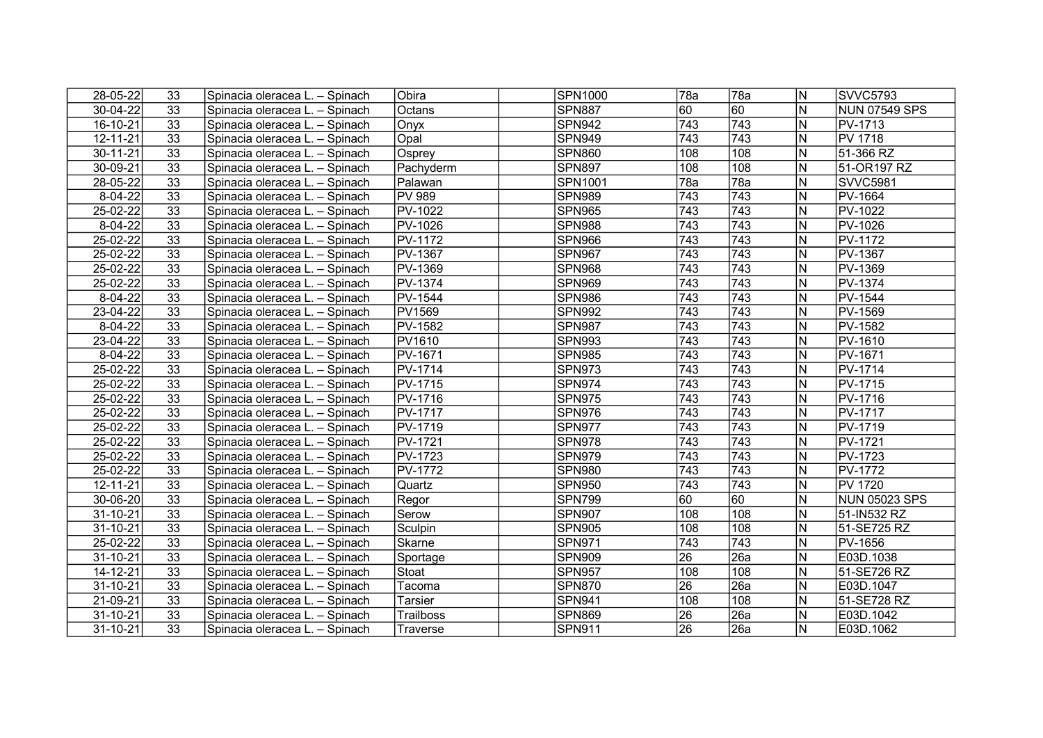| | | | | | | | | | |
|---|---|---|---|---|---|---|---|---|---|
| 28-05-22 | 33 | Spinacia oleracea L. – Spinach | Obira | | SPN1000 | 78a | 78a | N | SVVC5793 |
| 30-04-22 | 33 | Spinacia oleracea L. – Spinach | Octans | | SPN887 | 60 | 60 | N | NUN 07549 SPS |
| 16-10-21 | 33 | Spinacia oleracea L. – Spinach | Onyx | | SPN942 | 743 | 743 | N | PV-1713 |
| 12-11-21 | 33 | Spinacia oleracea L. – Spinach | Opal | | SPN949 | 743 | 743 | N | PV 1718 |
| 30-11-21 | 33 | Spinacia oleracea L. – Spinach | Osprey | | SPN860 | 108 | 108 | N | 51-366 RZ |
| 30-09-21 | 33 | Spinacia oleracea L. – Spinach | Pachyderm | | SPN897 | 108 | 108 | N | 51-OR197 RZ |
| 28-05-22 | 33 | Spinacia oleracea L. – Spinach | Palawan | | SPN1001 | 78a | 78a | N | SVVC5981 |
| 8-04-22 | 33 | Spinacia oleracea L. – Spinach | PV 989 | | SPN989 | 743 | 743 | N | PV-1664 |
| 25-02-22 | 33 | Spinacia oleracea L. – Spinach | PV-1022 | | SPN965 | 743 | 743 | N | PV-1022 |
| 8-04-22 | 33 | Spinacia oleracea L. – Spinach | PV-1026 | | SPN988 | 743 | 743 | N | PV-1026 |
| 25-02-22 | 33 | Spinacia oleracea L. – Spinach | PV-1172 | | SPN966 | 743 | 743 | N | PV-1172 |
| 25-02-22 | 33 | Spinacia oleracea L. – Spinach | PV-1367 | | SPN967 | 743 | 743 | N | PV-1367 |
| 25-02-22 | 33 | Spinacia oleracea L. – Spinach | PV-1369 | | SPN968 | 743 | 743 | N | PV-1369 |
| 25-02-22 | 33 | Spinacia oleracea L. – Spinach | PV-1374 | | SPN969 | 743 | 743 | N | PV-1374 |
| 8-04-22 | 33 | Spinacia oleracea L. – Spinach | PV-1544 | | SPN986 | 743 | 743 | N | PV-1544 |
| 23-04-22 | 33 | Spinacia oleracea L. – Spinach | PV1569 | | SPN992 | 743 | 743 | N | PV-1569 |
| 8-04-22 | 33 | Spinacia oleracea L. – Spinach | PV-1582 | | SPN987 | 743 | 743 | N | PV-1582 |
| 23-04-22 | 33 | Spinacia oleracea L. – Spinach | PV1610 | | SPN993 | 743 | 743 | N | PV-1610 |
| 8-04-22 | 33 | Spinacia oleracea L. – Spinach | PV-1671 | | SPN985 | 743 | 743 | N | PV-1671 |
| 25-02-22 | 33 | Spinacia oleracea L. – Spinach | PV-1714 | | SPN973 | 743 | 743 | N | PV-1714 |
| 25-02-22 | 33 | Spinacia oleracea L. – Spinach | PV-1715 | | SPN974 | 743 | 743 | N | PV-1715 |
| 25-02-22 | 33 | Spinacia oleracea L. – Spinach | PV-1716 | | SPN975 | 743 | 743 | N | PV-1716 |
| 25-02-22 | 33 | Spinacia oleracea L. – Spinach | PV-1717 | | SPN976 | 743 | 743 | N | PV-1717 |
| 25-02-22 | 33 | Spinacia oleracea L. – Spinach | PV-1719 | | SPN977 | 743 | 743 | N | PV-1719 |
| 25-02-22 | 33 | Spinacia oleracea L. – Spinach | PV-1721 | | SPN978 | 743 | 743 | N | PV-1721 |
| 25-02-22 | 33 | Spinacia oleracea L. – Spinach | PV-1723 | | SPN979 | 743 | 743 | N | PV-1723 |
| 25-02-22 | 33 | Spinacia oleracea L. – Spinach | PV-1772 | | SPN980 | 743 | 743 | N | PV-1772 |
| 12-11-21 | 33 | Spinacia oleracea L. – Spinach | Quartz | | SPN950 | 743 | 743 | N | PV 1720 |
| 30-06-20 | 33 | Spinacia oleracea L. – Spinach | Regor | | SPN799 | 60 | 60 | N | NUN 05023 SPS |
| 31-10-21 | 33 | Spinacia oleracea L. – Spinach | Serow | | SPN907 | 108 | 108 | N | 51-IN532 RZ |
| 31-10-21 | 33 | Spinacia oleracea L. – Spinach | Sculpin | | SPN905 | 108 | 108 | N | 51-SE725 RZ |
| 25-02-22 | 33 | Spinacia oleracea L. – Spinach | Skarne | | SPN971 | 743 | 743 | N | PV-1656 |
| 31-10-21 | 33 | Spinacia oleracea L. – Spinach | Sportage | | SPN909 | 26 | 26a | N | E03D.1038 |
| 14-12-21 | 33 | Spinacia oleracea L. – Spinach | Stoat | | SPN957 | 108 | 108 | N | 51-SE726 RZ |
| 31-10-21 | 33 | Spinacia oleracea L. – Spinach | Tacoma | | SPN870 | 26 | 26a | N | E03D.1047 |
| 21-09-21 | 33 | Spinacia oleracea L. – Spinach | Tarsier | | SPN941 | 108 | 108 | N | 51-SE728 RZ |
| 31-10-21 | 33 | Spinacia oleracea L. – Spinach | Trailboss | | SPN869 | 26 | 26a | N | E03D.1042 |
| 31-10-21 | 33 | Spinacia oleracea L. – Spinach | Traverse | | SPN911 | 26 | 26a | N | E03D.1062 |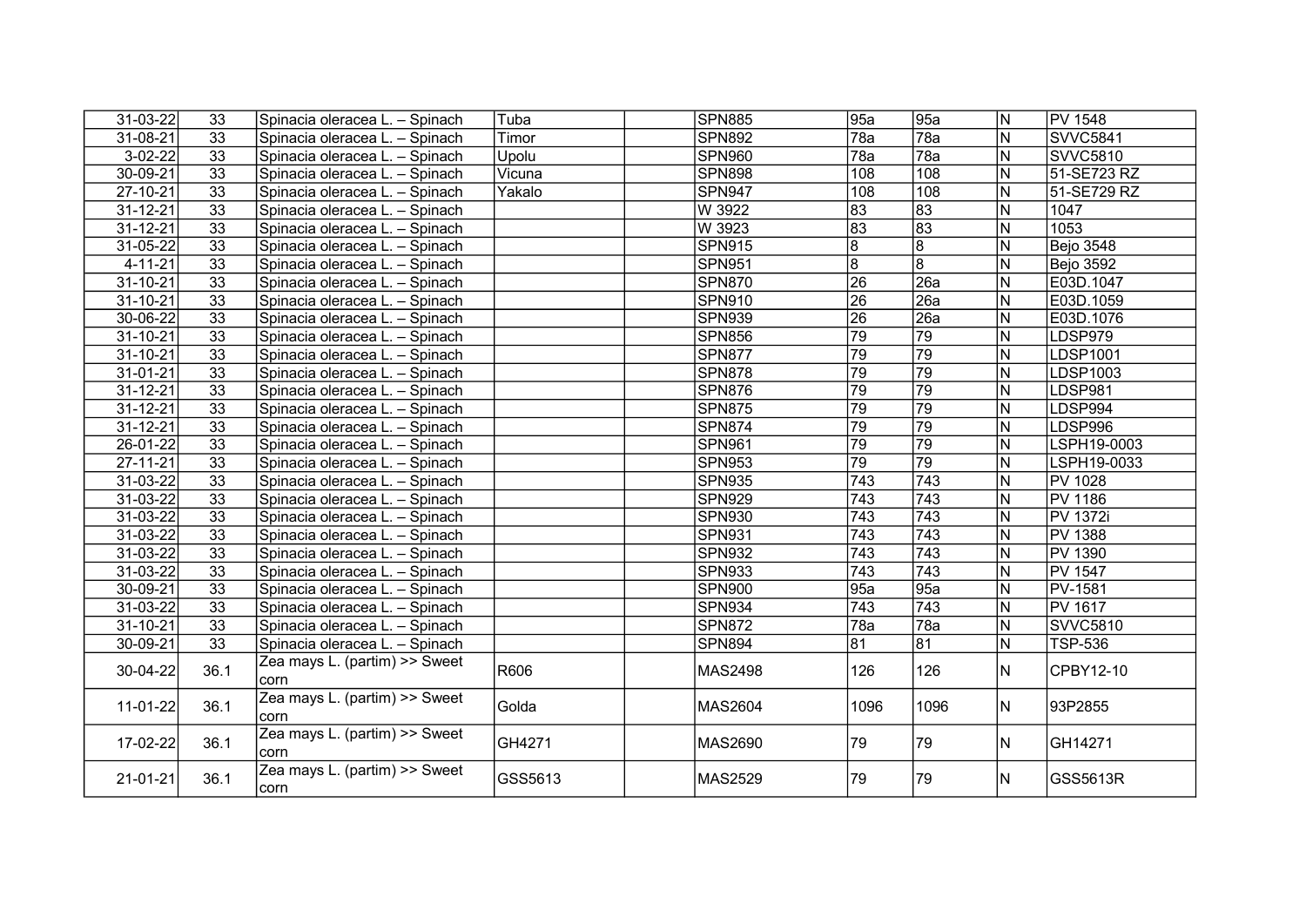| | | | | | | | | | |
|---|---|---|---|---|---|---|---|---|---|
| 31-03-22 | 33 | Spinacia oleracea L. – Spinach | Tuba | | SPN885 | 95a | 95a | N | PV 1548 |
| 31-08-21 | 33 | Spinacia oleracea L. – Spinach | Timor | | SPN892 | 78a | 78a | N | SVVC5841 |
| 3-02-22 | 33 | Spinacia oleracea L. – Spinach | Upolu | | SPN960 | 78a | 78a | N | SVVC5810 |
| 30-09-21 | 33 | Spinacia oleracea L. – Spinach | Vicuna | | SPN898 | 108 | 108 | N | 51-SE723 RZ |
| 27-10-21 | 33 | Spinacia oleracea L. – Spinach | Yakalo | | SPN947 | 108 | 108 | N | 51-SE729 RZ |
| 31-12-21 | 33 | Spinacia oleracea L. – Spinach | | | W 3922 | 83 | 83 | N | 1047 |
| 31-12-21 | 33 | Spinacia oleracea L. – Spinach | | | W 3923 | 83 | 83 | N | 1053 |
| 31-05-22 | 33 | Spinacia oleracea L. – Spinach | | | SPN915 | 8 | 8 | N | Bejo 3548 |
| 4-11-21 | 33 | Spinacia oleracea L. – Spinach | | | SPN951 | 8 | 8 | N | Bejo 3592 |
| 31-10-21 | 33 | Spinacia oleracea L. – Spinach | | | SPN870 | 26 | 26a | N | E03D.1047 |
| 31-10-21 | 33 | Spinacia oleracea L. – Spinach | | | SPN910 | 26 | 26a | N | E03D.1059 |
| 30-06-22 | 33 | Spinacia oleracea L. – Spinach | | | SPN939 | 26 | 26a | N | E03D.1076 |
| 31-10-21 | 33 | Spinacia oleracea L. – Spinach | | | SPN856 | 79 | 79 | N | LDSP979 |
| 31-10-21 | 33 | Spinacia oleracea L. – Spinach | | | SPN877 | 79 | 79 | N | LDSP1001 |
| 31-01-21 | 33 | Spinacia oleracea L. – Spinach | | | SPN878 | 79 | 79 | N | LDSP1003 |
| 31-12-21 | 33 | Spinacia oleracea L. – Spinach | | | SPN876 | 79 | 79 | N | LDSP981 |
| 31-12-21 | 33 | Spinacia oleracea L. – Spinach | | | SPN875 | 79 | 79 | N | LDSP994 |
| 31-12-21 | 33 | Spinacia oleracea L. – Spinach | | | SPN874 | 79 | 79 | N | LDSP996 |
| 26-01-22 | 33 | Spinacia oleracea L. – Spinach | | | SPN961 | 79 | 79 | N | LSPH19-0003 |
| 27-11-21 | 33 | Spinacia oleracea L. – Spinach | | | SPN953 | 79 | 79 | N | LSPH19-0033 |
| 31-03-22 | 33 | Spinacia oleracea L. – Spinach | | | SPN935 | 743 | 743 | N | PV 1028 |
| 31-03-22 | 33 | Spinacia oleracea L. – Spinach | | | SPN929 | 743 | 743 | N | PV 1186 |
| 31-03-22 | 33 | Spinacia oleracea L. – Spinach | | | SPN930 | 743 | 743 | N | PV 1372i |
| 31-03-22 | 33 | Spinacia oleracea L. – Spinach | | | SPN931 | 743 | 743 | N | PV 1388 |
| 31-03-22 | 33 | Spinacia oleracea L. – Spinach | | | SPN932 | 743 | 743 | N | PV 1390 |
| 31-03-22 | 33 | Spinacia oleracea L. – Spinach | | | SPN933 | 743 | 743 | N | PV 1547 |
| 30-09-21 | 33 | Spinacia oleracea L. – Spinach | | | SPN900 | 95a | 95a | N | PV-1581 |
| 31-03-22 | 33 | Spinacia oleracea L. – Spinach | | | SPN934 | 743 | 743 | N | PV 1617 |
| 31-10-21 | 33 | Spinacia oleracea L. – Spinach | | | SPN872 | 78a | 78a | N | SVVC5810 |
| 30-09-21 | 33 | Spinacia oleracea L. – Spinach | | | SPN894 | 81 | 81 | N | TSP-536 |
| 30-04-22 | 36.1 | Zea mays L. (partim) >> Sweet corn | R606 | | MAS2498 | 126 | 126 | N | CPBY12-10 |
| 11-01-22 | 36.1 | Zea mays L. (partim) >> Sweet corn | Golda | | MAS2604 | 1096 | 1096 | N | 93P2855 |
| 17-02-22 | 36.1 | Zea mays L. (partim) >> Sweet corn | GH4271 | | MAS2690 | 79 | 79 | N | GH14271 |
| 21-01-21 | 36.1 | Zea mays L. (partim) >> Sweet corn | GSS5613 | | MAS2529 | 79 | 79 | N | GSS5613R |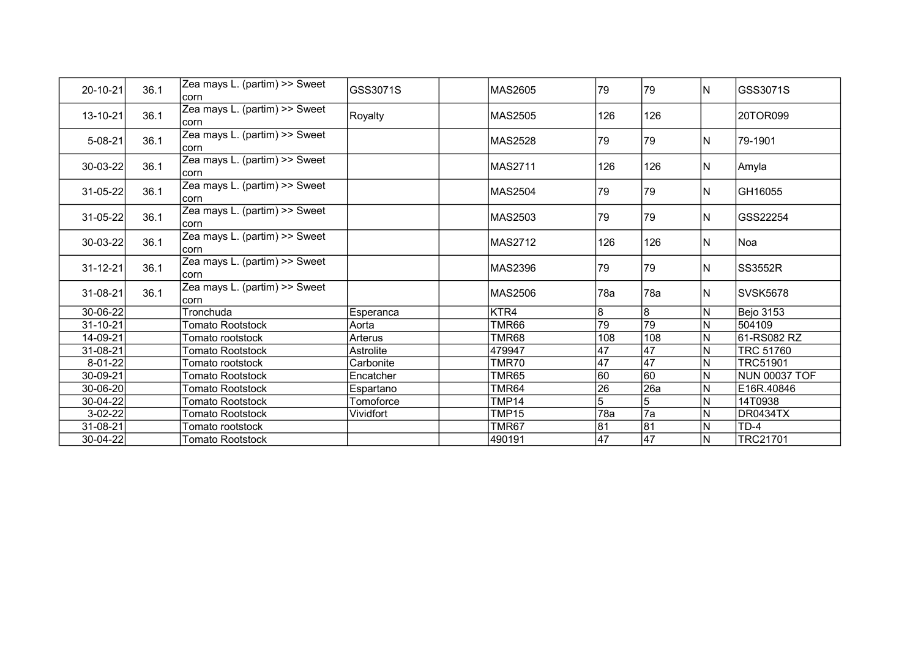| | | | | | | | | | |
|---|---|---|---|---|---|---|---|---|---|
| 20-10-21 | 36.1 | Zea mays L. (partim) >> Sweet corn | GSS3071S | | MAS2605 | 79 | 79 | N | GSS3071S |
| 13-10-21 | 36.1 | Zea mays L. (partim) >> Sweet corn | Royalty | | MAS2505 | 126 | 126 | | 20TOR099 |
| 5-08-21 | 36.1 | Zea mays L. (partim) >> Sweet corn | | | MAS2528 | 79 | 79 | N | 79-1901 |
| 30-03-22 | 36.1 | Zea mays L. (partim) >> Sweet corn | | | MAS2711 | 126 | 126 | N | Amyla |
| 31-05-22 | 36.1 | Zea mays L. (partim) >> Sweet corn | | | MAS2504 | 79 | 79 | N | GH16055 |
| 31-05-22 | 36.1 | Zea mays L. (partim) >> Sweet corn | | | MAS2503 | 79 | 79 | N | GSS22254 |
| 30-03-22 | 36.1 | Zea mays L. (partim) >> Sweet corn | | | MAS2712 | 126 | 126 | N | Noa |
| 31-12-21 | 36.1 | Zea mays L. (partim) >> Sweet corn | | | MAS2396 | 79 | 79 | N | SS3552R |
| 31-08-21 | 36.1 | Zea mays L. (partim) >> Sweet corn | | | MAS2506 | 78a | 78a | N | SVSK5678 |
| 30-06-22 | | Tronchuda | Esperanca | | KTR4 | 8 | 8 | N | Bejo 3153 |
| 31-10-21 | | Tomato Rootstock | Aorta | | TMR66 | 79 | 79 | N | 504109 |
| 14-09-21 | | Tomato rootstock | Arterus | | TMR68 | 108 | 108 | N | 61-RS082 RZ |
| 31-08-21 | | Tomato Rootstock | Astrolite | | 479947 | 47 | 47 | N | TRC 51760 |
| 8-01-22 | | Tomato rootstock | Carbonite | | TMR70 | 47 | 47 | N | TRC51901 |
| 30-09-21 | | Tomato Rootstock | Encatcher | | TMR65 | 60 | 60 | N | NUN 00037 TOF |
| 30-06-20 | | Tomato Rootstock | Espartano | | TMR64 | 26 | 26a | N | E16R.40846 |
| 30-04-22 | | Tomato Rootstock | Tomoforce | | TMP14 | 5 | 5 | N | 14T0938 |
| 3-02-22 | | Tomato Rootstock | Vividfort | | TMP15 | 78a | 7a | N | DR0434TX |
| 31-08-21 | | Tomato rootstock | | | TMR67 | 81 | 81 | N | TD-4 |
| 30-04-22 | | Tomato Rootstock | | | 490191 | 47 | 47 | N | TRC21701 |